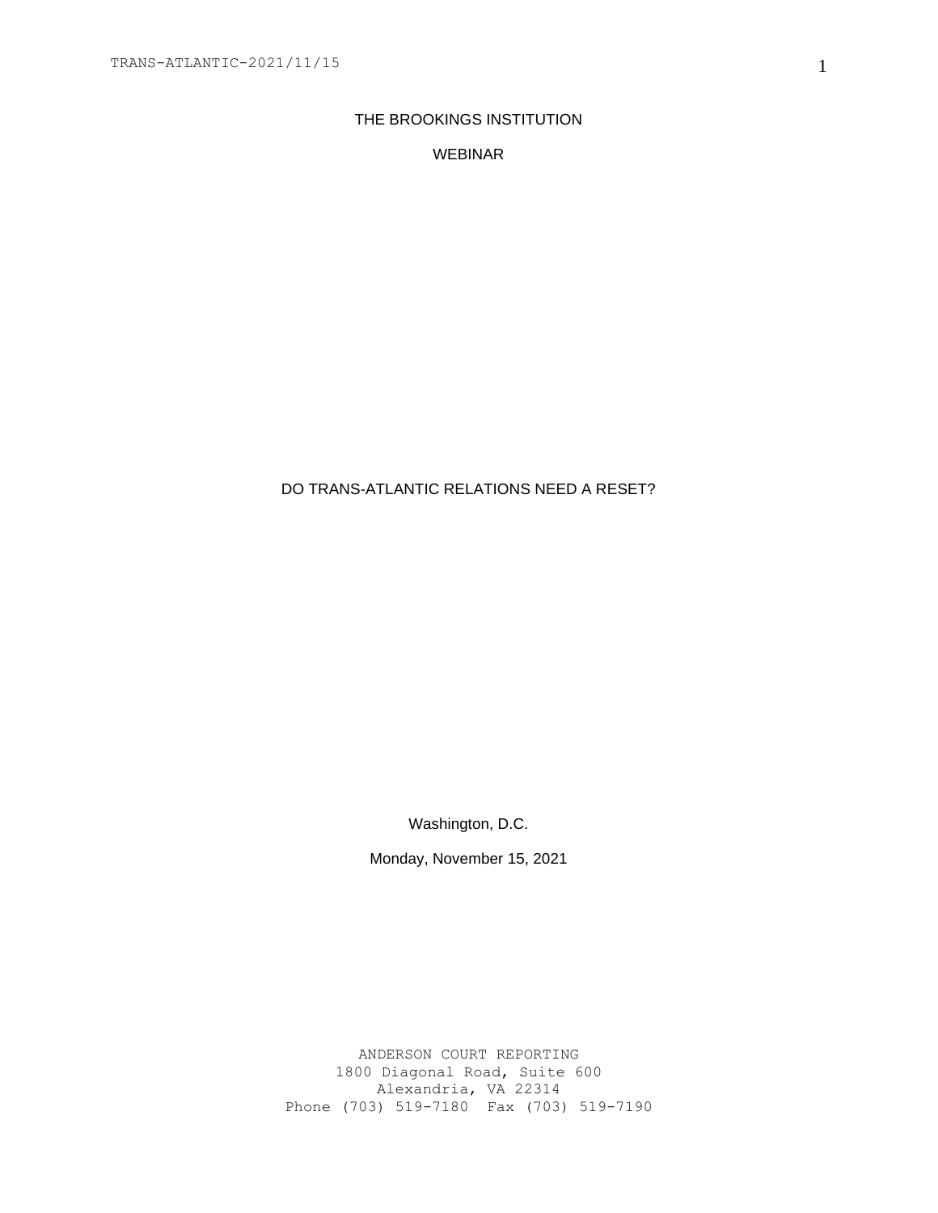THE BROOKINGS INSTITUTION

WEBINAR

DO TRANS-ATLANTIC RELATIONS NEED A RESET?

Washington, D.C.

Monday, November 15, 2021

ANDERSON COURT REPORTING
1800 Diagonal Road, Suite 600
Alexandria, VA 22314
Phone (703) 519-7180 Fax (703) 519-7190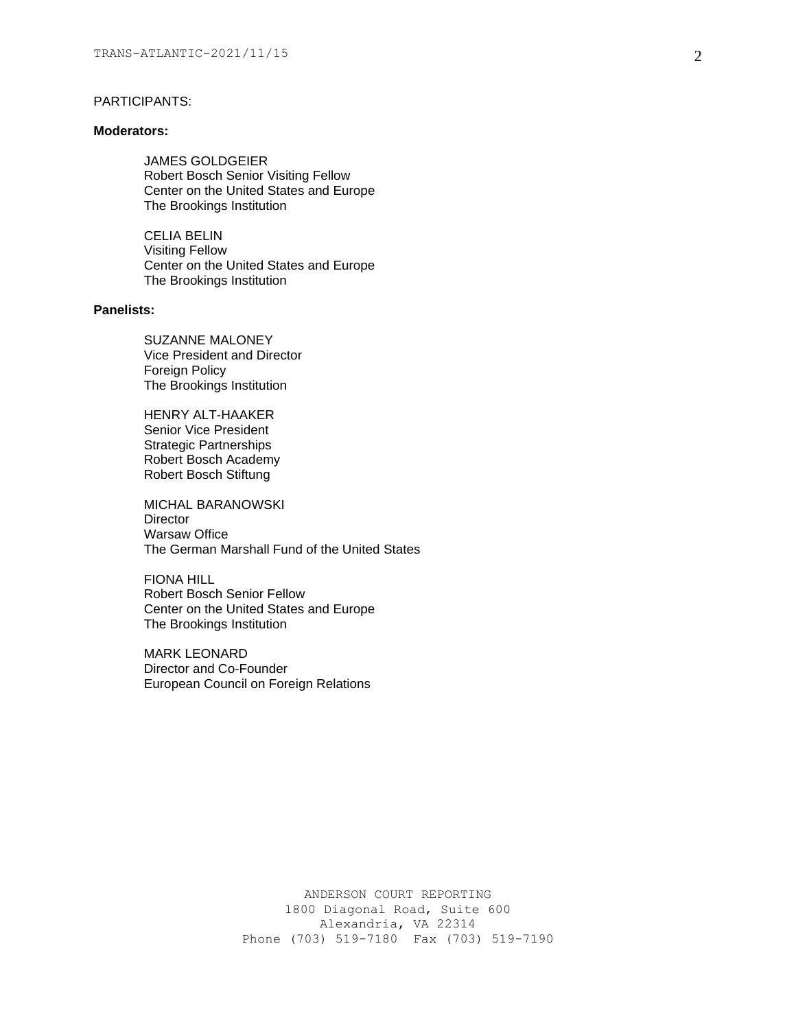PARTICIPANTS:

**Moderators:**

JAMES GOLDGEIER
Robert Bosch Senior Visiting Fellow
Center on the United States and Europe
The Brookings Institution

CELIA BELIN
Visiting Fellow
Center on the United States and Europe
The Brookings Institution

**Panelists:**

SUZANNE MALONEY
Vice President and Director
Foreign Policy
The Brookings Institution

HENRY ALT-HAAKER
Senior Vice President
Strategic Partnerships
Robert Bosch Academy
Robert Bosch Stiftung

MICHAL BARANOWSKI
Director
Warsaw Office
The German Marshall Fund of the United States

FIONA HILL
Robert Bosch Senior Fellow
Center on the United States and Europe
The Brookings Institution

MARK LEONARD
Director and Co-Founder
European Council on Foreign Relations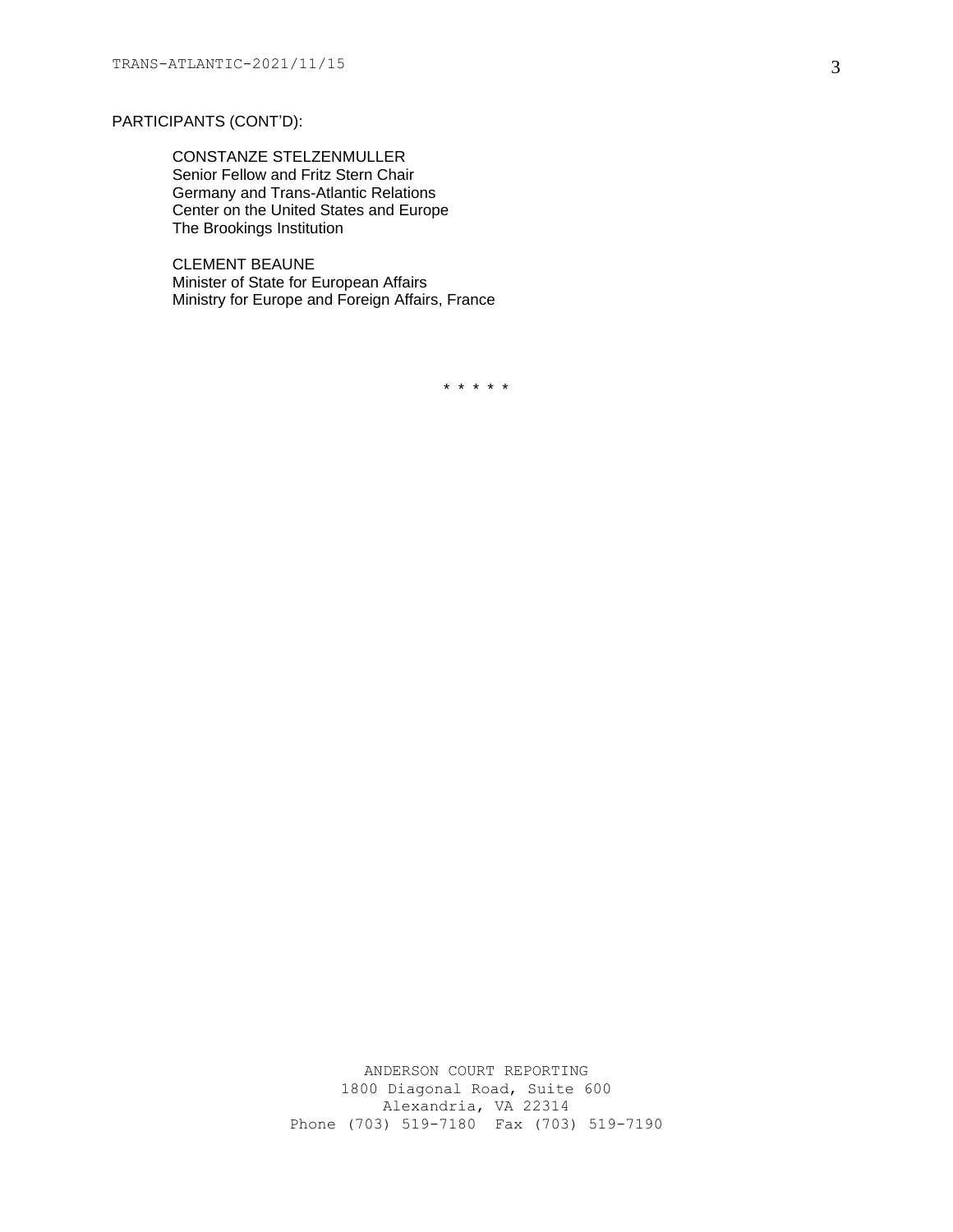PARTICIPANTS (CONT'D):

CONSTANZE STELZENMULLER
Senior Fellow and Fritz Stern Chair
Germany and Trans-Atlantic Relations
Center on the United States and Europe
The Brookings Institution

CLEMENT BEAUNE
Minister of State for European Affairs
Ministry for Europe and Foreign Affairs, France

\* \* \* \* \*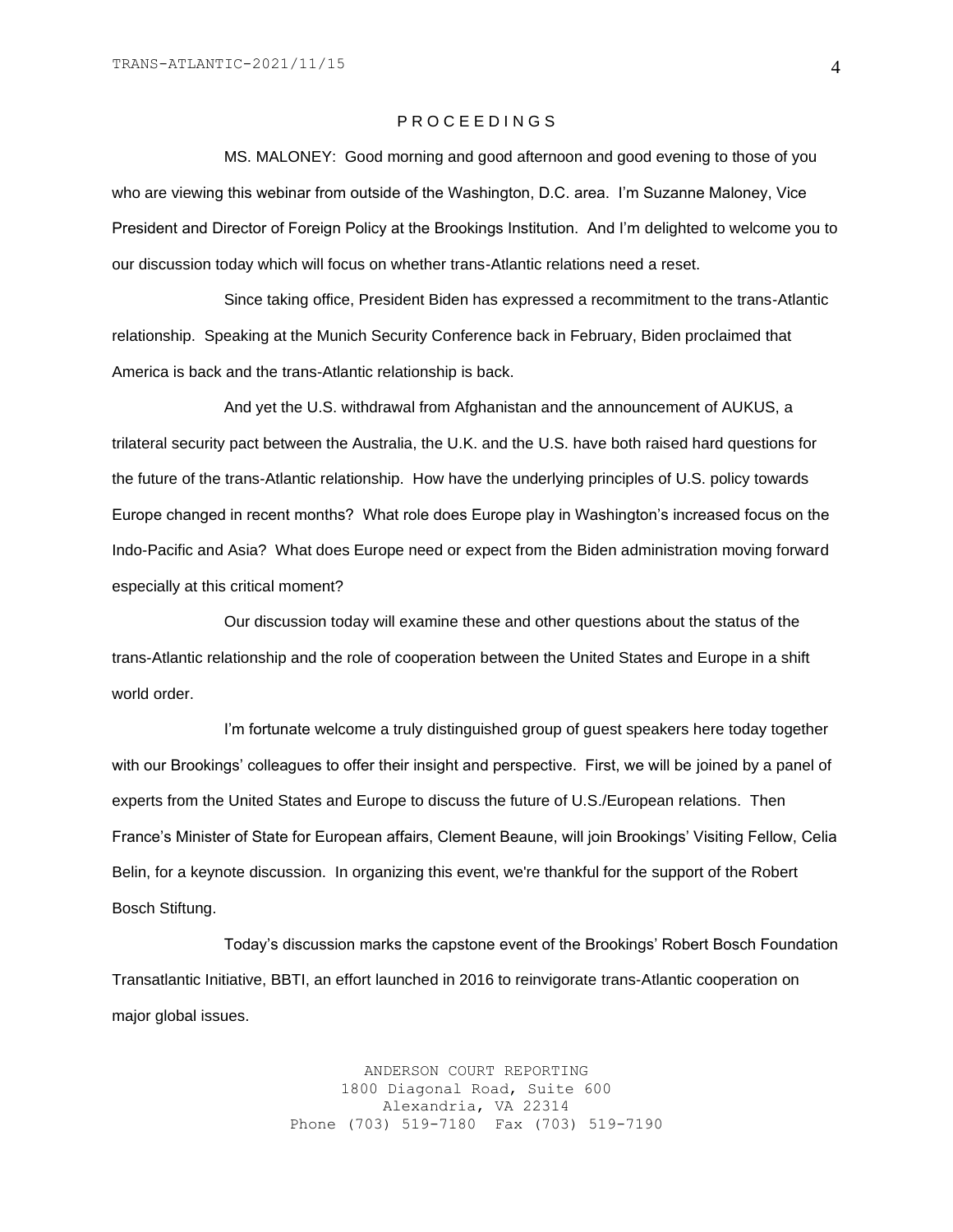P R O C E E D I N G S

MS. MALONEY: Good morning and good afternoon and good evening to those of you who are viewing this webinar from outside of the Washington, D.C. area. I'm Suzanne Maloney, Vice President and Director of Foreign Policy at the Brookings Institution. And I'm delighted to welcome you to our discussion today which will focus on whether trans-Atlantic relations need a reset.

Since taking office, President Biden has expressed a recommitment to the trans-Atlantic relationship. Speaking at the Munich Security Conference back in February, Biden proclaimed that America is back and the trans-Atlantic relationship is back.

And yet the U.S. withdrawal from Afghanistan and the announcement of AUKUS, a trilateral security pact between the Australia, the U.K. and the U.S. have both raised hard questions for the future of the trans-Atlantic relationship. How have the underlying principles of U.S. policy towards Europe changed in recent months? What role does Europe play in Washington's increased focus on the Indo-Pacific and Asia? What does Europe need or expect from the Biden administration moving forward especially at this critical moment?

Our discussion today will examine these and other questions about the status of the trans-Atlantic relationship and the role of cooperation between the United States and Europe in a shift world order.

I'm fortunate welcome a truly distinguished group of guest speakers here today together with our Brookings' colleagues to offer their insight and perspective. First, we will be joined by a panel of experts from the United States and Europe to discuss the future of U.S./European relations. Then France's Minister of State for European affairs, Clement Beaune, will join Brookings' Visiting Fellow, Celia Belin, for a keynote discussion. In organizing this event, we're thankful for the support of the Robert Bosch Stiftung.

Today's discussion marks the capstone event of the Brookings' Robert Bosch Foundation Transatlantic Initiative, BBTI, an effort launched in 2016 to reinvigorate trans-Atlantic cooperation on major global issues.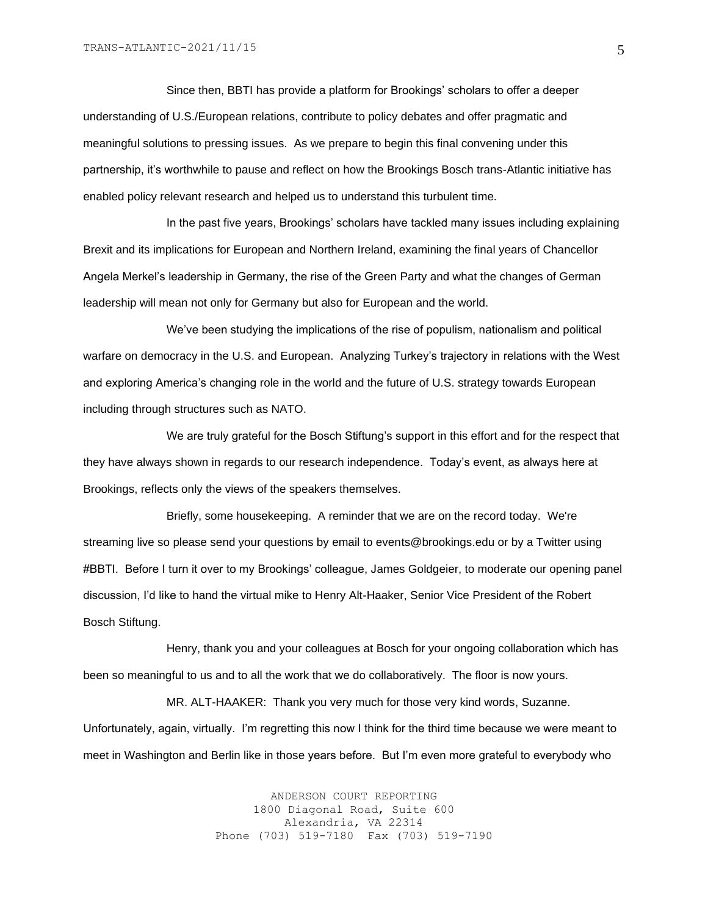Since then, BBTI has provide a platform for Brookings' scholars to offer a deeper understanding of U.S./European relations, contribute to policy debates and offer pragmatic and meaningful solutions to pressing issues. As we prepare to begin this final convening under this partnership, it's worthwhile to pause and reflect on how the Brookings Bosch trans-Atlantic initiative has enabled policy relevant research and helped us to understand this turbulent time.

In the past five years, Brookings' scholars have tackled many issues including explaining Brexit and its implications for European and Northern Ireland, examining the final years of Chancellor Angela Merkel's leadership in Germany, the rise of the Green Party and what the changes of German leadership will mean not only for Germany but also for European and the world.

We've been studying the implications of the rise of populism, nationalism and political warfare on democracy in the U.S. and European. Analyzing Turkey's trajectory in relations with the West and exploring America's changing role in the world and the future of U.S. strategy towards European including through structures such as NATO.

We are truly grateful for the Bosch Stiftung's support in this effort and for the respect that they have always shown in regards to our research independence. Today's event, as always here at Brookings, reflects only the views of the speakers themselves.

Briefly, some housekeeping. A reminder that we are on the record today. We're streaming live so please send your questions by email to events@brookings.edu or by a Twitter using #BBTI. Before I turn it over to my Brookings' colleague, James Goldgeier, to moderate our opening panel discussion, I'd like to hand the virtual mike to Henry Alt-Haaker, Senior Vice President of the Robert Bosch Stiftung.

Henry, thank you and your colleagues at Bosch for your ongoing collaboration which has been so meaningful to us and to all the work that we do collaboratively. The floor is now yours.

MR. ALT-HAAKER: Thank you very much for those very kind words, Suzanne. Unfortunately, again, virtually. I'm regretting this now I think for the third time because we were meant to meet in Washington and Berlin like in those years before. But I'm even more grateful to everybody who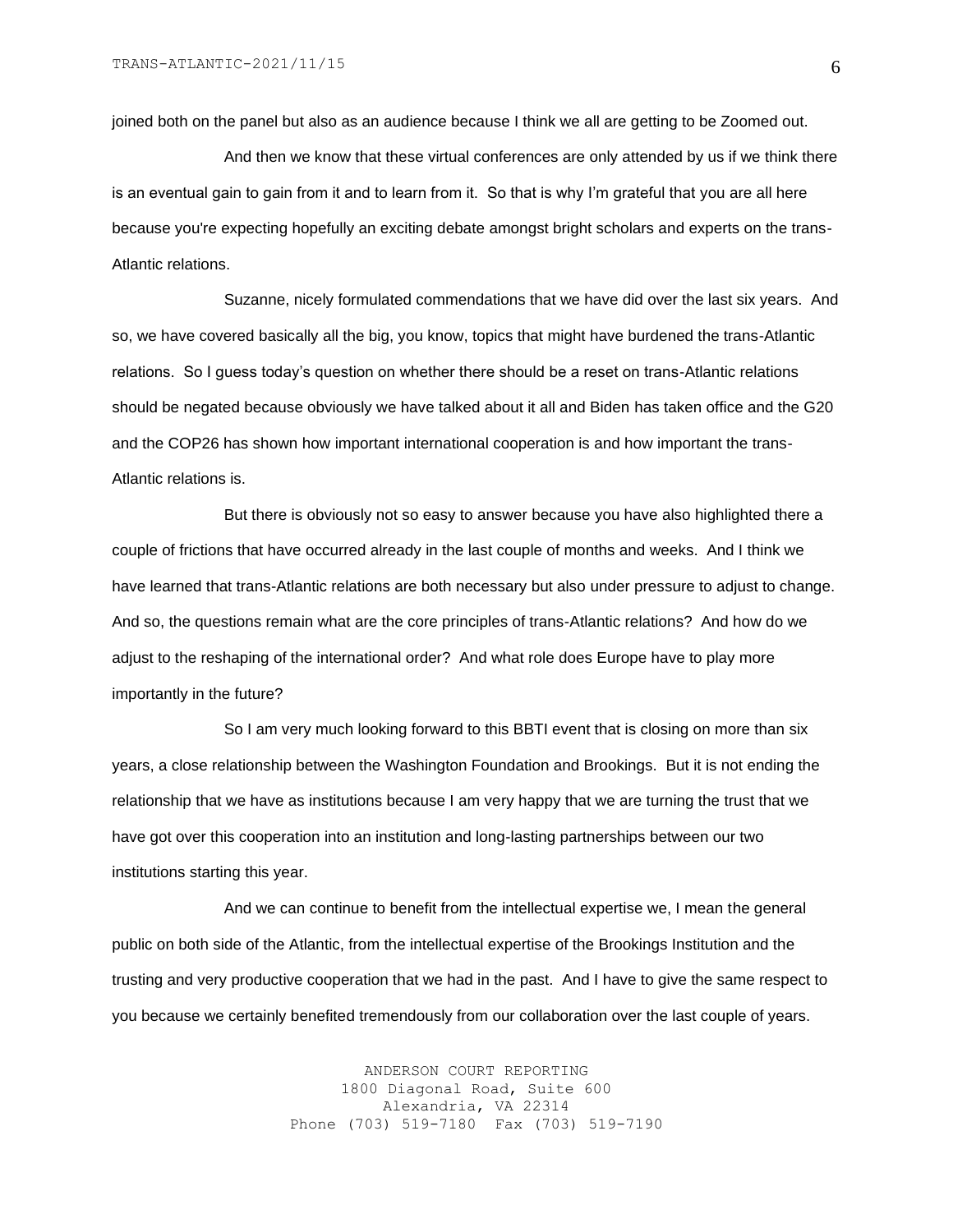joined both on the panel but also as an audience because I think we all are getting to be Zoomed out.

And then we know that these virtual conferences are only attended by us if we think there is an eventual gain to gain from it and to learn from it. So that is why I'm grateful that you are all here because you're expecting hopefully an exciting debate amongst bright scholars and experts on the trans-Atlantic relations.

Suzanne, nicely formulated commendations that we have did over the last six years. And so, we have covered basically all the big, you know, topics that might have burdened the trans-Atlantic relations. So I guess today's question on whether there should be a reset on trans-Atlantic relations should be negated because obviously we have talked about it all and Biden has taken office and the G20 and the COP26 has shown how important international cooperation is and how important the trans-Atlantic relations is.

But there is obviously not so easy to answer because you have also highlighted there a couple of frictions that have occurred already in the last couple of months and weeks. And I think we have learned that trans-Atlantic relations are both necessary but also under pressure to adjust to change. And so, the questions remain what are the core principles of trans-Atlantic relations? And how do we adjust to the reshaping of the international order? And what role does Europe have to play more importantly in the future?

So I am very much looking forward to this BBTI event that is closing on more than six years, a close relationship between the Washington Foundation and Brookings. But it is not ending the relationship that we have as institutions because I am very happy that we are turning the trust that we have got over this cooperation into an institution and long-lasting partnerships between our two institutions starting this year.

And we can continue to benefit from the intellectual expertise we, I mean the general public on both side of the Atlantic, from the intellectual expertise of the Brookings Institution and the trusting and very productive cooperation that we had in the past. And I have to give the same respect to you because we certainly benefited tremendously from our collaboration over the last couple of years.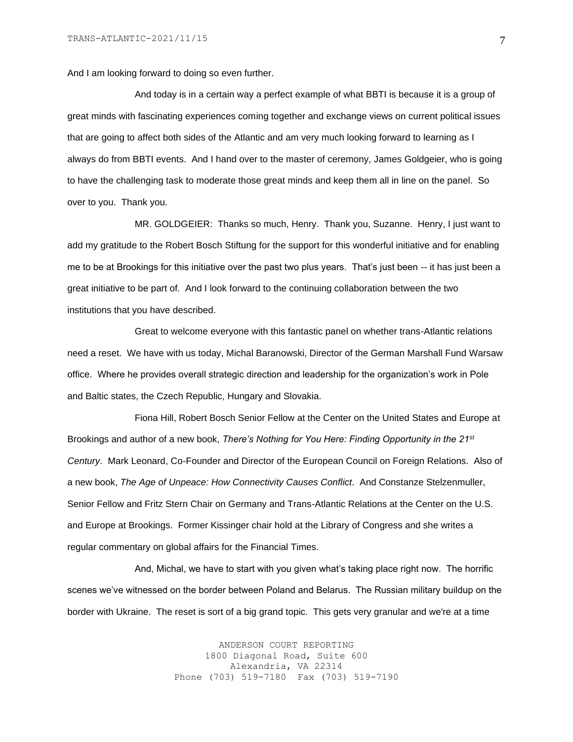And I am looking forward to doing so even further.

And today is in a certain way a perfect example of what BBTI is because it is a group of great minds with fascinating experiences coming together and exchange views on current political issues that are going to affect both sides of the Atlantic and am very much looking forward to learning as I always do from BBTI events. And I hand over to the master of ceremony, James Goldgeier, who is going to have the challenging task to moderate those great minds and keep them all in line on the panel. So over to you. Thank you.

MR. GOLDGEIER: Thanks so much, Henry. Thank you, Suzanne. Henry, I just want to add my gratitude to the Robert Bosch Stiftung for the support for this wonderful initiative and for enabling me to be at Brookings for this initiative over the past two plus years. That's just been -- it has just been a great initiative to be part of. And I look forward to the continuing collaboration between the two institutions that you have described.

Great to welcome everyone with this fantastic panel on whether trans-Atlantic relations need a reset. We have with us today, Michal Baranowski, Director of the German Marshall Fund Warsaw office. Where he provides overall strategic direction and leadership for the organization's work in Pole and Baltic states, the Czech Republic, Hungary and Slovakia.

Fiona Hill, Robert Bosch Senior Fellow at the Center on the United States and Europe at Brookings and author of a new book, *There's Nothing for You Here: Finding Opportunity in the 21st Century*. Mark Leonard, Co-Founder and Director of the European Council on Foreign Relations. Also of a new book, *The Age of Unpeace: How Connectivity Causes Conflict*. And Constanze Stelzenmuller, Senior Fellow and Fritz Stern Chair on Germany and Trans-Atlantic Relations at the Center on the U.S. and Europe at Brookings. Former Kissinger chair hold at the Library of Congress and she writes a regular commentary on global affairs for the Financial Times.

And, Michal, we have to start with you given what's taking place right now. The horrific scenes we've witnessed on the border between Poland and Belarus. The Russian military buildup on the border with Ukraine. The reset is sort of a big grand topic. This gets very granular and we're at a time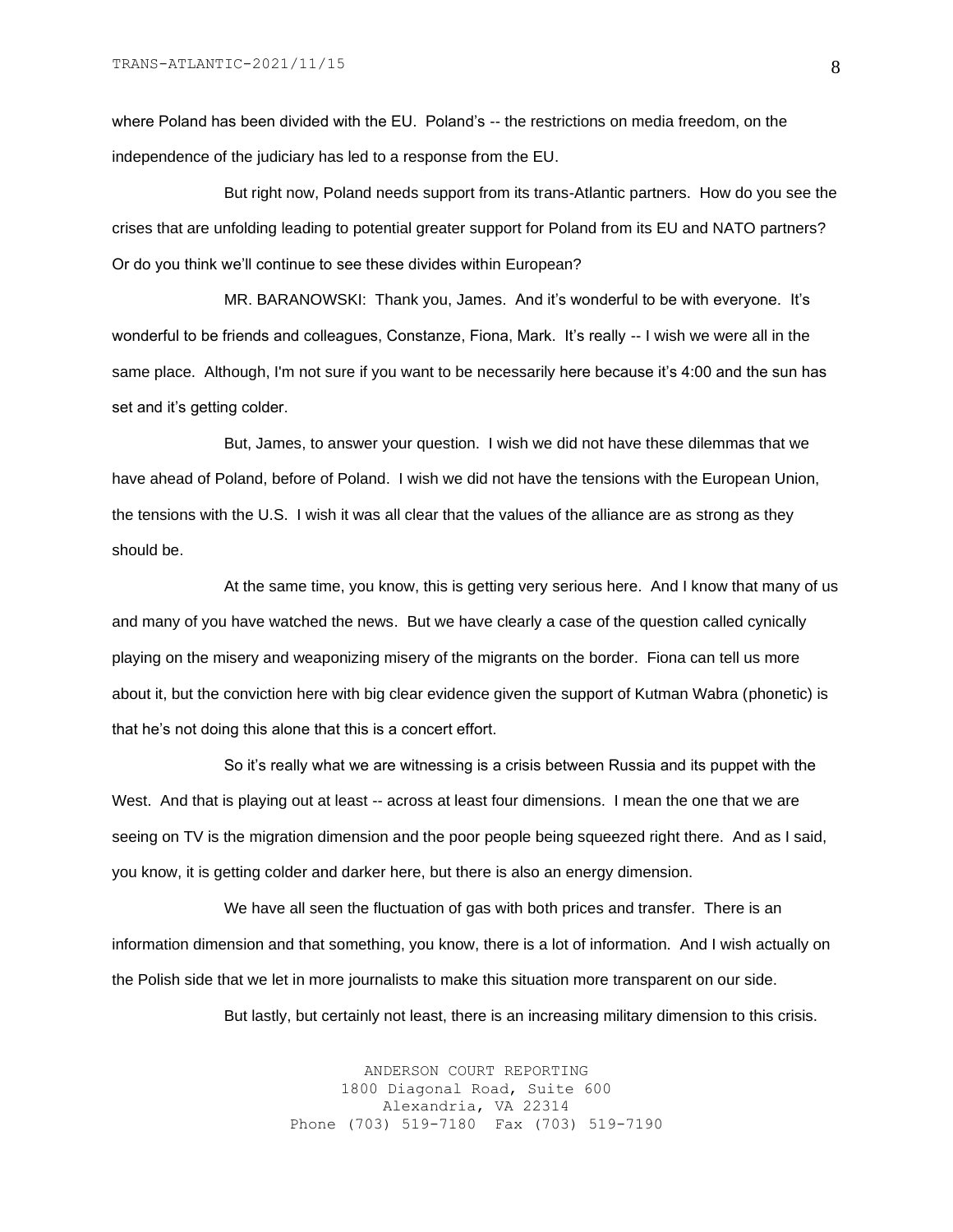where Poland has been divided with the EU. Poland's -- the restrictions on media freedom, on the independence of the judiciary has led to a response from the EU.

But right now, Poland needs support from its trans-Atlantic partners. How do you see the crises that are unfolding leading to potential greater support for Poland from its EU and NATO partners? Or do you think we'll continue to see these divides within European?

MR. BARANOWSKI: Thank you, James. And it's wonderful to be with everyone. It's wonderful to be friends and colleagues, Constanze, Fiona, Mark. It's really -- I wish we were all in the same place. Although, I'm not sure if you want to be necessarily here because it's 4:00 and the sun has set and it's getting colder.

But, James, to answer your question. I wish we did not have these dilemmas that we have ahead of Poland, before of Poland. I wish we did not have the tensions with the European Union, the tensions with the U.S. I wish it was all clear that the values of the alliance are as strong as they should be.

At the same time, you know, this is getting very serious here. And I know that many of us and many of you have watched the news. But we have clearly a case of the question called cynically playing on the misery and weaponizing misery of the migrants on the border. Fiona can tell us more about it, but the conviction here with big clear evidence given the support of Kutman Wabra (phonetic) is that he's not doing this alone that this is a concert effort.

So it's really what we are witnessing is a crisis between Russia and its puppet with the West. And that is playing out at least -- across at least four dimensions. I mean the one that we are seeing on TV is the migration dimension and the poor people being squeezed right there. And as I said, you know, it is getting colder and darker here, but there is also an energy dimension.

We have all seen the fluctuation of gas with both prices and transfer. There is an information dimension and that something, you know, there is a lot of information. And I wish actually on the Polish side that we let in more journalists to make this situation more transparent on our side.

But lastly, but certainly not least, there is an increasing military dimension to this crisis.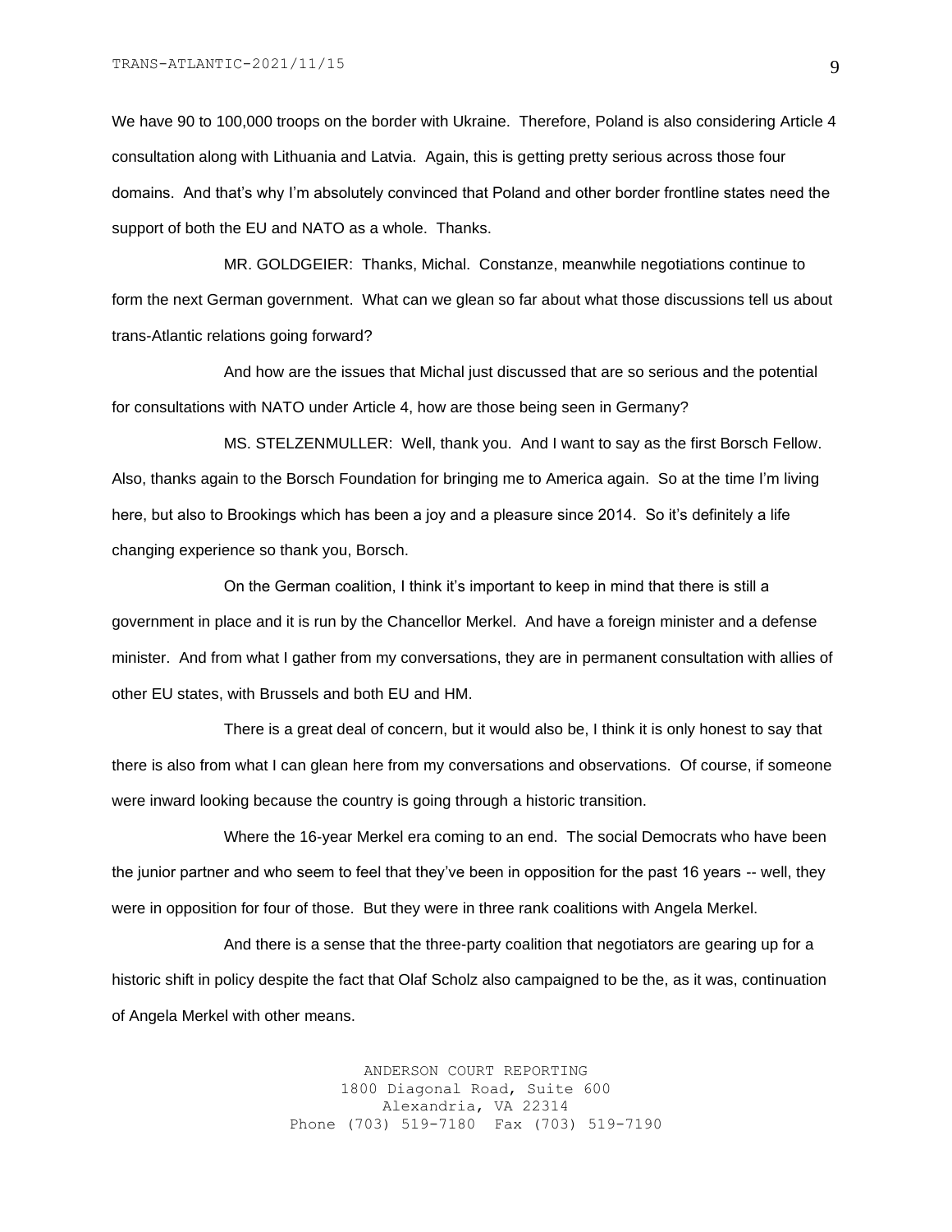We have 90 to 100,000 troops on the border with Ukraine. Therefore, Poland is also considering Article 4 consultation along with Lithuania and Latvia. Again, this is getting pretty serious across those four domains. And that's why I'm absolutely convinced that Poland and other border frontline states need the support of both the EU and NATO as a whole. Thanks.

MR. GOLDGEIER: Thanks, Michal. Constanze, meanwhile negotiations continue to form the next German government. What can we glean so far about what those discussions tell us about trans-Atlantic relations going forward?

And how are the issues that Michal just discussed that are so serious and the potential for consultations with NATO under Article 4, how are those being seen in Germany?

MS. STELZENMULLER: Well, thank you. And I want to say as the first Borsch Fellow. Also, thanks again to the Borsch Foundation for bringing me to America again. So at the time I'm living here, but also to Brookings which has been a joy and a pleasure since 2014. So it's definitely a life changing experience so thank you, Borsch.

On the German coalition, I think it's important to keep in mind that there is still a government in place and it is run by the Chancellor Merkel. And have a foreign minister and a defense minister. And from what I gather from my conversations, they are in permanent consultation with allies of other EU states, with Brussels and both EU and HM.

There is a great deal of concern, but it would also be, I think it is only honest to say that there is also from what I can glean here from my conversations and observations. Of course, if someone were inward looking because the country is going through a historic transition.

Where the 16-year Merkel era coming to an end. The social Democrats who have been the junior partner and who seem to feel that they've been in opposition for the past 16 years -- well, they were in opposition for four of those. But they were in three rank coalitions with Angela Merkel.

And there is a sense that the three-party coalition that negotiators are gearing up for a historic shift in policy despite the fact that Olaf Scholz also campaigned to be the, as it was, continuation of Angela Merkel with other means.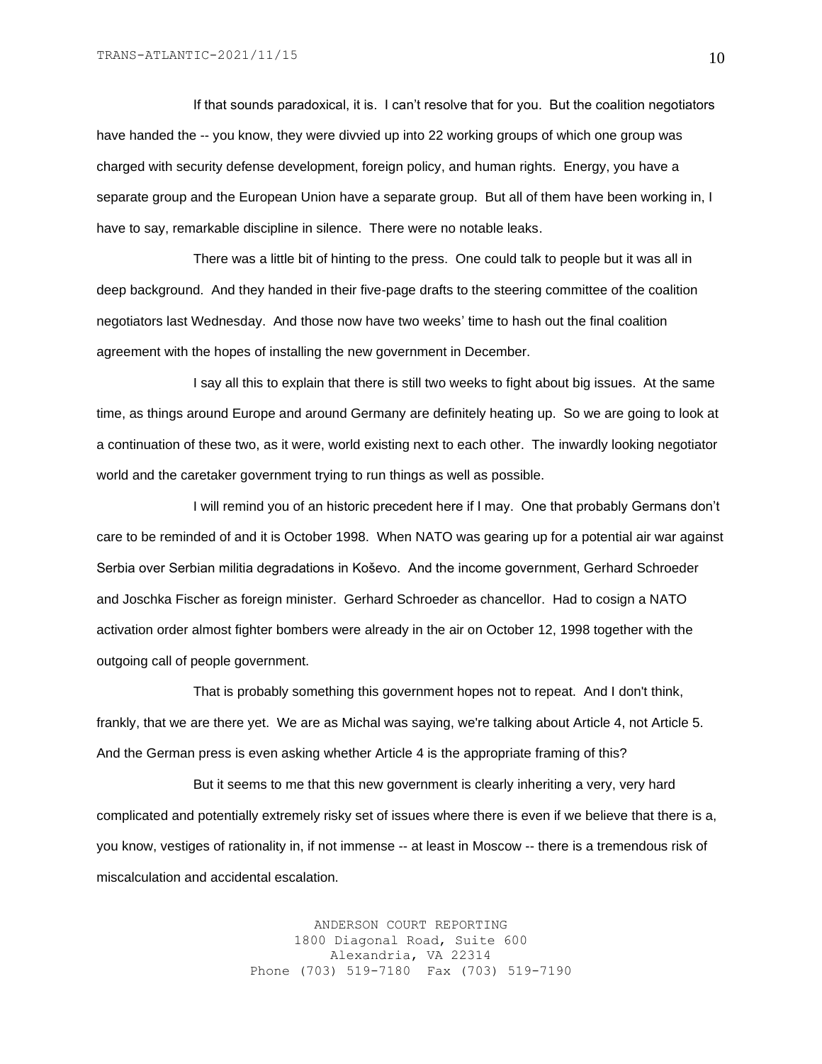If that sounds paradoxical, it is. I can't resolve that for you. But the coalition negotiators have handed the -- you know, they were divvied up into 22 working groups of which one group was charged with security defense development, foreign policy, and human rights. Energy, you have a separate group and the European Union have a separate group. But all of them have been working in, I have to say, remarkable discipline in silence. There were no notable leaks.

There was a little bit of hinting to the press. One could talk to people but it was all in deep background. And they handed in their five-page drafts to the steering committee of the coalition negotiators last Wednesday. And those now have two weeks' time to hash out the final coalition agreement with the hopes of installing the new government in December.

I say all this to explain that there is still two weeks to fight about big issues. At the same time, as things around Europe and around Germany are definitely heating up. So we are going to look at a continuation of these two, as it were, world existing next to each other. The inwardly looking negotiator world and the caretaker government trying to run things as well as possible.

I will remind you of an historic precedent here if I may. One that probably Germans don't care to be reminded of and it is October 1998. When NATO was gearing up for a potential air war against Serbia over Serbian militia degradations in Koševo. And the income government, Gerhard Schroeder and Joschka Fischer as foreign minister. Gerhard Schroeder as chancellor. Had to cosign a NATO activation order almost fighter bombers were already in the air on October 12, 1998 together with the outgoing call of people government.

That is probably something this government hopes not to repeat. And I don't think, frankly, that we are there yet. We are as Michal was saying, we're talking about Article 4, not Article 5. And the German press is even asking whether Article 4 is the appropriate framing of this?

But it seems to me that this new government is clearly inheriting a very, very hard complicated and potentially extremely risky set of issues where there is even if we believe that there is a, you know, vestiges of rationality in, if not immense -- at least in Moscow -- there is a tremendous risk of miscalculation and accidental escalation.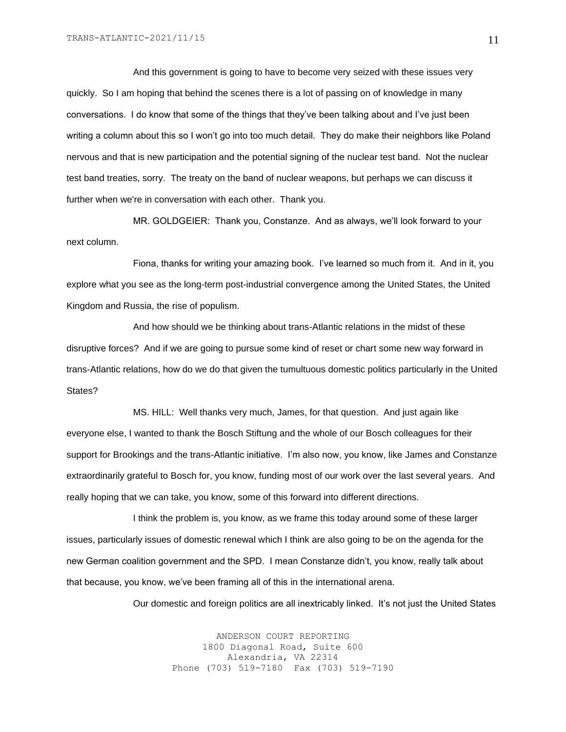And this government is going to have to become very seized with these issues very quickly. So I am hoping that behind the scenes there is a lot of passing on of knowledge in many conversations. I do know that some of the things that they've been talking about and I've just been writing a column about this so I won't go into too much detail. They do make their neighbors like Poland nervous and that is new participation and the potential signing of the nuclear test band. Not the nuclear test band treaties, sorry. The treaty on the band of nuclear weapons, but perhaps we can discuss it further when we're in conversation with each other. Thank you.

MR. GOLDGEIER: Thank you, Constanze. And as always, we'll look forward to your next column.

Fiona, thanks for writing your amazing book. I've learned so much from it. And in it, you explore what you see as the long-term post-industrial convergence among the United States, the United Kingdom and Russia, the rise of populism.

And how should we be thinking about trans-Atlantic relations in the midst of these disruptive forces? And if we are going to pursue some kind of reset or chart some new way forward in trans-Atlantic relations, how do we do that given the tumultuous domestic politics particularly in the United States?

MS. HILL: Well thanks very much, James, for that question. And just again like everyone else, I wanted to thank the Bosch Stiftung and the whole of our Bosch colleagues for their support for Brookings and the trans-Atlantic initiative. I'm also now, you know, like James and Constanze extraordinarily grateful to Bosch for, you know, funding most of our work over the last several years. And really hoping that we can take, you know, some of this forward into different directions.

I think the problem is, you know, as we frame this today around some of these larger issues, particularly issues of domestic renewal which I think are also going to be on the agenda for the new German coalition government and the SPD. I mean Constanze didn't, you know, really talk about that because, you know, we've been framing all of this in the international arena.

Our domestic and foreign politics are all inextricably linked. It's not just the United States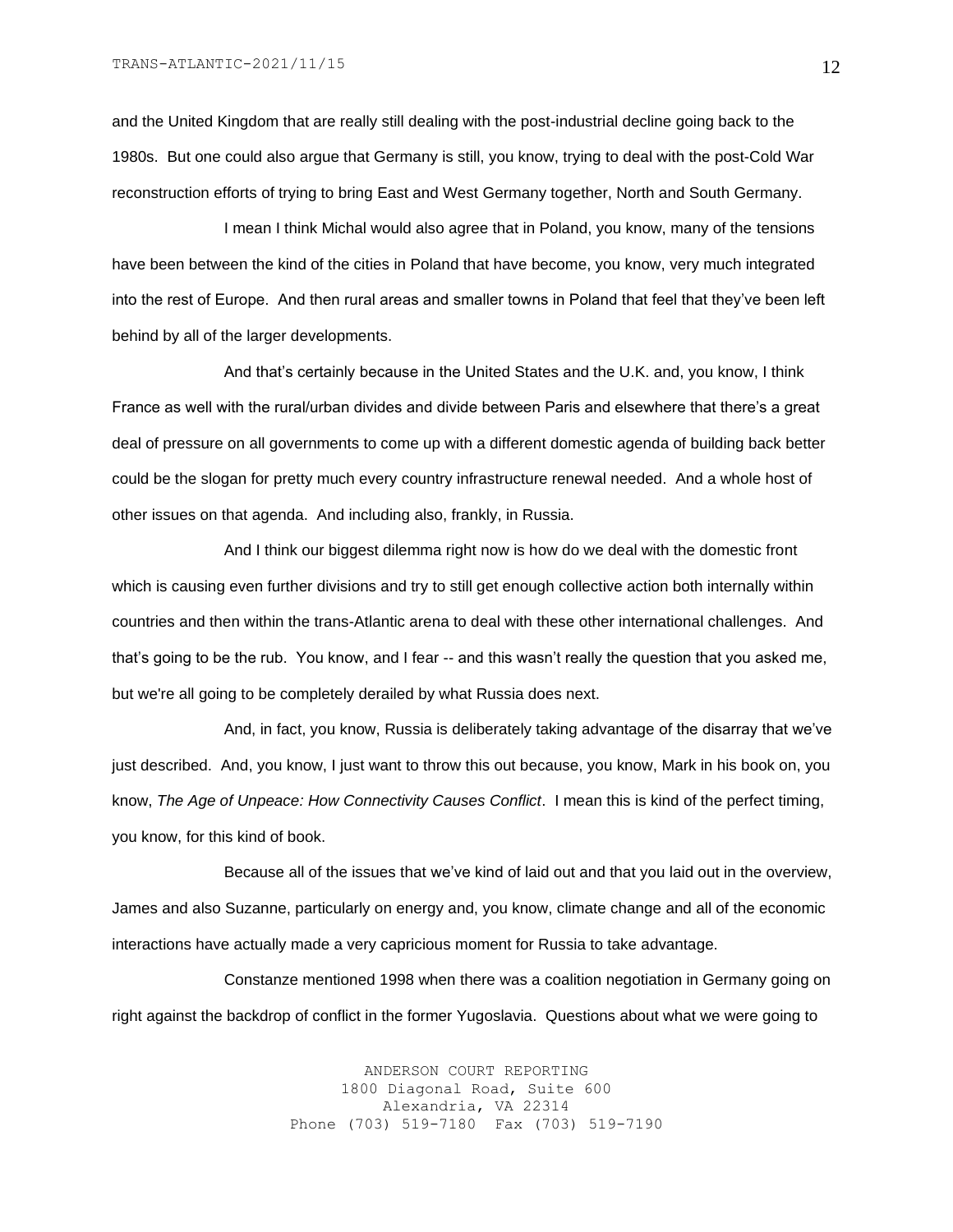and the United Kingdom that are really still dealing with the post-industrial decline going back to the 1980s. But one could also argue that Germany is still, you know, trying to deal with the post-Cold War reconstruction efforts of trying to bring East and West Germany together, North and South Germany.

I mean I think Michal would also agree that in Poland, you know, many of the tensions have been between the kind of the cities in Poland that have become, you know, very much integrated into the rest of Europe. And then rural areas and smaller towns in Poland that feel that they've been left behind by all of the larger developments.

And that's certainly because in the United States and the U.K. and, you know, I think France as well with the rural/urban divides and divide between Paris and elsewhere that there's a great deal of pressure on all governments to come up with a different domestic agenda of building back better could be the slogan for pretty much every country infrastructure renewal needed. And a whole host of other issues on that agenda. And including also, frankly, in Russia.

And I think our biggest dilemma right now is how do we deal with the domestic front which is causing even further divisions and try to still get enough collective action both internally within countries and then within the trans-Atlantic arena to deal with these other international challenges. And that's going to be the rub. You know, and I fear -- and this wasn't really the question that you asked me, but we're all going to be completely derailed by what Russia does next.

And, in fact, you know, Russia is deliberately taking advantage of the disarray that we've just described. And, you know, I just want to throw this out because, you know, Mark in his book on, you know, *The Age of Unpeace: How Connectivity Causes Conflict*. I mean this is kind of the perfect timing, you know, for this kind of book.

Because all of the issues that we've kind of laid out and that you laid out in the overview, James and also Suzanne, particularly on energy and, you know, climate change and all of the economic interactions have actually made a very capricious moment for Russia to take advantage.

Constanze mentioned 1998 when there was a coalition negotiation in Germany going on right against the backdrop of conflict in the former Yugoslavia. Questions about what we were going to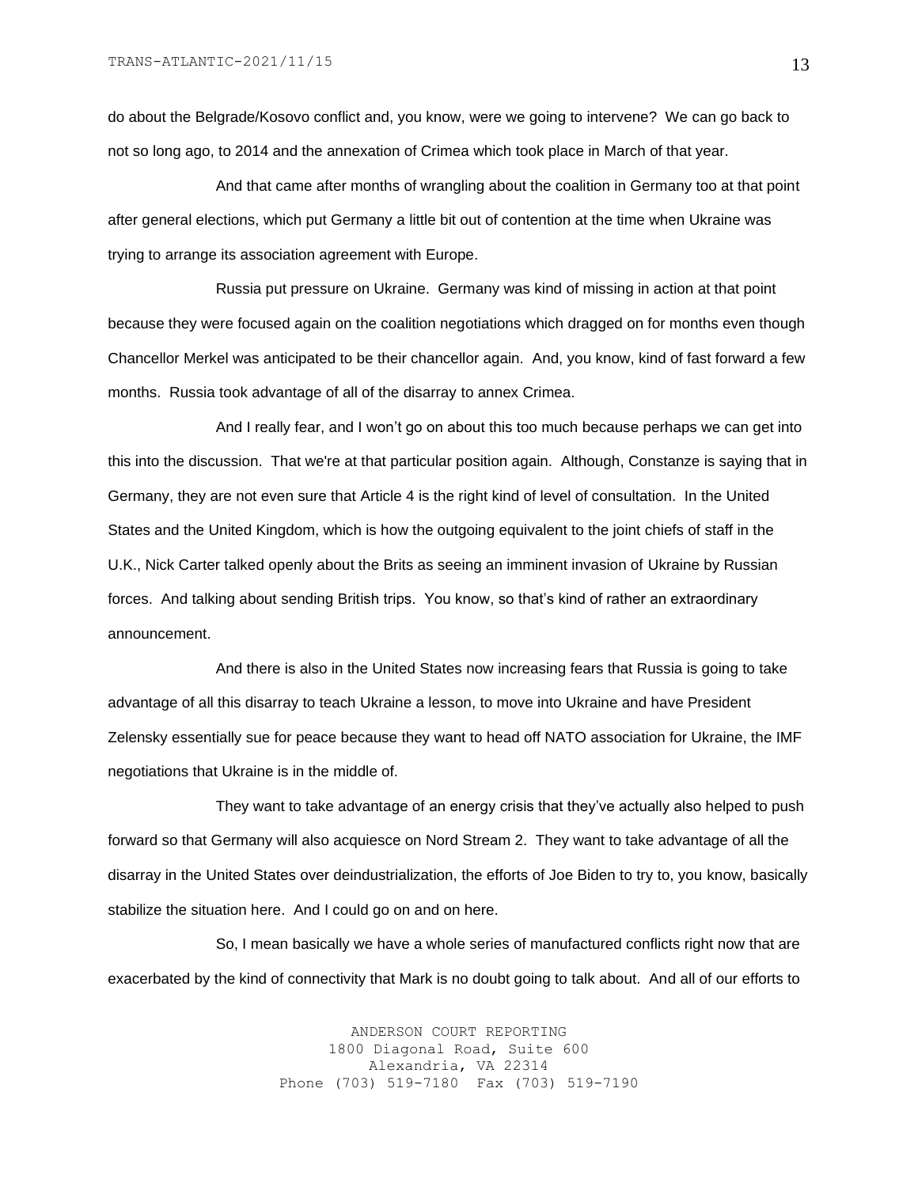do about the Belgrade/Kosovo conflict and, you know, were we going to intervene? We can go back to not so long ago, to 2014 and the annexation of Crimea which took place in March of that year.

And that came after months of wrangling about the coalition in Germany too at that point after general elections, which put Germany a little bit out of contention at the time when Ukraine was trying to arrange its association agreement with Europe.

Russia put pressure on Ukraine. Germany was kind of missing in action at that point because they were focused again on the coalition negotiations which dragged on for months even though Chancellor Merkel was anticipated to be their chancellor again. And, you know, kind of fast forward a few months. Russia took advantage of all of the disarray to annex Crimea.

And I really fear, and I won't go on about this too much because perhaps we can get into this into the discussion. That we're at that particular position again. Although, Constanze is saying that in Germany, they are not even sure that Article 4 is the right kind of level of consultation. In the United States and the United Kingdom, which is how the outgoing equivalent to the joint chiefs of staff in the U.K., Nick Carter talked openly about the Brits as seeing an imminent invasion of Ukraine by Russian forces. And talking about sending British trips. You know, so that's kind of rather an extraordinary announcement.

And there is also in the United States now increasing fears that Russia is going to take advantage of all this disarray to teach Ukraine a lesson, to move into Ukraine and have President Zelensky essentially sue for peace because they want to head off NATO association for Ukraine, the IMF negotiations that Ukraine is in the middle of.

They want to take advantage of an energy crisis that they've actually also helped to push forward so that Germany will also acquiesce on Nord Stream 2. They want to take advantage of all the disarray in the United States over deindustrialization, the efforts of Joe Biden to try to, you know, basically stabilize the situation here. And I could go on and on here.

So, I mean basically we have a whole series of manufactured conflicts right now that are exacerbated by the kind of connectivity that Mark is no doubt going to talk about. And all of our efforts to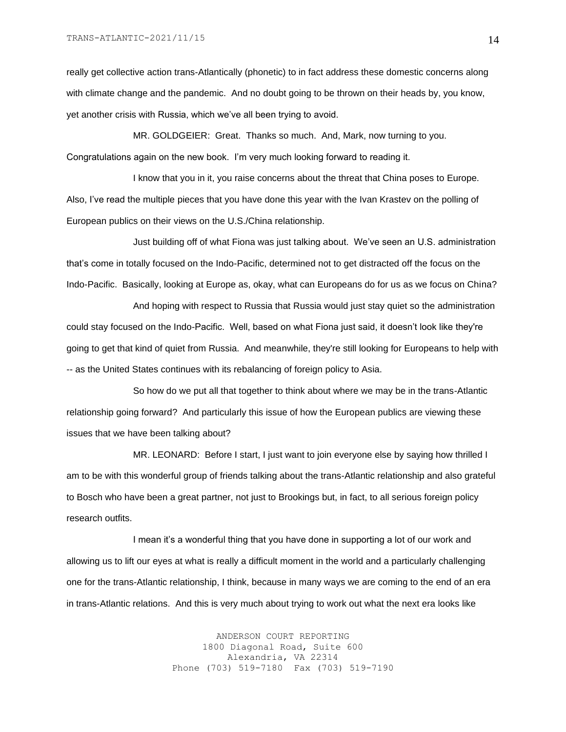really get collective action trans-Atlantically (phonetic) to in fact address these domestic concerns along with climate change and the pandemic. And no doubt going to be thrown on their heads by, you know, yet another crisis with Russia, which we've all been trying to avoid.

MR. GOLDGEIER: Great. Thanks so much. And, Mark, now turning to you. Congratulations again on the new book. I'm very much looking forward to reading it.

I know that you in it, you raise concerns about the threat that China poses to Europe. Also, I've read the multiple pieces that you have done this year with the Ivan Krastev on the polling of European publics on their views on the U.S./China relationship.

Just building off of what Fiona was just talking about. We've seen an U.S. administration that's come in totally focused on the Indo-Pacific, determined not to get distracted off the focus on the Indo-Pacific. Basically, looking at Europe as, okay, what can Europeans do for us as we focus on China?

And hoping with respect to Russia that Russia would just stay quiet so the administration could stay focused on the Indo-Pacific. Well, based on what Fiona just said, it doesn't look like they're going to get that kind of quiet from Russia. And meanwhile, they're still looking for Europeans to help with -- as the United States continues with its rebalancing of foreign policy to Asia.

So how do we put all that together to think about where we may be in the trans-Atlantic relationship going forward? And particularly this issue of how the European publics are viewing these issues that we have been talking about?

MR. LEONARD: Before I start, I just want to join everyone else by saying how thrilled I am to be with this wonderful group of friends talking about the trans-Atlantic relationship and also grateful to Bosch who have been a great partner, not just to Brookings but, in fact, to all serious foreign policy research outfits.

I mean it's a wonderful thing that you have done in supporting a lot of our work and allowing us to lift our eyes at what is really a difficult moment in the world and a particularly challenging one for the trans-Atlantic relationship, I think, because in many ways we are coming to the end of an era in trans-Atlantic relations. And this is very much about trying to work out what the next era looks like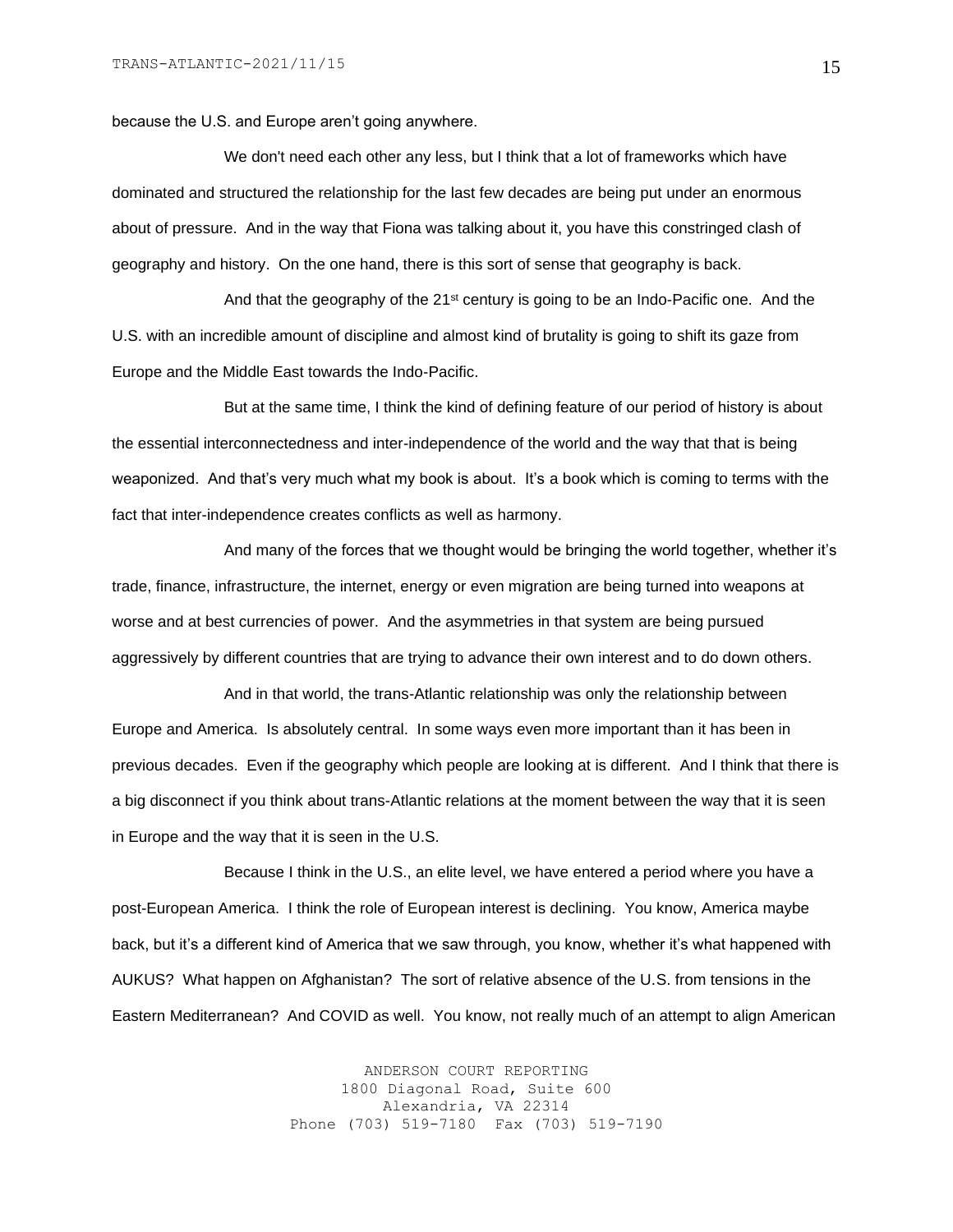because the U.S. and Europe aren't going anywhere.

We don't need each other any less, but I think that a lot of frameworks which have dominated and structured the relationship for the last few decades are being put under an enormous about of pressure. And in the way that Fiona was talking about it, you have this constringed clash of geography and history. On the one hand, there is this sort of sense that geography is back.

And that the geography of the 21st century is going to be an Indo-Pacific one. And the U.S. with an incredible amount of discipline and almost kind of brutality is going to shift its gaze from Europe and the Middle East towards the Indo-Pacific.

But at the same time, I think the kind of defining feature of our period of history is about the essential interconnectedness and inter-independence of the world and the way that that is being weaponized. And that's very much what my book is about. It's a book which is coming to terms with the fact that inter-independence creates conflicts as well as harmony.

And many of the forces that we thought would be bringing the world together, whether it's trade, finance, infrastructure, the internet, energy or even migration are being turned into weapons at worse and at best currencies of power. And the asymmetries in that system are being pursued aggressively by different countries that are trying to advance their own interest and to do down others.

And in that world, the trans-Atlantic relationship was only the relationship between Europe and America. Is absolutely central. In some ways even more important than it has been in previous decades. Even if the geography which people are looking at is different. And I think that there is a big disconnect if you think about trans-Atlantic relations at the moment between the way that it is seen in Europe and the way that it is seen in the U.S.

Because I think in the U.S., an elite level, we have entered a period where you have a post-European America. I think the role of European interest is declining. You know, America maybe back, but it's a different kind of America that we saw through, you know, whether it's what happened with AUKUS? What happen on Afghanistan? The sort of relative absence of the U.S. from tensions in the Eastern Mediterranean? And COVID as well. You know, not really much of an attempt to align American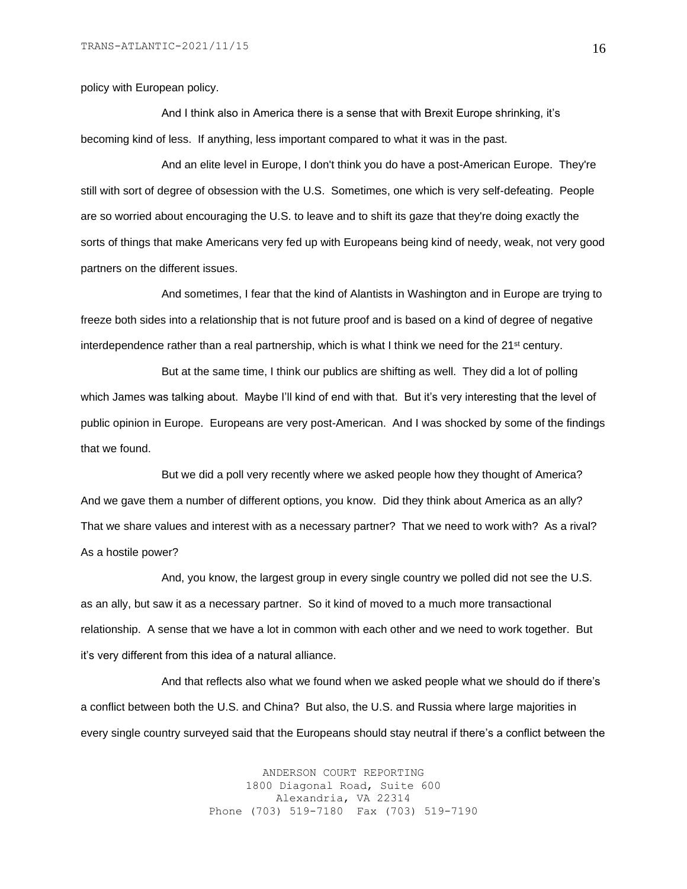policy with European policy.

And I think also in America there is a sense that with Brexit Europe shrinking, it's becoming kind of less. If anything, less important compared to what it was in the past.

And an elite level in Europe, I don't think you do have a post-American Europe. They're still with sort of degree of obsession with the U.S. Sometimes, one which is very self-defeating. People are so worried about encouraging the U.S. to leave and to shift its gaze that they're doing exactly the sorts of things that make Americans very fed up with Europeans being kind of needy, weak, not very good partners on the different issues.

And sometimes, I fear that the kind of Alantists in Washington and in Europe are trying to freeze both sides into a relationship that is not future proof and is based on a kind of degree of negative interdependence rather than a real partnership, which is what I think we need for the 21st century.

But at the same time, I think our publics are shifting as well. They did a lot of polling which James was talking about. Maybe I'll kind of end with that. But it's very interesting that the level of public opinion in Europe. Europeans are very post-American. And I was shocked by some of the findings that we found.

But we did a poll very recently where we asked people how they thought of America? And we gave them a number of different options, you know. Did they think about America as an ally? That we share values and interest with as a necessary partner? That we need to work with? As a rival? As a hostile power?

And, you know, the largest group in every single country we polled did not see the U.S. as an ally, but saw it as a necessary partner. So it kind of moved to a much more transactional relationship. A sense that we have a lot in common with each other and we need to work together. But it's very different from this idea of a natural alliance.

And that reflects also what we found when we asked people what we should do if there's a conflict between both the U.S. and China? But also, the U.S. and Russia where large majorities in every single country surveyed said that the Europeans should stay neutral if there's a conflict between the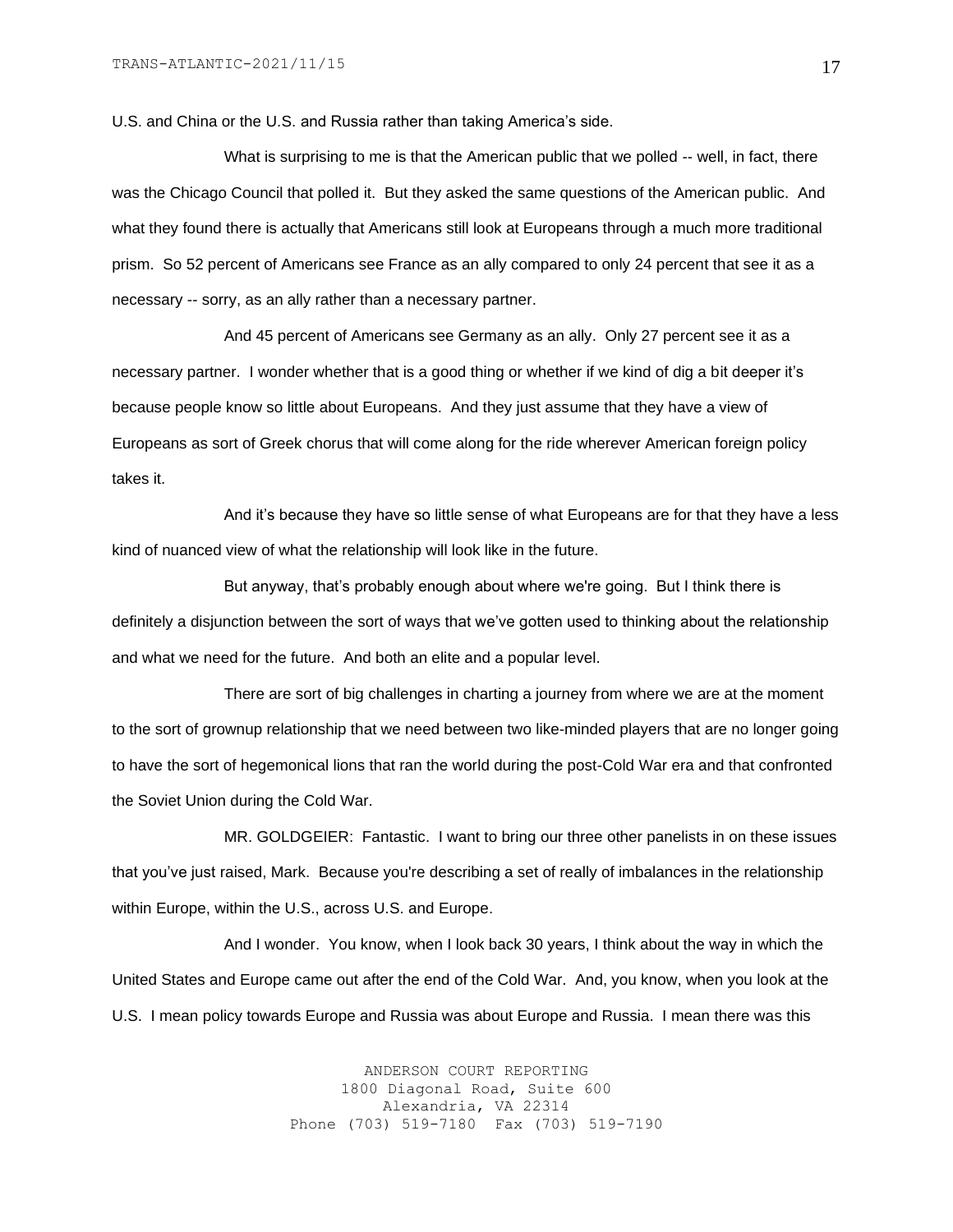U.S. and China or the U.S. and Russia rather than taking America's side.

What is surprising to me is that the American public that we polled -- well, in fact, there was the Chicago Council that polled it. But they asked the same questions of the American public. And what they found there is actually that Americans still look at Europeans through a much more traditional prism. So 52 percent of Americans see France as an ally compared to only 24 percent that see it as a necessary -- sorry, as an ally rather than a necessary partner.

And 45 percent of Americans see Germany as an ally. Only 27 percent see it as a necessary partner. I wonder whether that is a good thing or whether if we kind of dig a bit deeper it's because people know so little about Europeans. And they just assume that they have a view of Europeans as sort of Greek chorus that will come along for the ride wherever American foreign policy takes it.

And it's because they have so little sense of what Europeans are for that they have a less kind of nuanced view of what the relationship will look like in the future.

But anyway, that's probably enough about where we're going. But I think there is definitely a disjunction between the sort of ways that we've gotten used to thinking about the relationship and what we need for the future. And both an elite and a popular level.

There are sort of big challenges in charting a journey from where we are at the moment to the sort of grownup relationship that we need between two like-minded players that are no longer going to have the sort of hegemonical lions that ran the world during the post-Cold War era and that confronted the Soviet Union during the Cold War.

MR. GOLDGEIER: Fantastic. I want to bring our three other panelists in on these issues that you've just raised, Mark. Because you're describing a set of really of imbalances in the relationship within Europe, within the U.S., across U.S. and Europe.

And I wonder. You know, when I look back 30 years, I think about the way in which the United States and Europe came out after the end of the Cold War. And, you know, when you look at the U.S. I mean policy towards Europe and Russia was about Europe and Russia. I mean there was this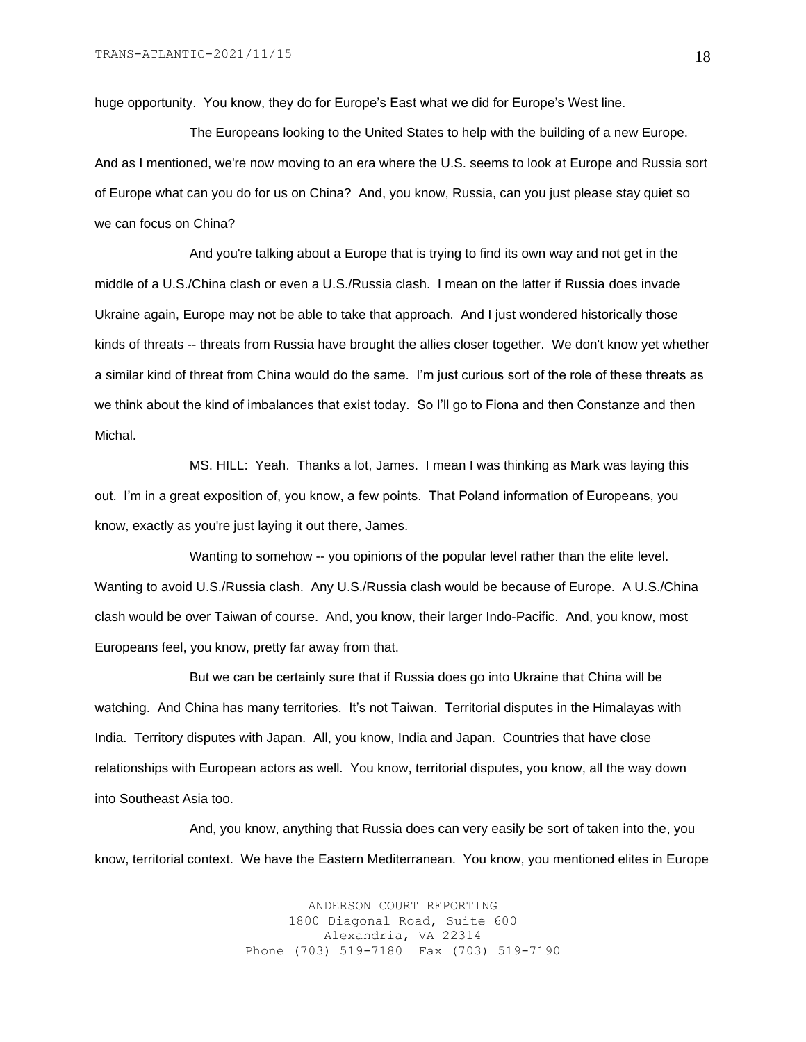huge opportunity. You know, they do for Europe's East what we did for Europe's West line.

The Europeans looking to the United States to help with the building of a new Europe. And as I mentioned, we're now moving to an era where the U.S. seems to look at Europe and Russia sort of Europe what can you do for us on China? And, you know, Russia, can you just please stay quiet so we can focus on China?

And you're talking about a Europe that is trying to find its own way and not get in the middle of a U.S./China clash or even a U.S./Russia clash. I mean on the latter if Russia does invade Ukraine again, Europe may not be able to take that approach. And I just wondered historically those kinds of threats -- threats from Russia have brought the allies closer together. We don't know yet whether a similar kind of threat from China would do the same. I'm just curious sort of the role of these threats as we think about the kind of imbalances that exist today. So I'll go to Fiona and then Constanze and then Michal.

MS. HILL: Yeah. Thanks a lot, James. I mean I was thinking as Mark was laying this out. I'm in a great exposition of, you know, a few points. That Poland information of Europeans, you know, exactly as you're just laying it out there, James.

Wanting to somehow -- you opinions of the popular level rather than the elite level. Wanting to avoid U.S./Russia clash. Any U.S./Russia clash would be because of Europe. A U.S./China clash would be over Taiwan of course. And, you know, their larger Indo-Pacific. And, you know, most Europeans feel, you know, pretty far away from that.

But we can be certainly sure that if Russia does go into Ukraine that China will be watching. And China has many territories. It's not Taiwan. Territorial disputes in the Himalayas with India. Territory disputes with Japan. All, you know, India and Japan. Countries that have close relationships with European actors as well. You know, territorial disputes, you know, all the way down into Southeast Asia too.

And, you know, anything that Russia does can very easily be sort of taken into the, you know, territorial context. We have the Eastern Mediterranean. You know, you mentioned elites in Europe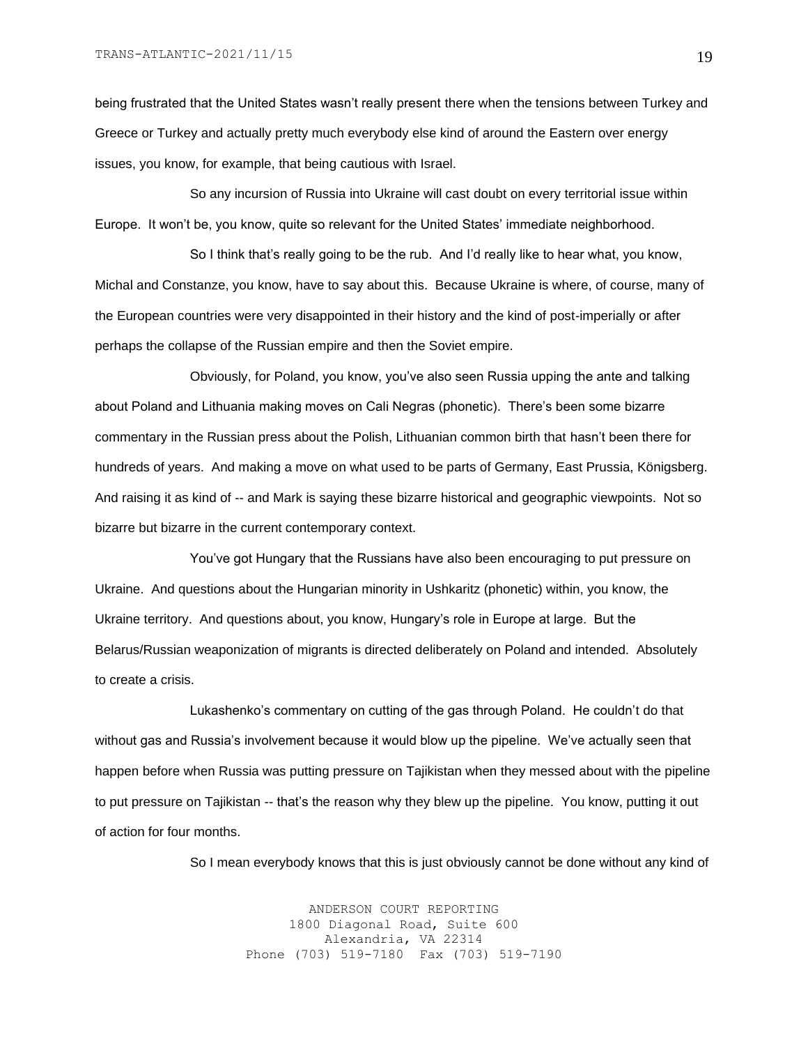being frustrated that the United States wasn't really present there when the tensions between Turkey and Greece or Turkey and actually pretty much everybody else kind of around the Eastern over energy issues, you know, for example, that being cautious with Israel.

So any incursion of Russia into Ukraine will cast doubt on every territorial issue within Europe. It won't be, you know, quite so relevant for the United States' immediate neighborhood.

So I think that's really going to be the rub. And I'd really like to hear what, you know, Michal and Constanze, you know, have to say about this. Because Ukraine is where, of course, many of the European countries were very disappointed in their history and the kind of post-imperially or after perhaps the collapse of the Russian empire and then the Soviet empire.

Obviously, for Poland, you know, you've also seen Russia upping the ante and talking about Poland and Lithuania making moves on Cali Negras (phonetic). There's been some bizarre commentary in the Russian press about the Polish, Lithuanian common birth that hasn't been there for hundreds of years. And making a move on what used to be parts of Germany, East Prussia, Königsberg. And raising it as kind of -- and Mark is saying these bizarre historical and geographic viewpoints. Not so bizarre but bizarre in the current contemporary context.

You've got Hungary that the Russians have also been encouraging to put pressure on Ukraine. And questions about the Hungarian minority in Ushkaritz (phonetic) within, you know, the Ukraine territory. And questions about, you know, Hungary's role in Europe at large. But the Belarus/Russian weaponization of migrants is directed deliberately on Poland and intended. Absolutely to create a crisis.

Lukashenko's commentary on cutting of the gas through Poland. He couldn't do that without gas and Russia's involvement because it would blow up the pipeline. We've actually seen that happen before when Russia was putting pressure on Tajikistan when they messed about with the pipeline to put pressure on Tajikistan -- that's the reason why they blew up the pipeline. You know, putting it out of action for four months.

So I mean everybody knows that this is just obviously cannot be done without any kind of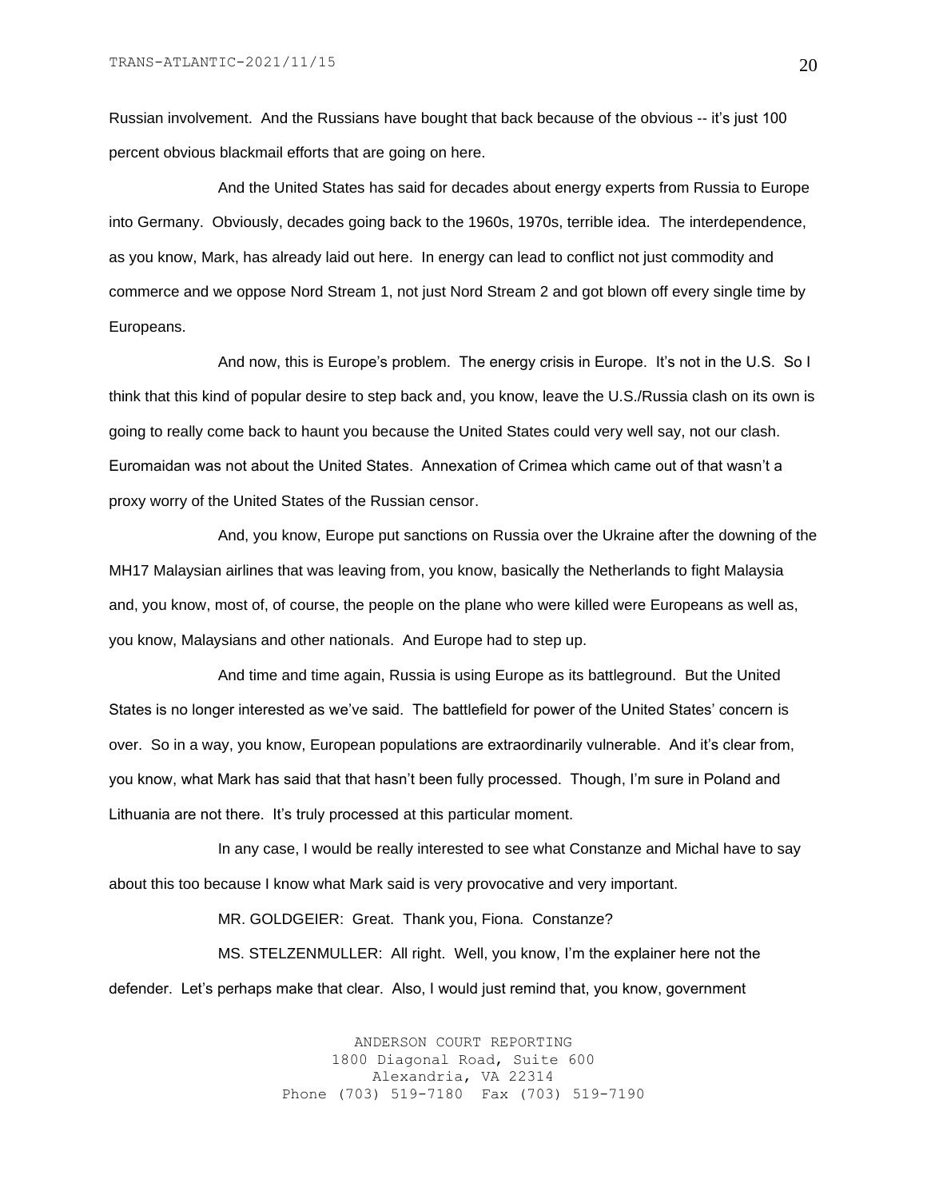Russian involvement. And the Russians have bought that back because of the obvious -- it's just 100 percent obvious blackmail efforts that are going on here.

And the United States has said for decades about energy experts from Russia to Europe into Germany. Obviously, decades going back to the 1960s, 1970s, terrible idea. The interdependence, as you know, Mark, has already laid out here. In energy can lead to conflict not just commodity and commerce and we oppose Nord Stream 1, not just Nord Stream 2 and got blown off every single time by Europeans.

And now, this is Europe's problem. The energy crisis in Europe. It's not in the U.S. So I think that this kind of popular desire to step back and, you know, leave the U.S./Russia clash on its own is going to really come back to haunt you because the United States could very well say, not our clash. Euromaidan was not about the United States. Annexation of Crimea which came out of that wasn't a proxy worry of the United States of the Russian censor.

And, you know, Europe put sanctions on Russia over the Ukraine after the downing of the MH17 Malaysian airlines that was leaving from, you know, basically the Netherlands to fight Malaysia and, you know, most of, of course, the people on the plane who were killed were Europeans as well as, you know, Malaysians and other nationals. And Europe had to step up.

And time and time again, Russia is using Europe as its battleground. But the United States is no longer interested as we've said. The battlefield for power of the United States' concern is over. So in a way, you know, European populations are extraordinarily vulnerable. And it's clear from, you know, what Mark has said that that hasn't been fully processed. Though, I'm sure in Poland and Lithuania are not there. It's truly processed at this particular moment.

In any case, I would be really interested to see what Constanze and Michal have to say about this too because I know what Mark said is very provocative and very important.

MR. GOLDGEIER: Great. Thank you, Fiona. Constanze?

MS. STELZENMULLER: All right. Well, you know, I'm the explainer here not the defender. Let's perhaps make that clear. Also, I would just remind that, you know, government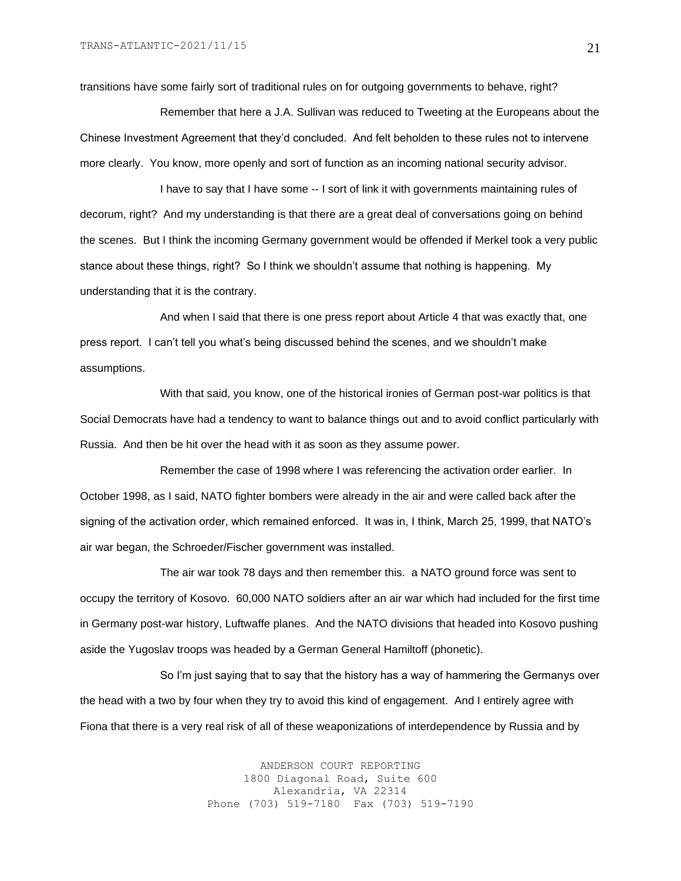transitions have some fairly sort of traditional rules on for outgoing governments to behave, right?

Remember that here a J.A. Sullivan was reduced to Tweeting at the Europeans about the Chinese Investment Agreement that they'd concluded. And felt beholden to these rules not to intervene more clearly. You know, more openly and sort of function as an incoming national security advisor.

I have to say that I have some -- I sort of link it with governments maintaining rules of decorum, right? And my understanding is that there are a great deal of conversations going on behind the scenes. But I think the incoming Germany government would be offended if Merkel took a very public stance about these things, right? So I think we shouldn't assume that nothing is happening. My understanding that it is the contrary.

And when I said that there is one press report about Article 4 that was exactly that, one press report. I can't tell you what's being discussed behind the scenes, and we shouldn't make assumptions.

With that said, you know, one of the historical ironies of German post-war politics is that Social Democrats have had a tendency to want to balance things out and to avoid conflict particularly with Russia. And then be hit over the head with it as soon as they assume power.

Remember the case of 1998 where I was referencing the activation order earlier. In October 1998, as I said, NATO fighter bombers were already in the air and were called back after the signing of the activation order, which remained enforced. It was in, I think, March 25, 1999, that NATO's air war began, the Schroeder/Fischer government was installed.

The air war took 78 days and then remember this. a NATO ground force was sent to occupy the territory of Kosovo. 60,000 NATO soldiers after an air war which had included for the first time in Germany post-war history, Luftwaffe planes. And the NATO divisions that headed into Kosovo pushing aside the Yugoslav troops was headed by a German General Hamiltoff (phonetic).

So I'm just saying that to say that the history has a way of hammering the Germanys over the head with a two by four when they try to avoid this kind of engagement. And I entirely agree with Fiona that there is a very real risk of all of these weaponizations of interdependence by Russia and by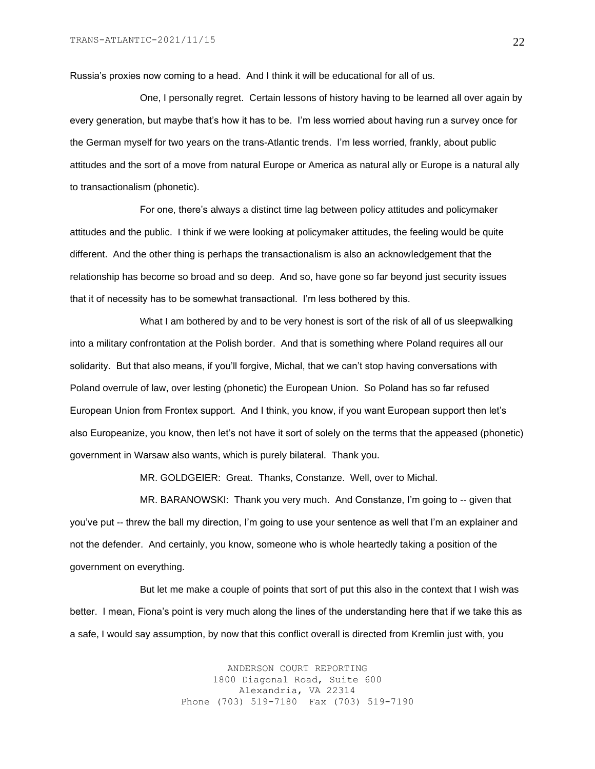Russia's proxies now coming to a head. And I think it will be educational for all of us.

One, I personally regret. Certain lessons of history having to be learned all over again by every generation, but maybe that's how it has to be. I'm less worried about having run a survey once for the German myself for two years on the trans-Atlantic trends. I'm less worried, frankly, about public attitudes and the sort of a move from natural Europe or America as natural ally or Europe is a natural ally to transactionalism (phonetic).

For one, there's always a distinct time lag between policy attitudes and policymaker attitudes and the public. I think if we were looking at policymaker attitudes, the feeling would be quite different. And the other thing is perhaps the transactionalism is also an acknowledgement that the relationship has become so broad and so deep. And so, have gone so far beyond just security issues that it of necessity has to be somewhat transactional. I'm less bothered by this.

What I am bothered by and to be very honest is sort of the risk of all of us sleepwalking into a military confrontation at the Polish border. And that is something where Poland requires all our solidarity. But that also means, if you'll forgive, Michal, that we can't stop having conversations with Poland overrule of law, over lesting (phonetic) the European Union. So Poland has so far refused European Union from Frontex support. And I think, you know, if you want European support then let's also Europeanize, you know, then let's not have it sort of solely on the terms that the appeased (phonetic) government in Warsaw also wants, which is purely bilateral. Thank you.

MR. GOLDGEIER: Great. Thanks, Constanze. Well, over to Michal.

MR. BARANOWSKI: Thank you very much. And Constanze, I'm going to -- given that you've put -- threw the ball my direction, I'm going to use your sentence as well that I'm an explainer and not the defender. And certainly, you know, someone who is whole heartedly taking a position of the government on everything.

But let me make a couple of points that sort of put this also in the context that I wish was better. I mean, Fiona's point is very much along the lines of the understanding here that if we take this as a safe, I would say assumption, by now that this conflict overall is directed from Kremlin just with, you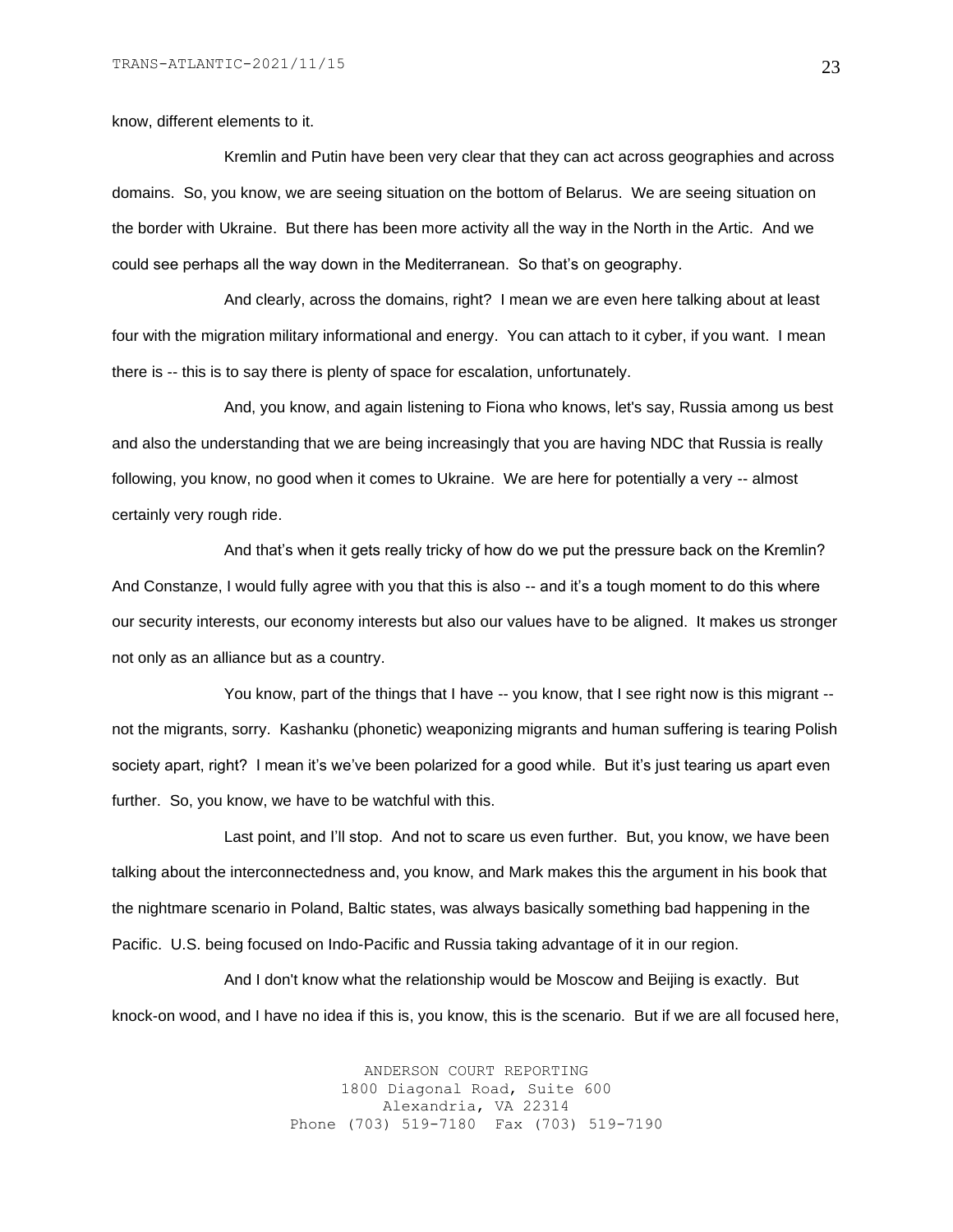know, different elements to it.

Kremlin and Putin have been very clear that they can act across geographies and across domains. So, you know, we are seeing situation on the bottom of Belarus. We are seeing situation on the border with Ukraine. But there has been more activity all the way in the North in the Artic. And we could see perhaps all the way down in the Mediterranean. So that's on geography.

And clearly, across the domains, right? I mean we are even here talking about at least four with the migration military informational and energy. You can attach to it cyber, if you want. I mean there is -- this is to say there is plenty of space for escalation, unfortunately.

And, you know, and again listening to Fiona who knows, let's say, Russia among us best and also the understanding that we are being increasingly that you are having NDC that Russia is really following, you know, no good when it comes to Ukraine. We are here for potentially a very -- almost certainly very rough ride.

And that's when it gets really tricky of how do we put the pressure back on the Kremlin? And Constanze, I would fully agree with you that this is also -- and it's a tough moment to do this where our security interests, our economy interests but also our values have to be aligned. It makes us stronger not only as an alliance but as a country.

You know, part of the things that I have -- you know, that I see right now is this migrant -- not the migrants, sorry. Kashanku (phonetic) weaponizing migrants and human suffering is tearing Polish society apart, right? I mean it's we've been polarized for a good while. But it's just tearing us apart even further. So, you know, we have to be watchful with this.

Last point, and I'll stop. And not to scare us even further. But, you know, we have been talking about the interconnectedness and, you know, and Mark makes this the argument in his book that the nightmare scenario in Poland, Baltic states, was always basically something bad happening in the Pacific. U.S. being focused on Indo-Pacific and Russia taking advantage of it in our region.

And I don't know what the relationship would be Moscow and Beijing is exactly. But knock-on wood, and I have no idea if this is, you know, this is the scenario. But if we are all focused here,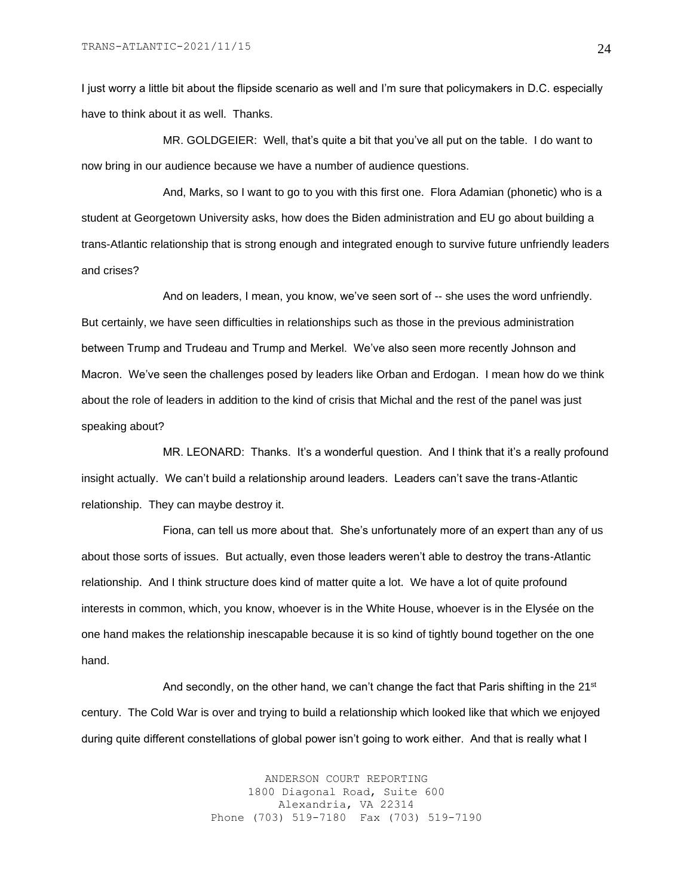I just worry a little bit about the flipside scenario as well and I'm sure that policymakers in D.C. especially have to think about it as well. Thanks.

MR. GOLDGEIER: Well, that's quite a bit that you've all put on the table. I do want to now bring in our audience because we have a number of audience questions.

And, Marks, so I want to go to you with this first one. Flora Adamian (phonetic) who is a student at Georgetown University asks, how does the Biden administration and EU go about building a trans-Atlantic relationship that is strong enough and integrated enough to survive future unfriendly leaders and crises?

And on leaders, I mean, you know, we've seen sort of -- she uses the word unfriendly. But certainly, we have seen difficulties in relationships such as those in the previous administration between Trump and Trudeau and Trump and Merkel. We've also seen more recently Johnson and Macron. We've seen the challenges posed by leaders like Orban and Erdogan. I mean how do we think about the role of leaders in addition to the kind of crisis that Michal and the rest of the panel was just speaking about?

MR. LEONARD: Thanks. It's a wonderful question. And I think that it's a really profound insight actually. We can't build a relationship around leaders. Leaders can't save the trans-Atlantic relationship. They can maybe destroy it.

Fiona, can tell us more about that. She's unfortunately more of an expert than any of us about those sorts of issues. But actually, even those leaders weren't able to destroy the trans-Atlantic relationship. And I think structure does kind of matter quite a lot. We have a lot of quite profound interests in common, which, you know, whoever is in the White House, whoever is in the Elysée on the one hand makes the relationship inescapable because it is so kind of tightly bound together on the one hand.

And secondly, on the other hand, we can't change the fact that Paris shifting in the 21st century. The Cold War is over and trying to build a relationship which looked like that which we enjoyed during quite different constellations of global power isn't going to work either. And that is really what I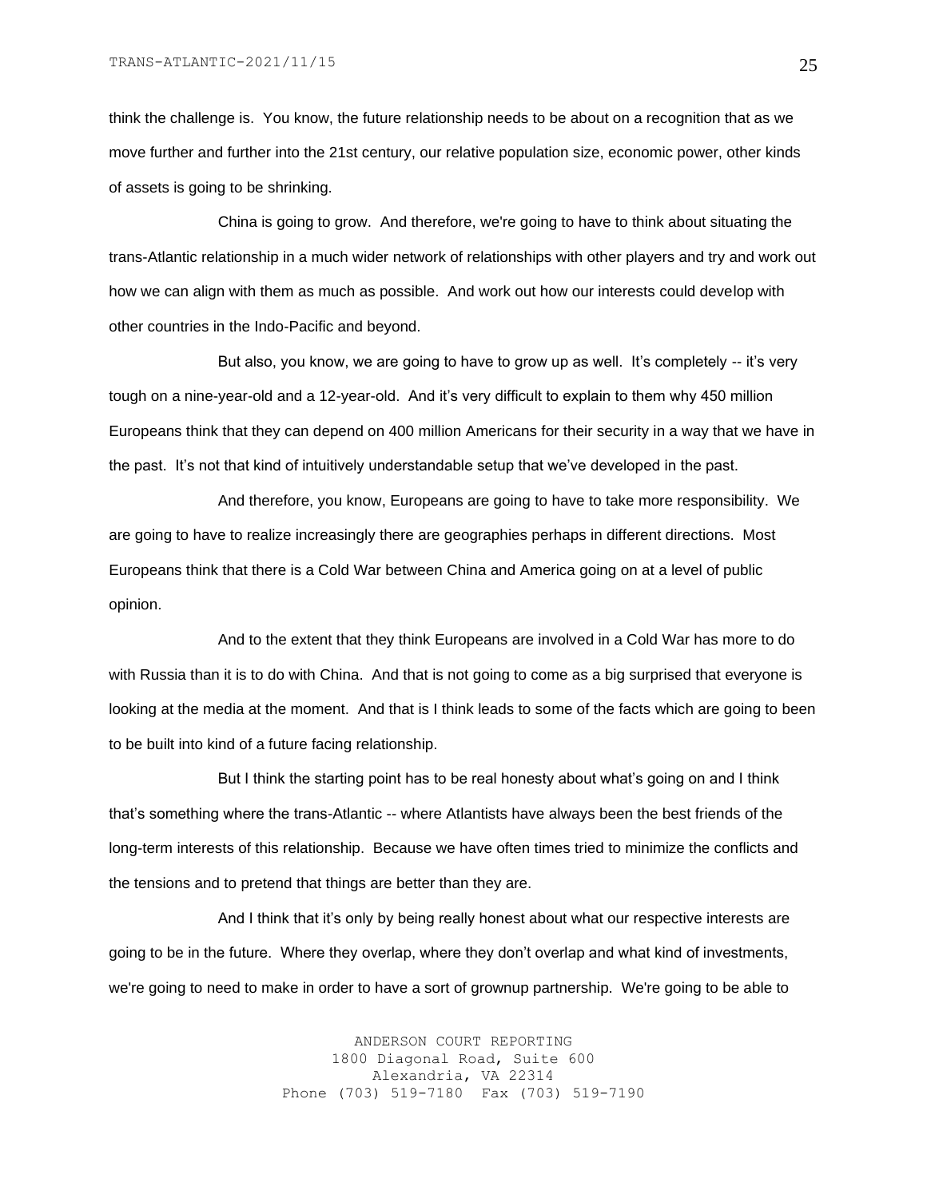think the challenge is. You know, the future relationship needs to be about on a recognition that as we move further and further into the 21st century, our relative population size, economic power, other kinds of assets is going to be shrinking.

China is going to grow. And therefore, we're going to have to think about situating the trans-Atlantic relationship in a much wider network of relationships with other players and try and work out how we can align with them as much as possible. And work out how our interests could develop with other countries in the Indo-Pacific and beyond.

But also, you know, we are going to have to grow up as well. It's completely -- it's very tough on a nine-year-old and a 12-year-old. And it's very difficult to explain to them why 450 million Europeans think that they can depend on 400 million Americans for their security in a way that we have in the past. It's not that kind of intuitively understandable setup that we've developed in the past.

And therefore, you know, Europeans are going to have to take more responsibility. We are going to have to realize increasingly there are geographies perhaps in different directions. Most Europeans think that there is a Cold War between China and America going on at a level of public opinion.

And to the extent that they think Europeans are involved in a Cold War has more to do with Russia than it is to do with China. And that is not going to come as a big surprised that everyone is looking at the media at the moment. And that is I think leads to some of the facts which are going to been to be built into kind of a future facing relationship.

But I think the starting point has to be real honesty about what's going on and I think that's something where the trans-Atlantic -- where Atlantists have always been the best friends of the long-term interests of this relationship. Because we have often times tried to minimize the conflicts and the tensions and to pretend that things are better than they are.

And I think that it's only by being really honest about what our respective interests are going to be in the future. Where they overlap, where they don't overlap and what kind of investments, we're going to need to make in order to have a sort of grownup partnership. We're going to be able to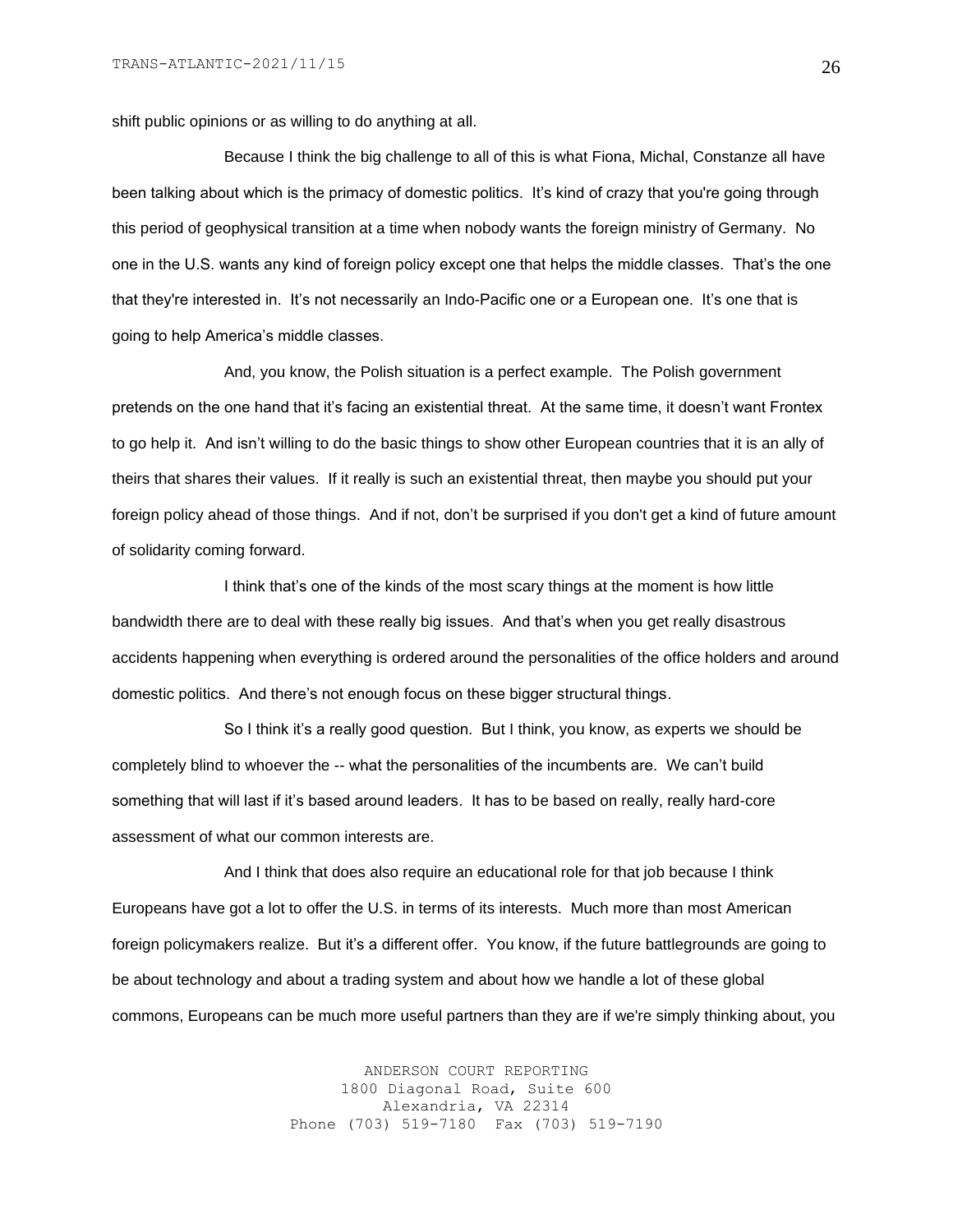shift public opinions or as willing to do anything at all.

Because I think the big challenge to all of this is what Fiona, Michal, Constanze all have been talking about which is the primacy of domestic politics. It's kind of crazy that you're going through this period of geophysical transition at a time when nobody wants the foreign ministry of Germany. No one in the U.S. wants any kind of foreign policy except one that helps the middle classes. That's the one that they're interested in. It's not necessarily an Indo-Pacific one or a European one. It's one that is going to help America's middle classes.

And, you know, the Polish situation is a perfect example. The Polish government pretends on the one hand that it's facing an existential threat. At the same time, it doesn't want Frontex to go help it. And isn't willing to do the basic things to show other European countries that it is an ally of theirs that shares their values. If it really is such an existential threat, then maybe you should put your foreign policy ahead of those things. And if not, don't be surprised if you don't get a kind of future amount of solidarity coming forward.

I think that's one of the kinds of the most scary things at the moment is how little bandwidth there are to deal with these really big issues. And that's when you get really disastrous accidents happening when everything is ordered around the personalities of the office holders and around domestic politics. And there's not enough focus on these bigger structural things.

So I think it's a really good question. But I think, you know, as experts we should be completely blind to whoever the -- what the personalities of the incumbents are. We can't build something that will last if it's based around leaders. It has to be based on really, really hard-core assessment of what our common interests are.

And I think that does also require an educational role for that job because I think Europeans have got a lot to offer the U.S. in terms of its interests. Much more than most American foreign policymakers realize. But it's a different offer. You know, if the future battlegrounds are going to be about technology and about a trading system and about how we handle a lot of these global commons, Europeans can be much more useful partners than they are if we're simply thinking about, you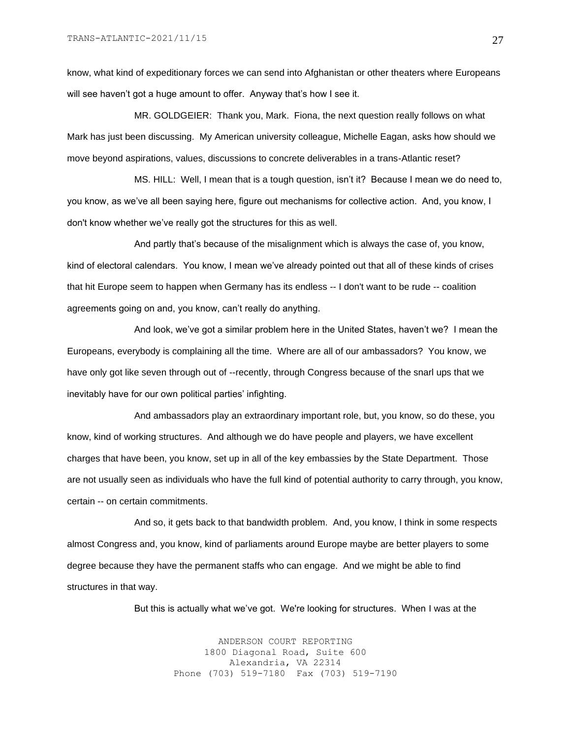know, what kind of expeditionary forces we can send into Afghanistan or other theaters where Europeans will see haven't got a huge amount to offer. Anyway that's how I see it.

MR. GOLDGEIER: Thank you, Mark. Fiona, the next question really follows on what Mark has just been discussing. My American university colleague, Michelle Eagan, asks how should we move beyond aspirations, values, discussions to concrete deliverables in a trans-Atlantic reset?

MS. HILL: Well, I mean that is a tough question, isn't it? Because I mean we do need to, you know, as we've all been saying here, figure out mechanisms for collective action. And, you know, I don't know whether we've really got the structures for this as well.

And partly that's because of the misalignment which is always the case of, you know, kind of electoral calendars. You know, I mean we've already pointed out that all of these kinds of crises that hit Europe seem to happen when Germany has its endless -- I don't want to be rude -- coalition agreements going on and, you know, can't really do anything.

And look, we've got a similar problem here in the United States, haven't we? I mean the Europeans, everybody is complaining all the time. Where are all of our ambassadors? You know, we have only got like seven through out of --recently, through Congress because of the snarl ups that we inevitably have for our own political parties' infighting.

And ambassadors play an extraordinary important role, but, you know, so do these, you know, kind of working structures. And although we do have people and players, we have excellent charges that have been, you know, set up in all of the key embassies by the State Department. Those are not usually seen as individuals who have the full kind of potential authority to carry through, you know, certain -- on certain commitments.

And so, it gets back to that bandwidth problem. And, you know, I think in some respects almost Congress and, you know, kind of parliaments around Europe maybe are better players to some degree because they have the permanent staffs who can engage. And we might be able to find structures in that way.

But this is actually what we've got. We're looking for structures. When I was at the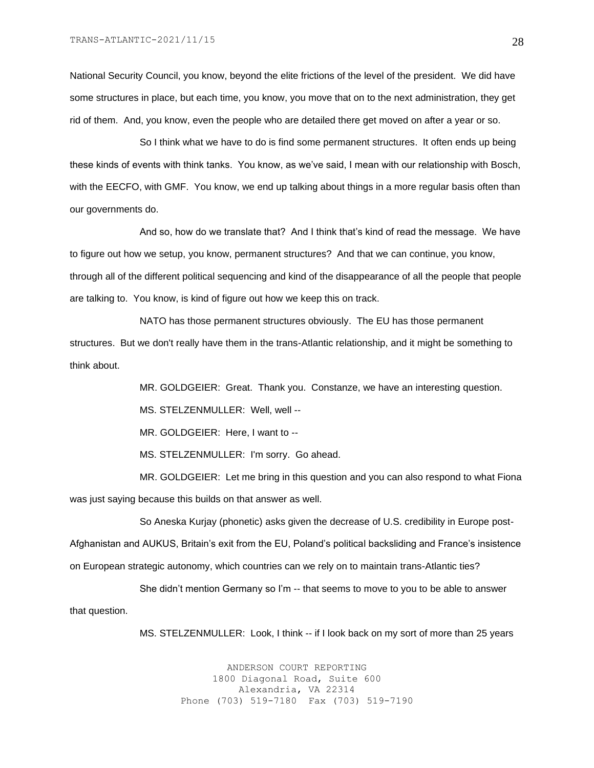National Security Council, you know, beyond the elite frictions of the level of the president. We did have some structures in place, but each time, you know, you move that on to the next administration, they get rid of them. And, you know, even the people who are detailed there get moved on after a year or so.

So I think what we have to do is find some permanent structures. It often ends up being these kinds of events with think tanks. You know, as we've said, I mean with our relationship with Bosch, with the EECFO, with GMF. You know, we end up talking about things in a more regular basis often than our governments do.

And so, how do we translate that? And I think that's kind of read the message. We have to figure out how we setup, you know, permanent structures? And that we can continue, you know, through all of the different political sequencing and kind of the disappearance of all the people that people are talking to. You know, is kind of figure out how we keep this on track.

NATO has those permanent structures obviously. The EU has those permanent structures. But we don't really have them in the trans-Atlantic relationship, and it might be something to think about.

MR. GOLDGEIER: Great. Thank you. Constanze, we have an interesting question.

MS. STELZENMULLER: Well, well --

MR. GOLDGEIER: Here, I want to --

MS. STELZENMULLER: I'm sorry. Go ahead.

MR. GOLDGEIER: Let me bring in this question and you can also respond to what Fiona was just saying because this builds on that answer as well.

So Aneska Kurjay (phonetic) asks given the decrease of U.S. credibility in Europe post-Afghanistan and AUKUS, Britain's exit from the EU, Poland's political backsliding and France's insistence on European strategic autonomy, which countries can we rely on to maintain trans-Atlantic ties?

She didn't mention Germany so I'm -- that seems to move to you to be able to answer that question.

MS. STELZENMULLER: Look, I think -- if I look back on my sort of more than 25 years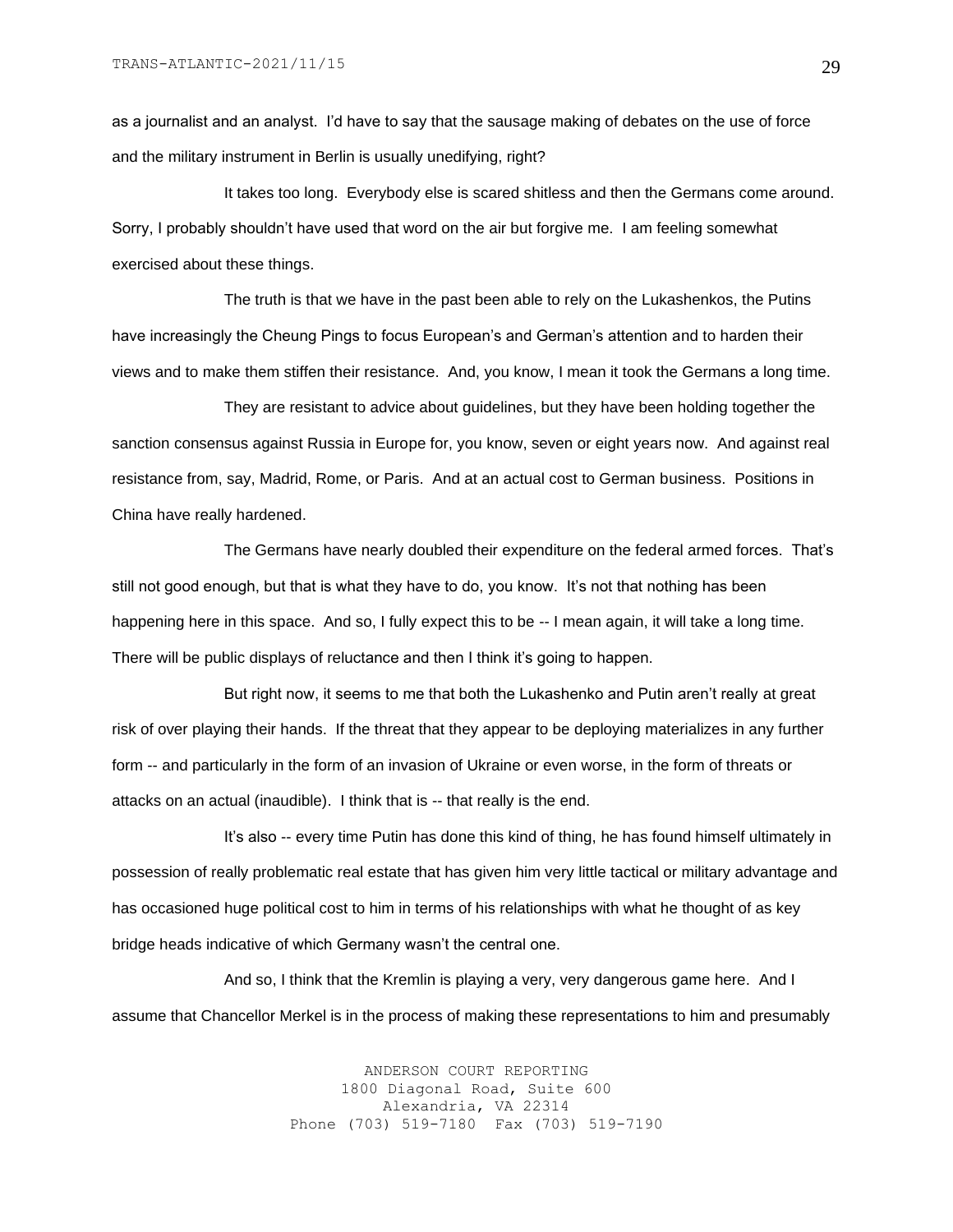as a journalist and an analyst. I'd have to say that the sausage making of debates on the use of force and the military instrument in Berlin is usually unedifying, right?

It takes too long. Everybody else is scared shitless and then the Germans come around. Sorry, I probably shouldn't have used that word on the air but forgive me. I am feeling somewhat exercised about these things.

The truth is that we have in the past been able to rely on the Lukashenkos, the Putins have increasingly the Cheung Pings to focus European's and German's attention and to harden their views and to make them stiffen their resistance. And, you know, I mean it took the Germans a long time.

They are resistant to advice about guidelines, but they have been holding together the sanction consensus against Russia in Europe for, you know, seven or eight years now. And against real resistance from, say, Madrid, Rome, or Paris. And at an actual cost to German business. Positions in China have really hardened.

The Germans have nearly doubled their expenditure on the federal armed forces. That's still not good enough, but that is what they have to do, you know. It's not that nothing has been happening here in this space. And so, I fully expect this to be -- I mean again, it will take a long time. There will be public displays of reluctance and then I think it's going to happen.

But right now, it seems to me that both the Lukashenko and Putin aren't really at great risk of over playing their hands. If the threat that they appear to be deploying materializes in any further form -- and particularly in the form of an invasion of Ukraine or even worse, in the form of threats or attacks on an actual (inaudible). I think that is -- that really is the end.

It's also -- every time Putin has done this kind of thing, he has found himself ultimately in possession of really problematic real estate that has given him very little tactical or military advantage and has occasioned huge political cost to him in terms of his relationships with what he thought of as key bridge heads indicative of which Germany wasn't the central one.

And so, I think that the Kremlin is playing a very, very dangerous game here. And I assume that Chancellor Merkel is in the process of making these representations to him and presumably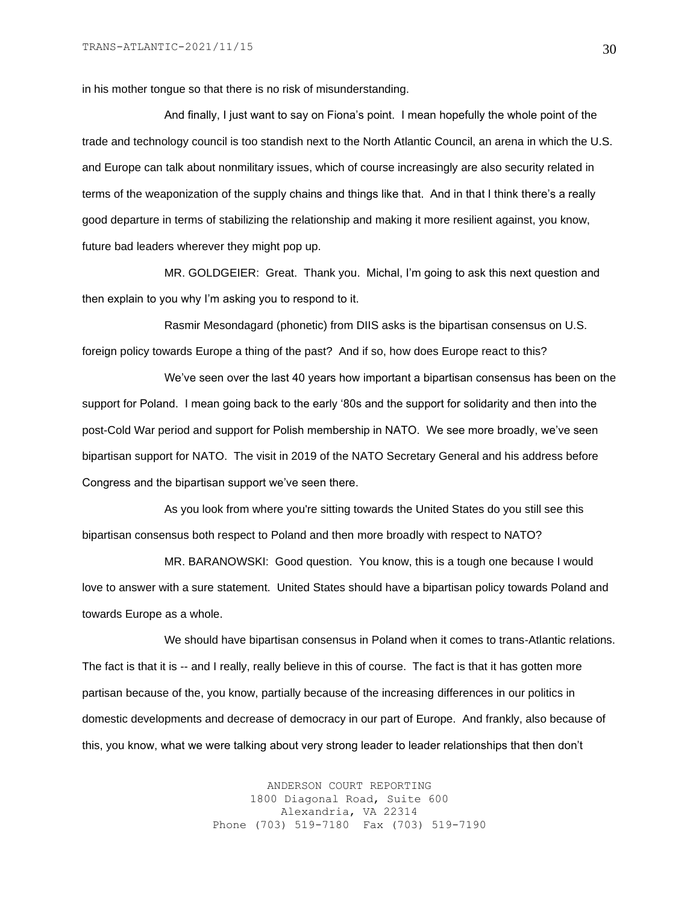in his mother tongue so that there is no risk of misunderstanding.

And finally, I just want to say on Fiona's point. I mean hopefully the whole point of the trade and technology council is too standish next to the North Atlantic Council, an arena in which the U.S. and Europe can talk about nonmilitary issues, which of course increasingly are also security related in terms of the weaponization of the supply chains and things like that. And in that I think there's a really good departure in terms of stabilizing the relationship and making it more resilient against, you know, future bad leaders wherever they might pop up.

MR. GOLDGEIER: Great. Thank you. Michal, I'm going to ask this next question and then explain to you why I'm asking you to respond to it.

Rasmir Mesondagard (phonetic) from DIIS asks is the bipartisan consensus on U.S. foreign policy towards Europe a thing of the past? And if so, how does Europe react to this?

We've seen over the last 40 years how important a bipartisan consensus has been on the support for Poland. I mean going back to the early '80s and the support for solidarity and then into the post-Cold War period and support for Polish membership in NATO. We see more broadly, we've seen bipartisan support for NATO. The visit in 2019 of the NATO Secretary General and his address before Congress and the bipartisan support we've seen there.

As you look from where you're sitting towards the United States do you still see this bipartisan consensus both respect to Poland and then more broadly with respect to NATO?

MR. BARANOWSKI: Good question. You know, this is a tough one because I would love to answer with a sure statement. United States should have a bipartisan policy towards Poland and towards Europe as a whole.

We should have bipartisan consensus in Poland when it comes to trans-Atlantic relations. The fact is that it is -- and I really, really believe in this of course. The fact is that it has gotten more partisan because of the, you know, partially because of the increasing differences in our politics in domestic developments and decrease of democracy in our part of Europe. And frankly, also because of this, you know, what we were talking about very strong leader to leader relationships that then don't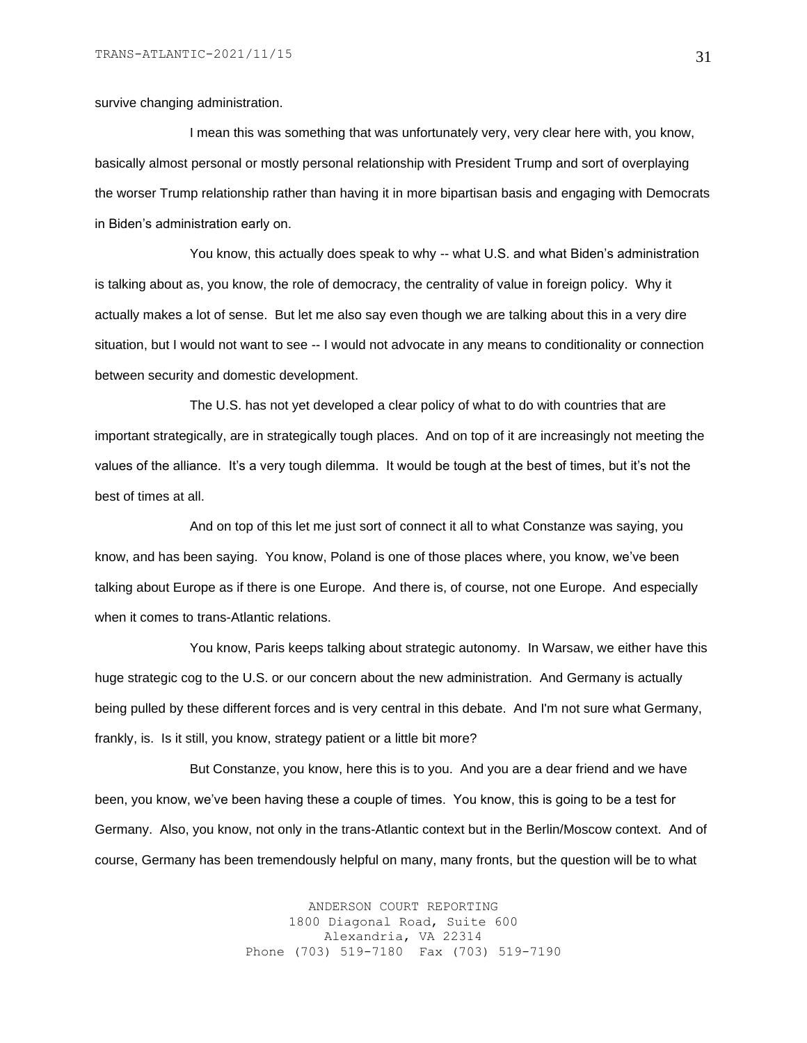survive changing administration.

I mean this was something that was unfortunately very, very clear here with, you know, basically almost personal or mostly personal relationship with President Trump and sort of overplaying the worser Trump relationship rather than having it in more bipartisan basis and engaging with Democrats in Biden's administration early on.

You know, this actually does speak to why -- what U.S. and what Biden's administration is talking about as, you know, the role of democracy, the centrality of value in foreign policy. Why it actually makes a lot of sense. But let me also say even though we are talking about this in a very dire situation, but I would not want to see -- I would not advocate in any means to conditionality or connection between security and domestic development.

The U.S. has not yet developed a clear policy of what to do with countries that are important strategically, are in strategically tough places. And on top of it are increasingly not meeting the values of the alliance. It's a very tough dilemma. It would be tough at the best of times, but it's not the best of times at all.

And on top of this let me just sort of connect it all to what Constanze was saying, you know, and has been saying. You know, Poland is one of those places where, you know, we've been talking about Europe as if there is one Europe. And there is, of course, not one Europe. And especially when it comes to trans-Atlantic relations.

You know, Paris keeps talking about strategic autonomy. In Warsaw, we either have this huge strategic cog to the U.S. or our concern about the new administration. And Germany is actually being pulled by these different forces and is very central in this debate. And I'm not sure what Germany, frankly, is. Is it still, you know, strategy patient or a little bit more?

But Constanze, you know, here this is to you. And you are a dear friend and we have been, you know, we've been having these a couple of times. You know, this is going to be a test for Germany. Also, you know, not only in the trans-Atlantic context but in the Berlin/Moscow context. And of course, Germany has been tremendously helpful on many, many fronts, but the question will be to what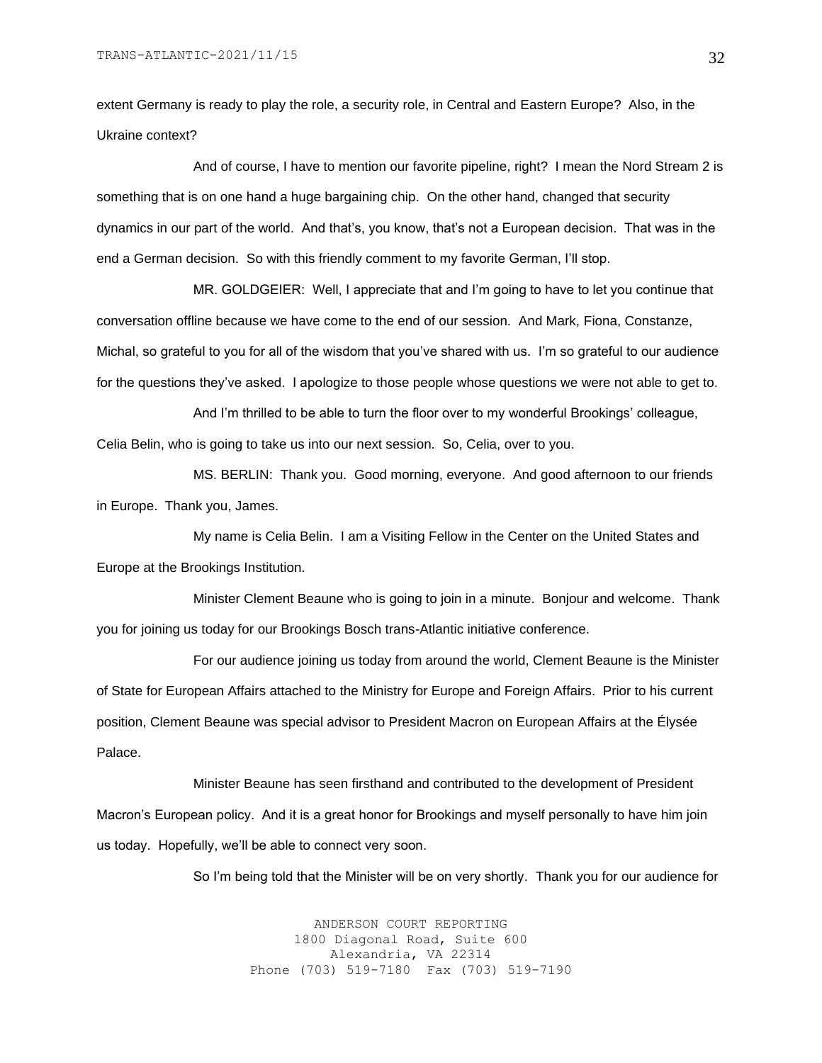extent Germany is ready to play the role, a security role, in Central and Eastern Europe? Also, in the Ukraine context?

And of course, I have to mention our favorite pipeline, right? I mean the Nord Stream 2 is something that is on one hand a huge bargaining chip. On the other hand, changed that security dynamics in our part of the world. And that's, you know, that's not a European decision. That was in the end a German decision. So with this friendly comment to my favorite German, I'll stop.

MR. GOLDGEIER: Well, I appreciate that and I'm going to have to let you continue that conversation offline because we have come to the end of our session. And Mark, Fiona, Constanze, Michal, so grateful to you for all of the wisdom that you've shared with us. I'm so grateful to our audience for the questions they've asked. I apologize to those people whose questions we were not able to get to.

And I'm thrilled to be able to turn the floor over to my wonderful Brookings' colleague, Celia Belin, who is going to take us into our next session. So, Celia, over to you.

MS. BERLIN: Thank you. Good morning, everyone. And good afternoon to our friends in Europe. Thank you, James.

My name is Celia Belin. I am a Visiting Fellow in the Center on the United States and Europe at the Brookings Institution.

Minister Clement Beaune who is going to join in a minute. Bonjour and welcome. Thank you for joining us today for our Brookings Bosch trans-Atlantic initiative conference.

For our audience joining us today from around the world, Clement Beaune is the Minister of State for European Affairs attached to the Ministry for Europe and Foreign Affairs. Prior to his current position, Clement Beaune was special advisor to President Macron on European Affairs at the Élysée Palace.

Minister Beaune has seen firsthand and contributed to the development of President Macron's European policy. And it is a great honor for Brookings and myself personally to have him join us today. Hopefully, we'll be able to connect very soon.

So I'm being told that the Minister will be on very shortly. Thank you for our audience for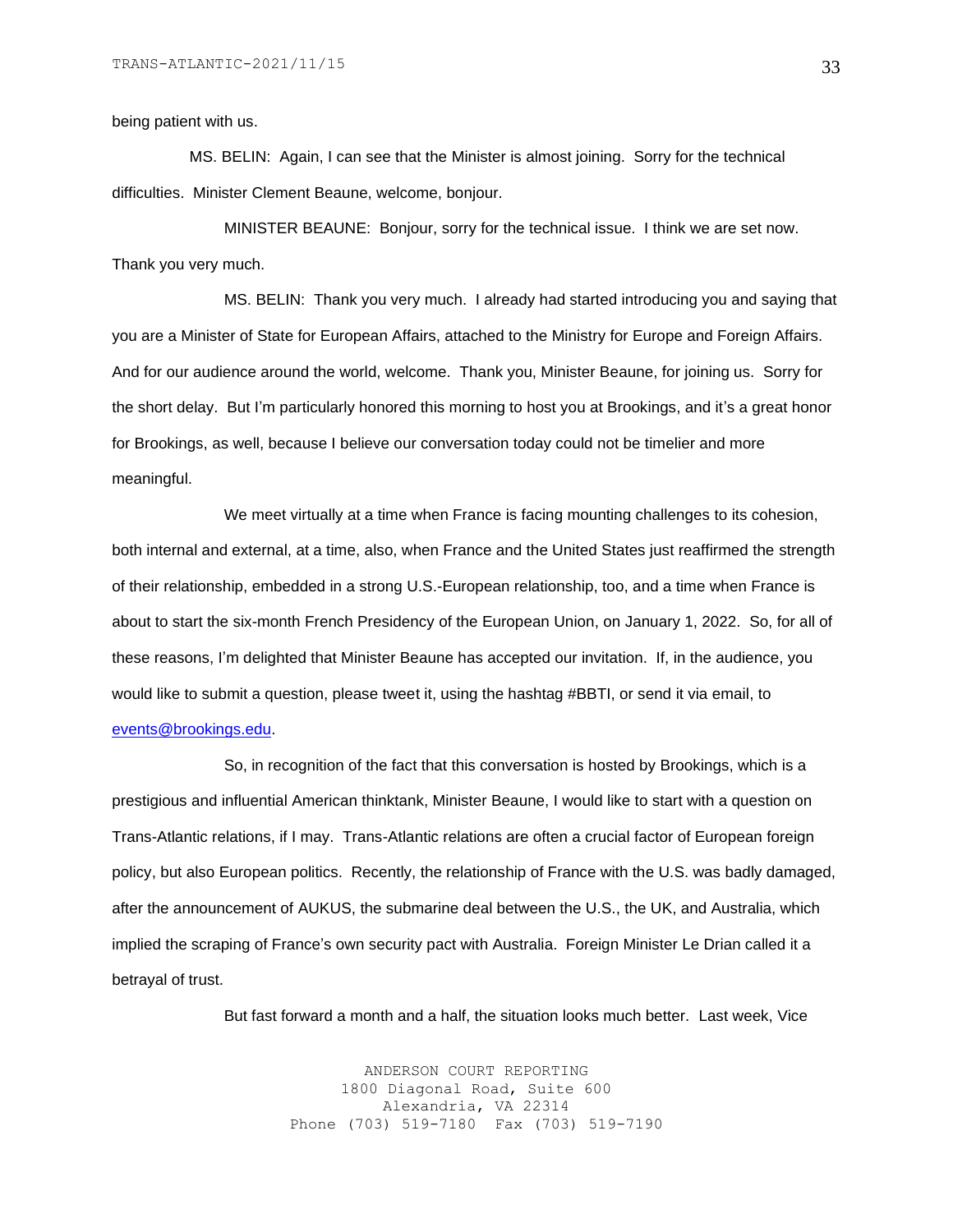being patient with us.

MS. BELIN: Again, I can see that the Minister is almost joining. Sorry for the technical difficulties. Minister Clement Beaune, welcome, bonjour.

MINISTER BEAUNE: Bonjour, sorry for the technical issue. I think we are set now. Thank you very much.

MS. BELIN: Thank you very much. I already had started introducing you and saying that you are a Minister of State for European Affairs, attached to the Ministry for Europe and Foreign Affairs. And for our audience around the world, welcome. Thank you, Minister Beaune, for joining us. Sorry for the short delay. But I'm particularly honored this morning to host you at Brookings, and it's a great honor for Brookings, as well, because I believe our conversation today could not be timelier and more meaningful.

We meet virtually at a time when France is facing mounting challenges to its cohesion, both internal and external, at a time, also, when France and the United States just reaffirmed the strength of their relationship, embedded in a strong U.S.-European relationship, too, and a time when France is about to start the six-month French Presidency of the European Union, on January 1, 2022. So, for all of these reasons, I'm delighted that Minister Beaune has accepted our invitation. If, in the audience, you would like to submit a question, please tweet it, using the hashtag #BBTI, or send it via email, to events@brookings.edu.

So, in recognition of the fact that this conversation is hosted by Brookings, which is a prestigious and influential American thinktank, Minister Beaune, I would like to start with a question on Trans-Atlantic relations, if I may. Trans-Atlantic relations are often a crucial factor of European foreign policy, but also European politics. Recently, the relationship of France with the U.S. was badly damaged, after the announcement of AUKUS, the submarine deal between the U.S., the UK, and Australia, which implied the scraping of France's own security pact with Australia. Foreign Minister Le Drian called it a betrayal of trust.

But fast forward a month and a half, the situation looks much better. Last week, Vice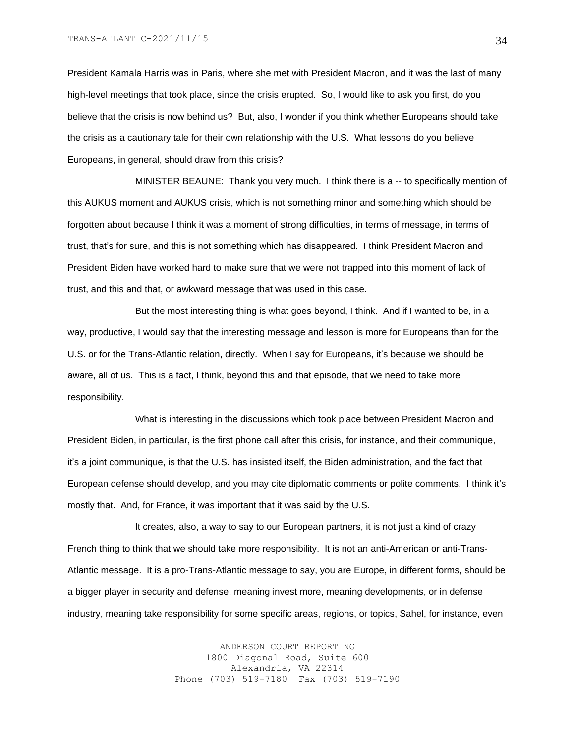President Kamala Harris was in Paris, where she met with President Macron, and it was the last of many high-level meetings that took place, since the crisis erupted. So, I would like to ask you first, do you believe that the crisis is now behind us? But, also, I wonder if you think whether Europeans should take the crisis as a cautionary tale for their own relationship with the U.S. What lessons do you believe Europeans, in general, should draw from this crisis?

MINISTER BEAUNE: Thank you very much. I think there is a -- to specifically mention of this AUKUS moment and AUKUS crisis, which is not something minor and something which should be forgotten about because I think it was a moment of strong difficulties, in terms of message, in terms of trust, that's for sure, and this is not something which has disappeared. I think President Macron and President Biden have worked hard to make sure that we were not trapped into this moment of lack of trust, and this and that, or awkward message that was used in this case.

But the most interesting thing is what goes beyond, I think. And if I wanted to be, in a way, productive, I would say that the interesting message and lesson is more for Europeans than for the U.S. or for the Trans-Atlantic relation, directly. When I say for Europeans, it's because we should be aware, all of us. This is a fact, I think, beyond this and that episode, that we need to take more responsibility.

What is interesting in the discussions which took place between President Macron and President Biden, in particular, is the first phone call after this crisis, for instance, and their communique, it's a joint communique, is that the U.S. has insisted itself, the Biden administration, and the fact that European defense should develop, and you may cite diplomatic comments or polite comments. I think it's mostly that. And, for France, it was important that it was said by the U.S.

It creates, also, a way to say to our European partners, it is not just a kind of crazy French thing to think that we should take more responsibility. It is not an anti-American or anti-Trans-Atlantic message. It is a pro-Trans-Atlantic message to say, you are Europe, in different forms, should be a bigger player in security and defense, meaning invest more, meaning developments, or in defense industry, meaning take responsibility for some specific areas, regions, or topics, Sahel, for instance, even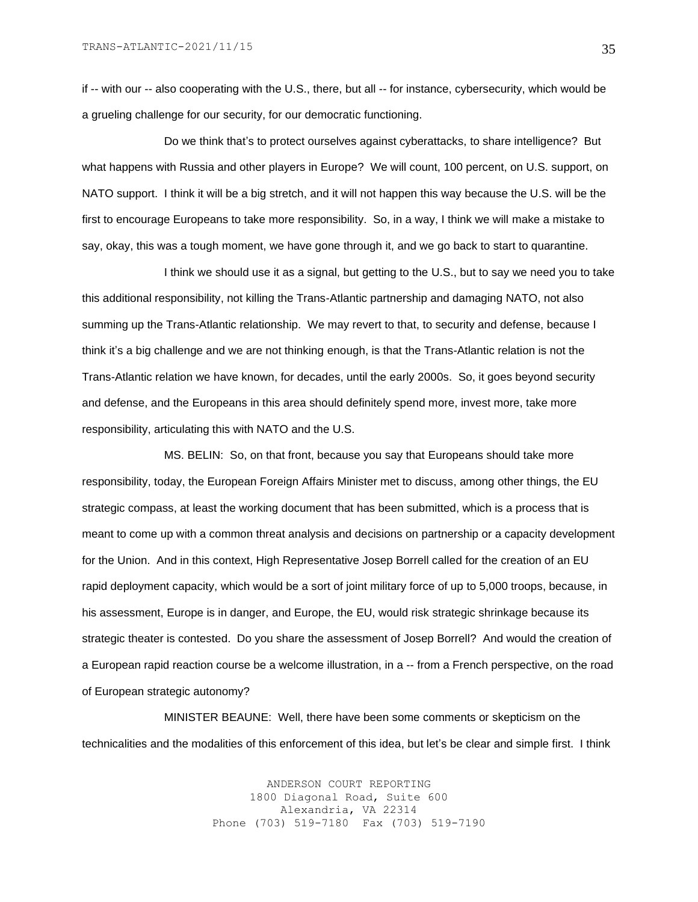if -- with our -- also cooperating with the U.S., there, but all -- for instance, cybersecurity, which would be a grueling challenge for our security, for our democratic functioning.

Do we think that's to protect ourselves against cyberattacks, to share intelligence? But what happens with Russia and other players in Europe? We will count, 100 percent, on U.S. support, on NATO support. I think it will be a big stretch, and it will not happen this way because the U.S. will be the first to encourage Europeans to take more responsibility. So, in a way, I think we will make a mistake to say, okay, this was a tough moment, we have gone through it, and we go back to start to quarantine.

I think we should use it as a signal, but getting to the U.S., but to say we need you to take this additional responsibility, not killing the Trans-Atlantic partnership and damaging NATO, not also summing up the Trans-Atlantic relationship. We may revert to that, to security and defense, because I think it's a big challenge and we are not thinking enough, is that the Trans-Atlantic relation is not the Trans-Atlantic relation we have known, for decades, until the early 2000s. So, it goes beyond security and defense, and the Europeans in this area should definitely spend more, invest more, take more responsibility, articulating this with NATO and the U.S.

MS. BELIN: So, on that front, because you say that Europeans should take more responsibility, today, the European Foreign Affairs Minister met to discuss, among other things, the EU strategic compass, at least the working document that has been submitted, which is a process that is meant to come up with a common threat analysis and decisions on partnership or a capacity development for the Union. And in this context, High Representative Josep Borrell called for the creation of an EU rapid deployment capacity, which would be a sort of joint military force of up to 5,000 troops, because, in his assessment, Europe is in danger, and Europe, the EU, would risk strategic shrinkage because its strategic theater is contested. Do you share the assessment of Josep Borrell? And would the creation of a European rapid reaction course be a welcome illustration, in a -- from a French perspective, on the road of European strategic autonomy?

MINISTER BEAUNE: Well, there have been some comments or skepticism on the technicalities and the modalities of this enforcement of this idea, but let's be clear and simple first. I think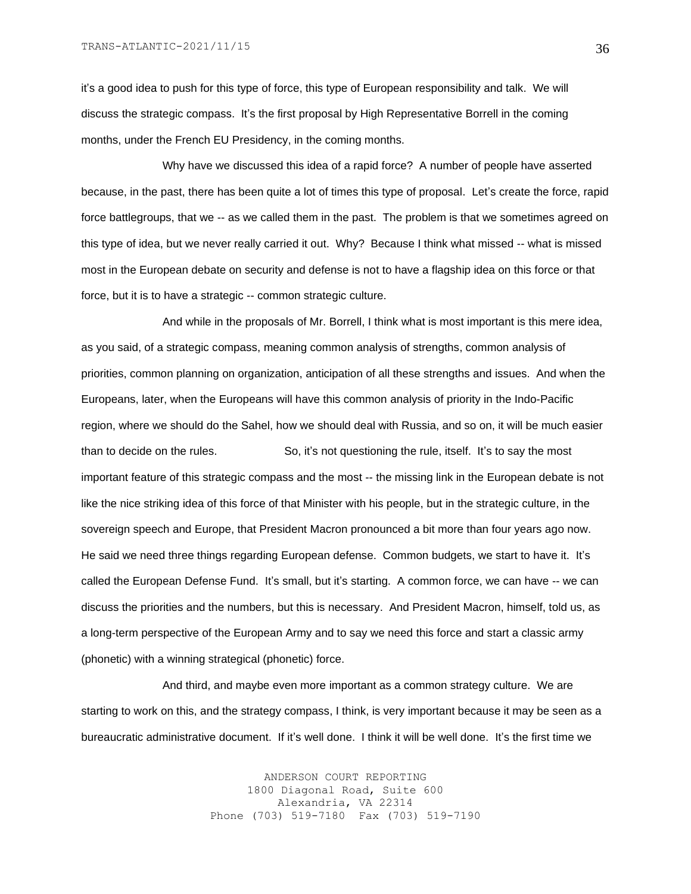it's a good idea to push for this type of force, this type of European responsibility and talk. We will discuss the strategic compass. It's the first proposal by High Representative Borrell in the coming months, under the French EU Presidency, in the coming months.

Why have we discussed this idea of a rapid force? A number of people have asserted because, in the past, there has been quite a lot of times this type of proposal. Let's create the force, rapid force battlegroups, that we -- as we called them in the past. The problem is that we sometimes agreed on this type of idea, but we never really carried it out. Why? Because I think what missed -- what is missed most in the European debate on security and defense is not to have a flagship idea on this force or that force, but it is to have a strategic -- common strategic culture.

And while in the proposals of Mr. Borrell, I think what is most important is this mere idea, as you said, of a strategic compass, meaning common analysis of strengths, common analysis of priorities, common planning on organization, anticipation of all these strengths and issues. And when the Europeans, later, when the Europeans will have this common analysis of priority in the Indo-Pacific region, where we should do the Sahel, how we should deal with Russia, and so on, it will be much easier than to decide on the rules. So, it's not questioning the rule, itself. It's to say the most important feature of this strategic compass and the most -- the missing link in the European debate is not like the nice striking idea of this force of that Minister with his people, but in the strategic culture, in the sovereign speech and Europe, that President Macron pronounced a bit more than four years ago now. He said we need three things regarding European defense. Common budgets, we start to have it. It's called the European Defense Fund. It's small, but it's starting. A common force, we can have -- we can discuss the priorities and the numbers, but this is necessary. And President Macron, himself, told us, as a long-term perspective of the European Army and to say we need this force and start a classic army (phonetic) with a winning strategical (phonetic) force.

And third, and maybe even more important as a common strategy culture. We are starting to work on this, and the strategy compass, I think, is very important because it may be seen as a bureaucratic administrative document. If it's well done. I think it will be well done. It's the first time we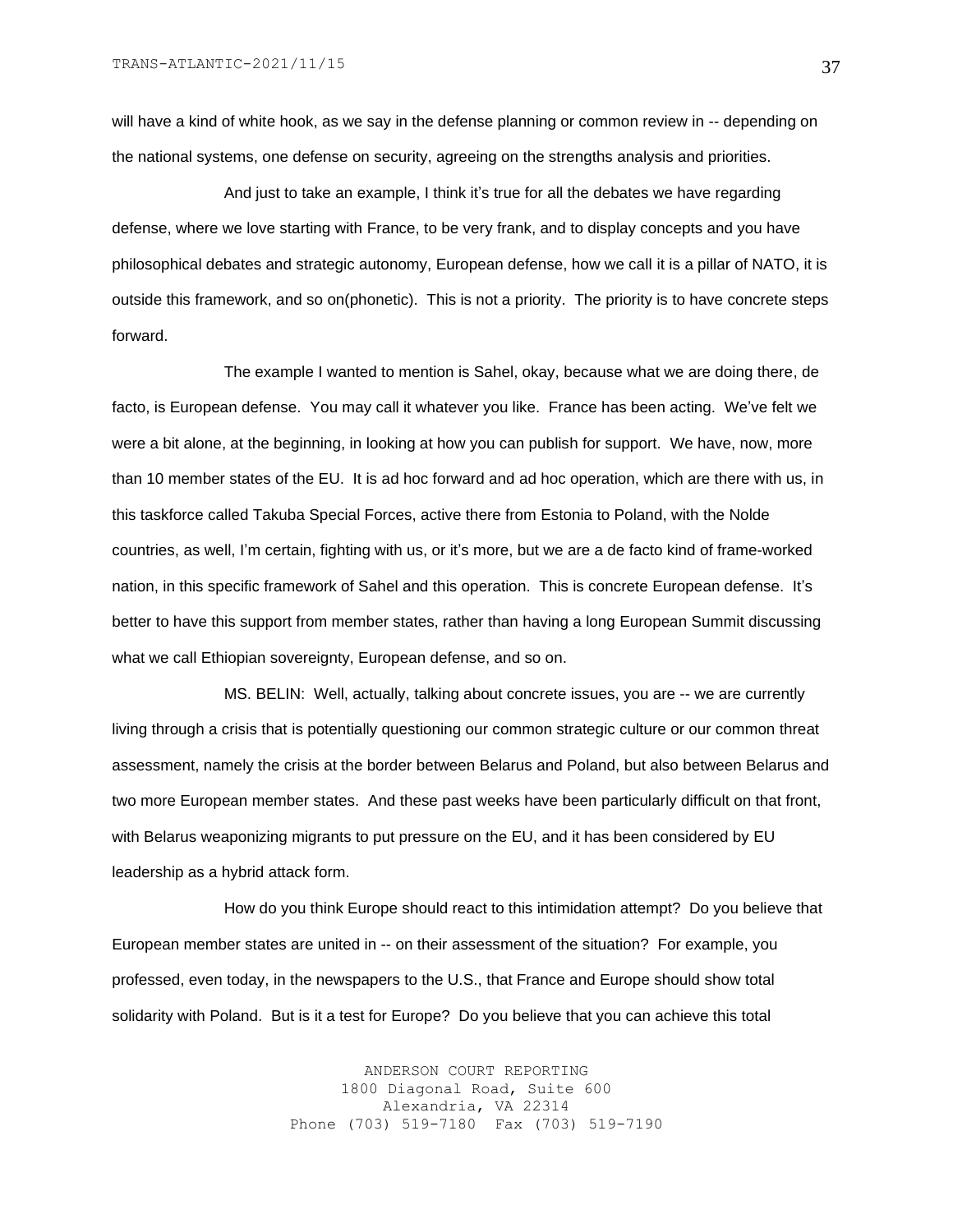will have a kind of white hook, as we say in the defense planning or common review in -- depending on the national systems, one defense on security, agreeing on the strengths analysis and priorities.

And just to take an example, I think it's true for all the debates we have regarding defense, where we love starting with France, to be very frank, and to display concepts and you have philosophical debates and strategic autonomy, European defense, how we call it is a pillar of NATO, it is outside this framework, and so on(phonetic). This is not a priority. The priority is to have concrete steps forward.

The example I wanted to mention is Sahel, okay, because what we are doing there, de facto, is European defense. You may call it whatever you like. France has been acting. We've felt we were a bit alone, at the beginning, in looking at how you can publish for support. We have, now, more than 10 member states of the EU. It is ad hoc forward and ad hoc operation, which are there with us, in this taskforce called Takuba Special Forces, active there from Estonia to Poland, with the Nolde countries, as well, I'm certain, fighting with us, or it's more, but we are a de facto kind of frame-worked nation, in this specific framework of Sahel and this operation. This is concrete European defense. It's better to have this support from member states, rather than having a long European Summit discussing what we call Ethiopian sovereignty, European defense, and so on.

MS. BELIN: Well, actually, talking about concrete issues, you are -- we are currently living through a crisis that is potentially questioning our common strategic culture or our common threat assessment, namely the crisis at the border between Belarus and Poland, but also between Belarus and two more European member states. And these past weeks have been particularly difficult on that front, with Belarus weaponizing migrants to put pressure on the EU, and it has been considered by EU leadership as a hybrid attack form.

How do you think Europe should react to this intimidation attempt? Do you believe that European member states are united in -- on their assessment of the situation? For example, you professed, even today, in the newspapers to the U.S., that France and Europe should show total solidarity with Poland. But is it a test for Europe? Do you believe that you can achieve this total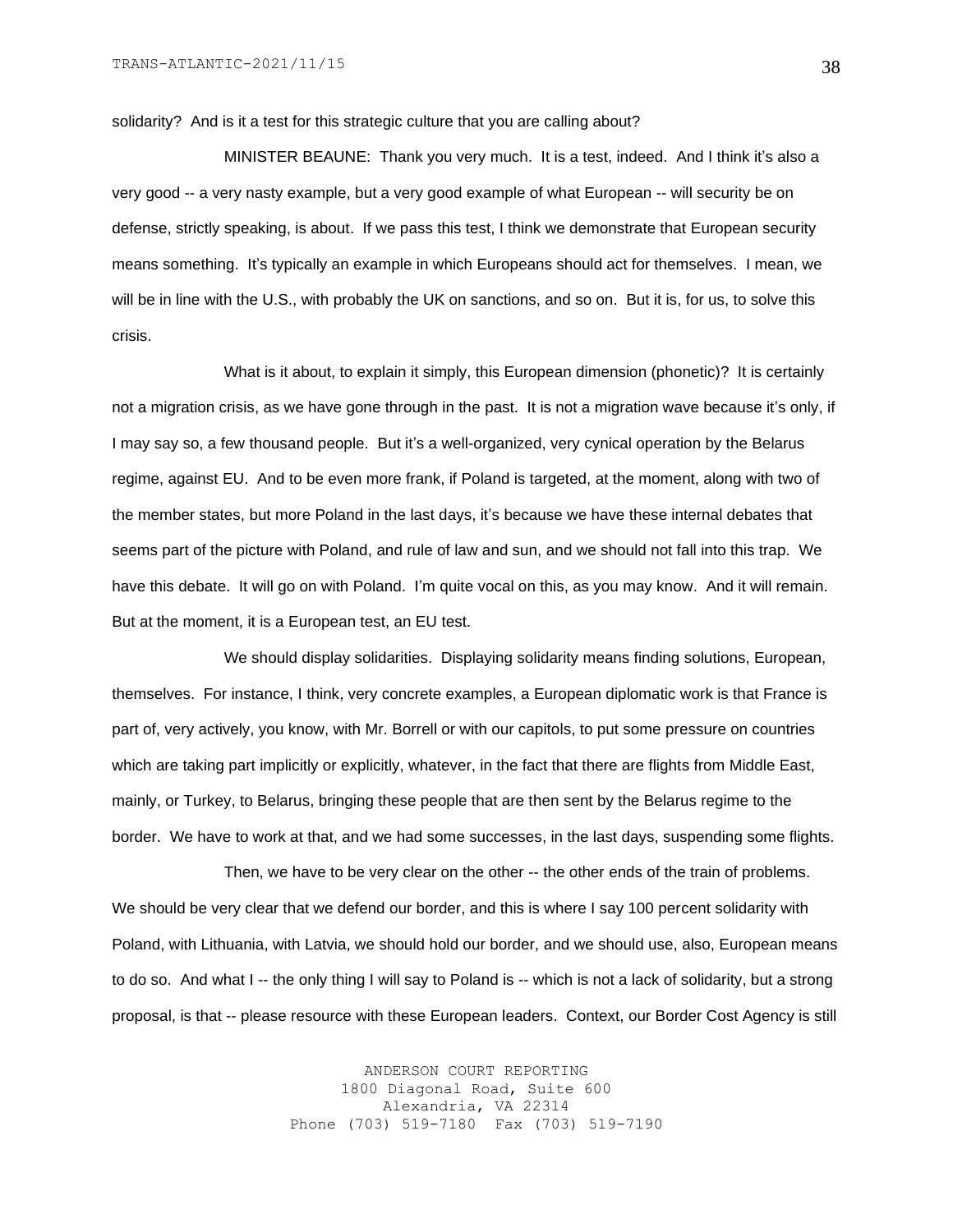solidarity? And is it a test for this strategic culture that you are calling about?

MINISTER BEAUNE: Thank you very much. It is a test, indeed. And I think it's also a very good -- a very nasty example, but a very good example of what European -- will security be on defense, strictly speaking, is about. If we pass this test, I think we demonstrate that European security means something. It's typically an example in which Europeans should act for themselves. I mean, we will be in line with the U.S., with probably the UK on sanctions, and so on. But it is, for us, to solve this crisis.

What is it about, to explain it simply, this European dimension (phonetic)? It is certainly not a migration crisis, as we have gone through in the past. It is not a migration wave because it's only, if I may say so, a few thousand people. But it's a well-organized, very cynical operation by the Belarus regime, against EU. And to be even more frank, if Poland is targeted, at the moment, along with two of the member states, but more Poland in the last days, it's because we have these internal debates that seems part of the picture with Poland, and rule of law and sun, and we should not fall into this trap. We have this debate. It will go on with Poland. I'm quite vocal on this, as you may know. And it will remain. But at the moment, it is a European test, an EU test.

We should display solidarities. Displaying solidarity means finding solutions, European, themselves. For instance, I think, very concrete examples, a European diplomatic work is that France is part of, very actively, you know, with Mr. Borrell or with our capitols, to put some pressure on countries which are taking part implicitly or explicitly, whatever, in the fact that there are flights from Middle East, mainly, or Turkey, to Belarus, bringing these people that are then sent by the Belarus regime to the border. We have to work at that, and we had some successes, in the last days, suspending some flights.

Then, we have to be very clear on the other -- the other ends of the train of problems. We should be very clear that we defend our border, and this is where I say 100 percent solidarity with Poland, with Lithuania, with Latvia, we should hold our border, and we should use, also, European means to do so. And what I -- the only thing I will say to Poland is -- which is not a lack of solidarity, but a strong proposal, is that -- please resource with these European leaders. Context, our Border Cost Agency is still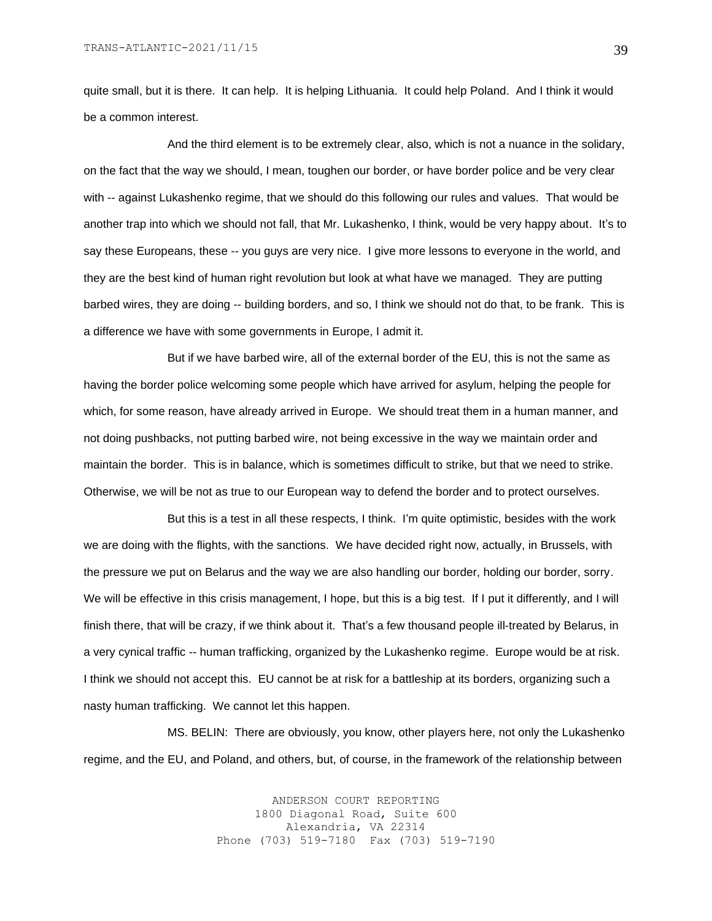quite small, but it is there. It can help. It is helping Lithuania. It could help Poland. And I think it would be a common interest.

And the third element is to be extremely clear, also, which is not a nuance in the solidary, on the fact that the way we should, I mean, toughen our border, or have border police and be very clear with -- against Lukashenko regime, that we should do this following our rules and values. That would be another trap into which we should not fall, that Mr. Lukashenko, I think, would be very happy about. It's to say these Europeans, these -- you guys are very nice. I give more lessons to everyone in the world, and they are the best kind of human right revolution but look at what have we managed. They are putting barbed wires, they are doing -- building borders, and so, I think we should not do that, to be frank. This is a difference we have with some governments in Europe, I admit it.

But if we have barbed wire, all of the external border of the EU, this is not the same as having the border police welcoming some people which have arrived for asylum, helping the people for which, for some reason, have already arrived in Europe. We should treat them in a human manner, and not doing pushbacks, not putting barbed wire, not being excessive in the way we maintain order and maintain the border. This is in balance, which is sometimes difficult to strike, but that we need to strike. Otherwise, we will be not as true to our European way to defend the border and to protect ourselves.

But this is a test in all these respects, I think. I'm quite optimistic, besides with the work we are doing with the flights, with the sanctions. We have decided right now, actually, in Brussels, with the pressure we put on Belarus and the way we are also handling our border, holding our border, sorry. We will be effective in this crisis management, I hope, but this is a big test. If I put it differently, and I will finish there, that will be crazy, if we think about it. That's a few thousand people ill-treated by Belarus, in a very cynical traffic -- human trafficking, organized by the Lukashenko regime. Europe would be at risk. I think we should not accept this. EU cannot be at risk for a battleship at its borders, organizing such a nasty human trafficking. We cannot let this happen.

MS. BELIN: There are obviously, you know, other players here, not only the Lukashenko regime, and the EU, and Poland, and others, but, of course, in the framework of the relationship between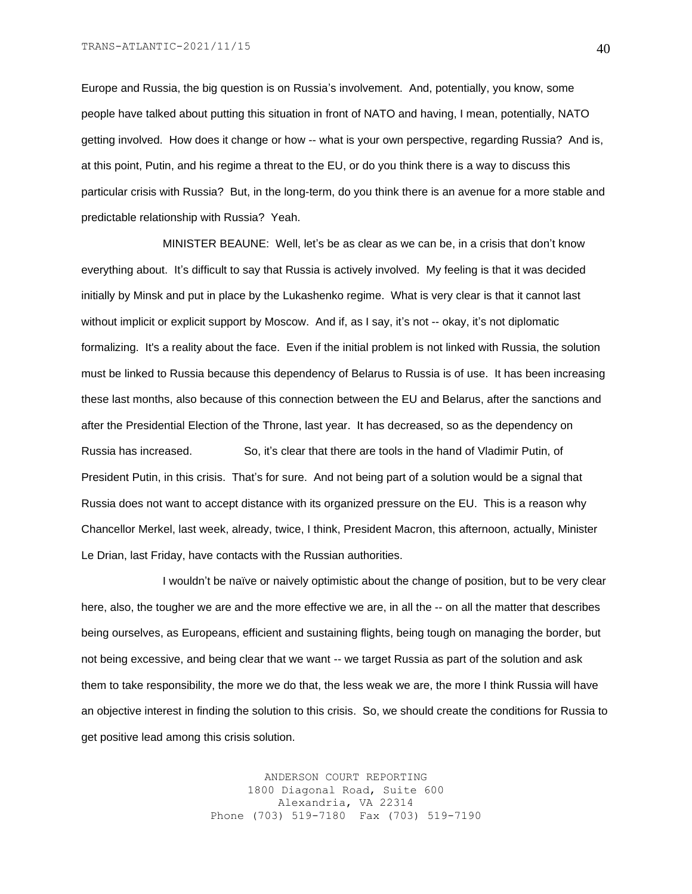Europe and Russia, the big question is on Russia's involvement. And, potentially, you know, some people have talked about putting this situation in front of NATO and having, I mean, potentially, NATO getting involved. How does it change or how -- what is your own perspective, regarding Russia? And is, at this point, Putin, and his regime a threat to the EU, or do you think there is a way to discuss this particular crisis with Russia? But, in the long-term, do you think there is an avenue for a more stable and predictable relationship with Russia? Yeah.

MINISTER BEAUNE: Well, let's be as clear as we can be, in a crisis that don't know everything about. It's difficult to say that Russia is actively involved. My feeling is that it was decided initially by Minsk and put in place by the Lukashenko regime. What is very clear is that it cannot last without implicit or explicit support by Moscow. And if, as I say, it's not -- okay, it's not diplomatic formalizing. It's a reality about the face. Even if the initial problem is not linked with Russia, the solution must be linked to Russia because this dependency of Belarus to Russia is of use. It has been increasing these last months, also because of this connection between the EU and Belarus, after the sanctions and after the Presidential Election of the Throne, last year. It has decreased, so as the dependency on Russia has increased. So, it's clear that there are tools in the hand of Vladimir Putin, of President Putin, in this crisis. That's for sure. And not being part of a solution would be a signal that Russia does not want to accept distance with its organized pressure on the EU. This is a reason why Chancellor Merkel, last week, already, twice, I think, President Macron, this afternoon, actually, Minister Le Drian, last Friday, have contacts with the Russian authorities.

I wouldn't be naïve or naively optimistic about the change of position, but to be very clear here, also, the tougher we are and the more effective we are, in all the -- on all the matter that describes being ourselves, as Europeans, efficient and sustaining flights, being tough on managing the border, but not being excessive, and being clear that we want -- we target Russia as part of the solution and ask them to take responsibility, the more we do that, the less weak we are, the more I think Russia will have an objective interest in finding the solution to this crisis. So, we should create the conditions for Russia to get positive lead among this crisis solution.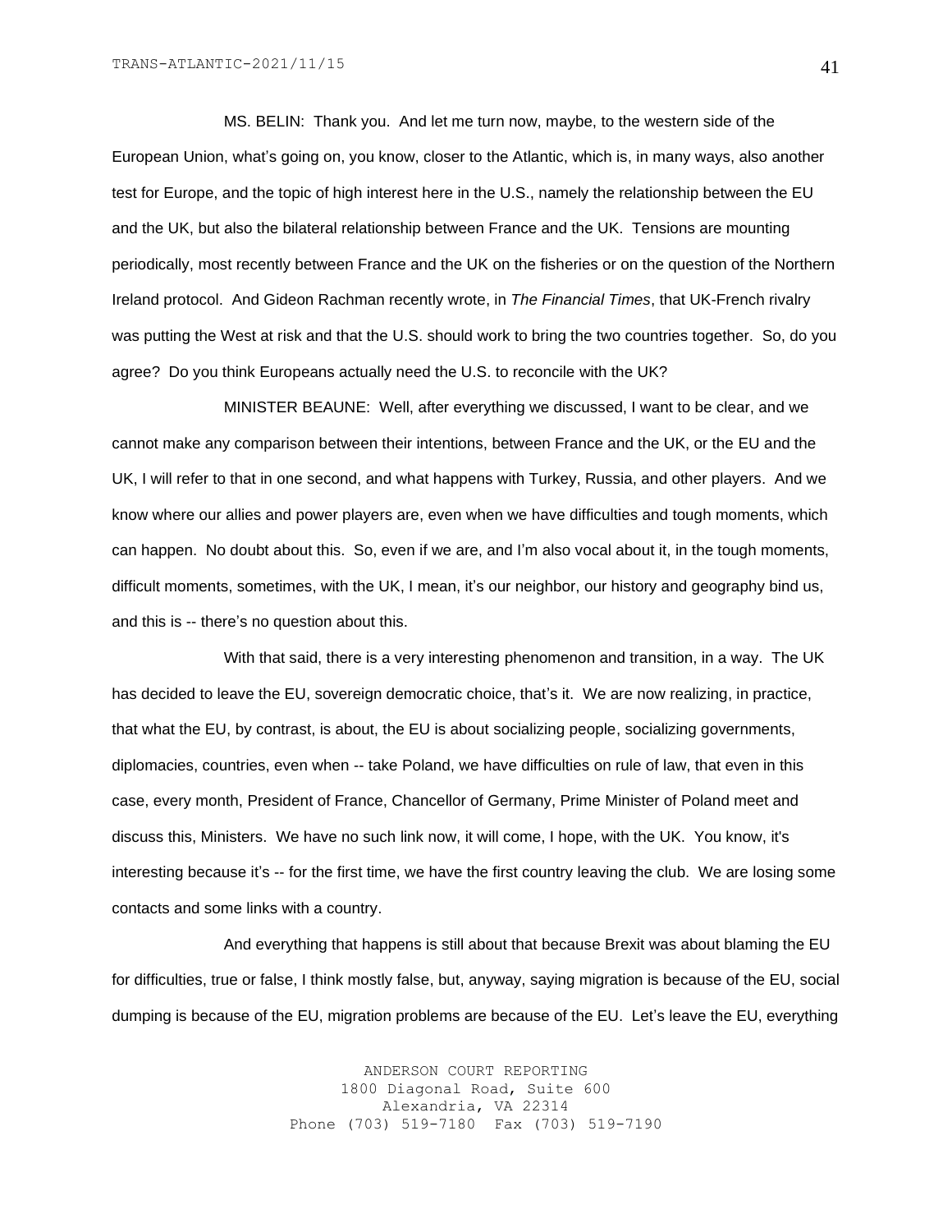MS. BELIN: Thank you. And let me turn now, maybe, to the western side of the European Union, what's going on, you know, closer to the Atlantic, which is, in many ways, also another test for Europe, and the topic of high interest here in the U.S., namely the relationship between the EU and the UK, but also the bilateral relationship between France and the UK. Tensions are mounting periodically, most recently between France and the UK on the fisheries or on the question of the Northern Ireland protocol. And Gideon Rachman recently wrote, in *The Financial Times*, that UK-French rivalry was putting the West at risk and that the U.S. should work to bring the two countries together. So, do you agree? Do you think Europeans actually need the U.S. to reconcile with the UK?

MINISTER BEAUNE: Well, after everything we discussed, I want to be clear, and we cannot make any comparison between their intentions, between France and the UK, or the EU and the UK, I will refer to that in one second, and what happens with Turkey, Russia, and other players. And we know where our allies and power players are, even when we have difficulties and tough moments, which can happen. No doubt about this. So, even if we are, and I'm also vocal about it, in the tough moments, difficult moments, sometimes, with the UK, I mean, it's our neighbor, our history and geography bind us, and this is -- there's no question about this.

With that said, there is a very interesting phenomenon and transition, in a way. The UK has decided to leave the EU, sovereign democratic choice, that's it. We are now realizing, in practice, that what the EU, by contrast, is about, the EU is about socializing people, socializing governments, diplomacies, countries, even when -- take Poland, we have difficulties on rule of law, that even in this case, every month, President of France, Chancellor of Germany, Prime Minister of Poland meet and discuss this, Ministers. We have no such link now, it will come, I hope, with the UK. You know, it's interesting because it's -- for the first time, we have the first country leaving the club. We are losing some contacts and some links with a country.

And everything that happens is still about that because Brexit was about blaming the EU for difficulties, true or false, I think mostly false, but, anyway, saying migration is because of the EU, social dumping is because of the EU, migration problems are because of the EU. Let's leave the EU, everything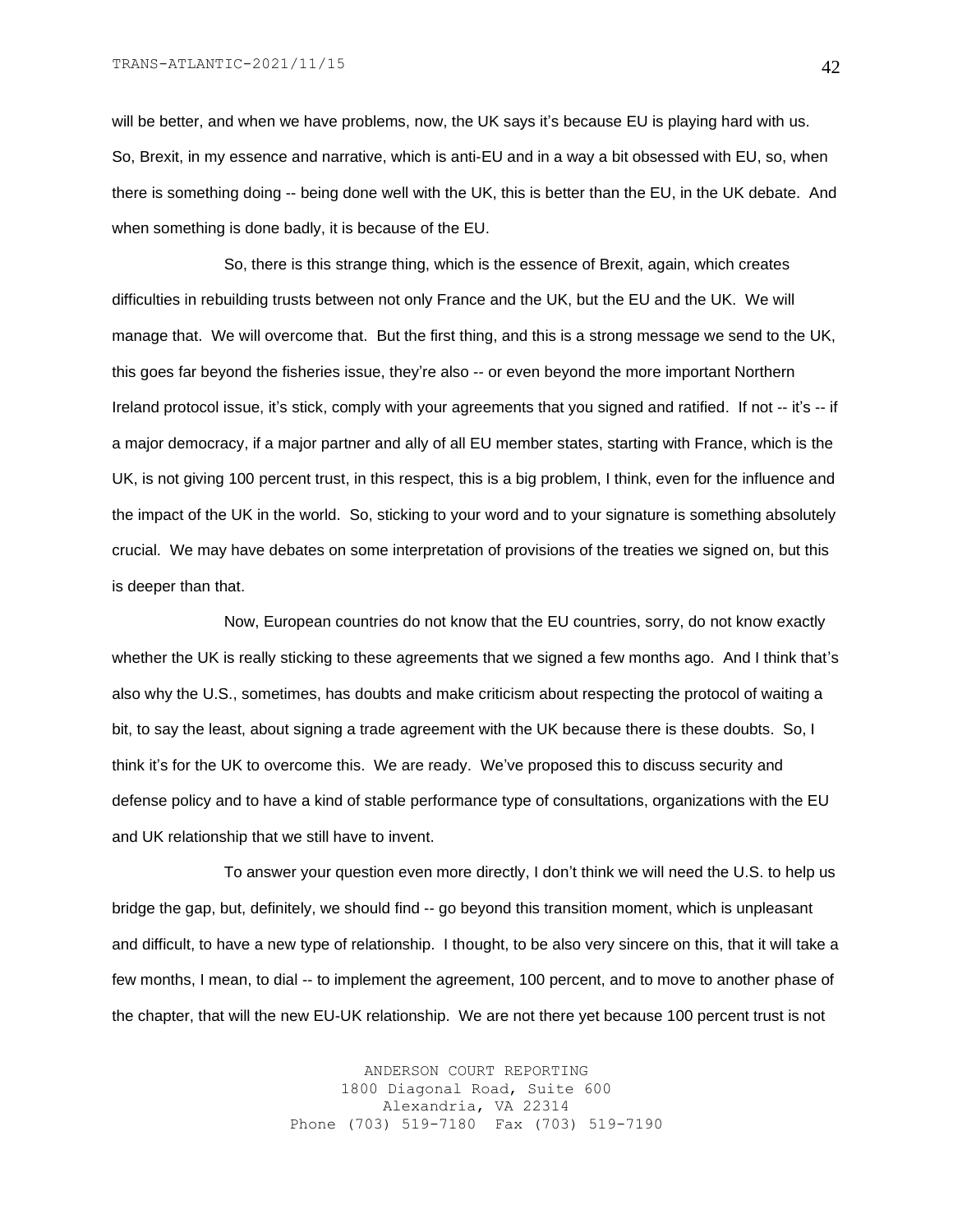will be better, and when we have problems, now, the UK says it's because EU is playing hard with us. So, Brexit, in my essence and narrative, which is anti-EU and in a way a bit obsessed with EU, so, when there is something doing -- being done well with the UK, this is better than the EU, in the UK debate. And when something is done badly, it is because of the EU.

So, there is this strange thing, which is the essence of Brexit, again, which creates difficulties in rebuilding trusts between not only France and the UK, but the EU and the UK. We will manage that. We will overcome that. But the first thing, and this is a strong message we send to the UK, this goes far beyond the fisheries issue, they're also -- or even beyond the more important Northern Ireland protocol issue, it's stick, comply with your agreements that you signed and ratified. If not -- it's -- if a major democracy, if a major partner and ally of all EU member states, starting with France, which is the UK, is not giving 100 percent trust, in this respect, this is a big problem, I think, even for the influence and the impact of the UK in the world. So, sticking to your word and to your signature is something absolutely crucial. We may have debates on some interpretation of provisions of the treaties we signed on, but this is deeper than that.

Now, European countries do not know that the EU countries, sorry, do not know exactly whether the UK is really sticking to these agreements that we signed a few months ago. And I think that's also why the U.S., sometimes, has doubts and make criticism about respecting the protocol of waiting a bit, to say the least, about signing a trade agreement with the UK because there is these doubts. So, I think it's for the UK to overcome this. We are ready. We've proposed this to discuss security and defense policy and to have a kind of stable performance type of consultations, organizations with the EU and UK relationship that we still have to invent.

To answer your question even more directly, I don't think we will need the U.S. to help us bridge the gap, but, definitely, we should find -- go beyond this transition moment, which is unpleasant and difficult, to have a new type of relationship. I thought, to be also very sincere on this, that it will take a few months, I mean, to dial -- to implement the agreement, 100 percent, and to move to another phase of the chapter, that will the new EU-UK relationship. We are not there yet because 100 percent trust is not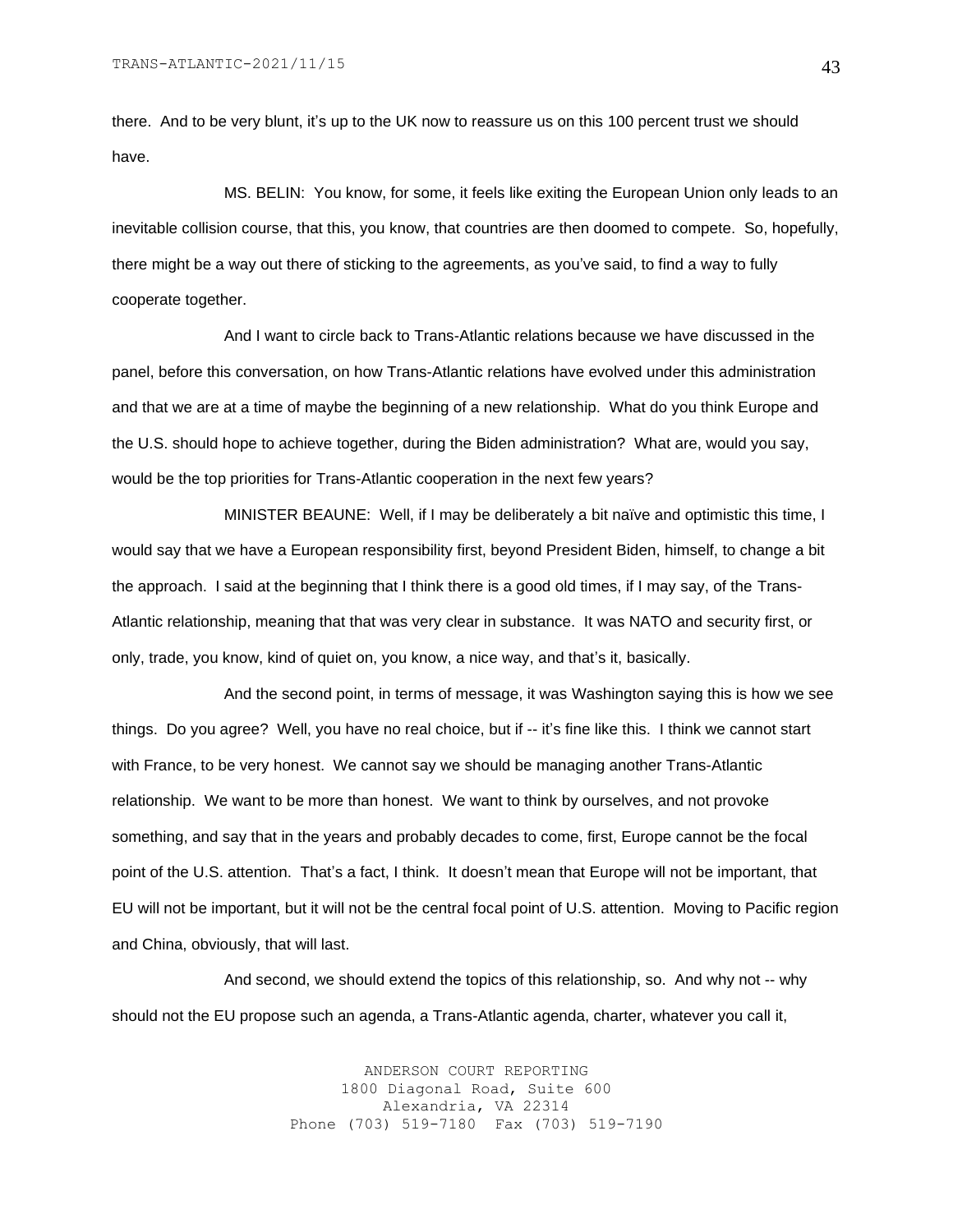there. And to be very blunt, it's up to the UK now to reassure us on this 100 percent trust we should have.

MS. BELIN: You know, for some, it feels like exiting the European Union only leads to an inevitable collision course, that this, you know, that countries are then doomed to compete. So, hopefully, there might be a way out there of sticking to the agreements, as you've said, to find a way to fully cooperate together.

And I want to circle back to Trans-Atlantic relations because we have discussed in the panel, before this conversation, on how Trans-Atlantic relations have evolved under this administration and that we are at a time of maybe the beginning of a new relationship. What do you think Europe and the U.S. should hope to achieve together, during the Biden administration? What are, would you say, would be the top priorities for Trans-Atlantic cooperation in the next few years?

MINISTER BEAUNE: Well, if I may be deliberately a bit naïve and optimistic this time, I would say that we have a European responsibility first, beyond President Biden, himself, to change a bit the approach. I said at the beginning that I think there is a good old times, if I may say, of the Trans-Atlantic relationship, meaning that that was very clear in substance. It was NATO and security first, or only, trade, you know, kind of quiet on, you know, a nice way, and that's it, basically.

And the second point, in terms of message, it was Washington saying this is how we see things. Do you agree? Well, you have no real choice, but if -- it's fine like this. I think we cannot start with France, to be very honest. We cannot say we should be managing another Trans-Atlantic relationship. We want to be more than honest. We want to think by ourselves, and not provoke something, and say that in the years and probably decades to come, first, Europe cannot be the focal point of the U.S. attention. That's a fact, I think. It doesn't mean that Europe will not be important, that EU will not be important, but it will not be the central focal point of U.S. attention. Moving to Pacific region and China, obviously, that will last.

And second, we should extend the topics of this relationship, so. And why not -- why should not the EU propose such an agenda, a Trans-Atlantic agenda, charter, whatever you call it,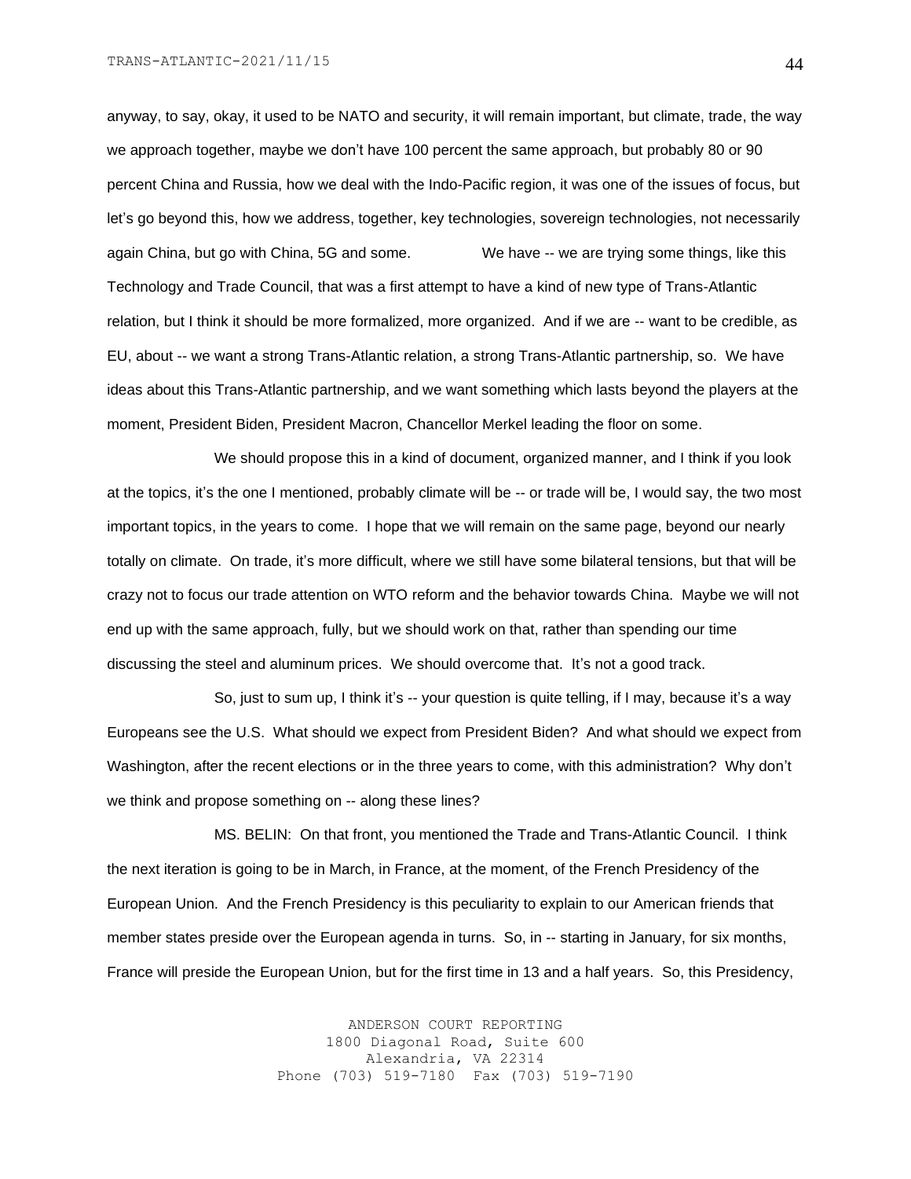anyway, to say, okay, it used to be NATO and security, it will remain important, but climate, trade, the way we approach together, maybe we don't have 100 percent the same approach, but probably 80 or 90 percent China and Russia, how we deal with the Indo-Pacific region, it was one of the issues of focus, but let's go beyond this, how we address, together, key technologies, sovereign technologies, not necessarily again China, but go with China, 5G and some. We have -- we are trying some things, like this Technology and Trade Council, that was a first attempt to have a kind of new type of Trans-Atlantic relation, but I think it should be more formalized, more organized. And if we are -- want to be credible, as EU, about -- we want a strong Trans-Atlantic relation, a strong Trans-Atlantic partnership, so. We have ideas about this Trans-Atlantic partnership, and we want something which lasts beyond the players at the moment, President Biden, President Macron, Chancellor Merkel leading the floor on some.

We should propose this in a kind of document, organized manner, and I think if you look at the topics, it's the one I mentioned, probably climate will be -- or trade will be, I would say, the two most important topics, in the years to come. I hope that we will remain on the same page, beyond our nearly totally on climate. On trade, it's more difficult, where we still have some bilateral tensions, but that will be crazy not to focus our trade attention on WTO reform and the behavior towards China. Maybe we will not end up with the same approach, fully, but we should work on that, rather than spending our time discussing the steel and aluminum prices. We should overcome that. It's not a good track.

So, just to sum up, I think it's -- your question is quite telling, if I may, because it's a way Europeans see the U.S. What should we expect from President Biden? And what should we expect from Washington, after the recent elections or in the three years to come, with this administration? Why don't we think and propose something on -- along these lines?

MS. BELIN: On that front, you mentioned the Trade and Trans-Atlantic Council. I think the next iteration is going to be in March, in France, at the moment, of the French Presidency of the European Union. And the French Presidency is this peculiarity to explain to our American friends that member states preside over the European agenda in turns. So, in -- starting in January, for six months, France will preside the European Union, but for the first time in 13 and a half years. So, this Presidency,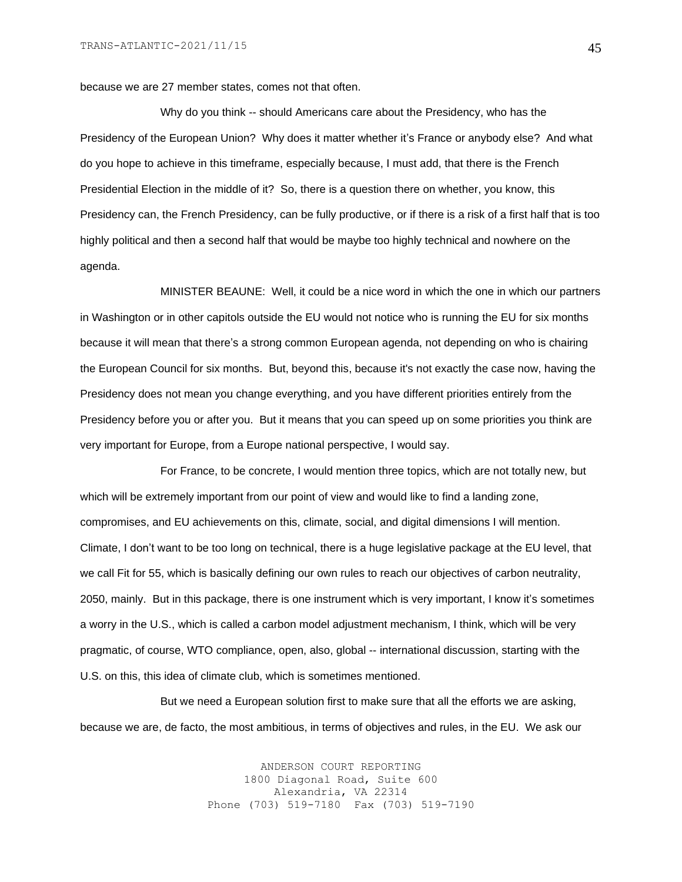because we are 27 member states, comes not that often.

Why do you think -- should Americans care about the Presidency, who has the Presidency of the European Union? Why does it matter whether it's France or anybody else? And what do you hope to achieve in this timeframe, especially because, I must add, that there is the French Presidential Election in the middle of it? So, there is a question there on whether, you know, this Presidency can, the French Presidency, can be fully productive, or if there is a risk of a first half that is too highly political and then a second half that would be maybe too highly technical and nowhere on the agenda.

MINISTER BEAUNE: Well, it could be a nice word in which the one in which our partners in Washington or in other capitols outside the EU would not notice who is running the EU for six months because it will mean that there's a strong common European agenda, not depending on who is chairing the European Council for six months. But, beyond this, because it's not exactly the case now, having the Presidency does not mean you change everything, and you have different priorities entirely from the Presidency before you or after you. But it means that you can speed up on some priorities you think are very important for Europe, from a Europe national perspective, I would say.

For France, to be concrete, I would mention three topics, which are not totally new, but which will be extremely important from our point of view and would like to find a landing zone, compromises, and EU achievements on this, climate, social, and digital dimensions I will mention. Climate, I don't want to be too long on technical, there is a huge legislative package at the EU level, that we call Fit for 55, which is basically defining our own rules to reach our objectives of carbon neutrality, 2050, mainly. But in this package, there is one instrument which is very important, I know it's sometimes a worry in the U.S., which is called a carbon model adjustment mechanism, I think, which will be very pragmatic, of course, WTO compliance, open, also, global -- international discussion, starting with the U.S. on this, this idea of climate club, which is sometimes mentioned.

But we need a European solution first to make sure that all the efforts we are asking, because we are, de facto, the most ambitious, in terms of objectives and rules, in the EU. We ask our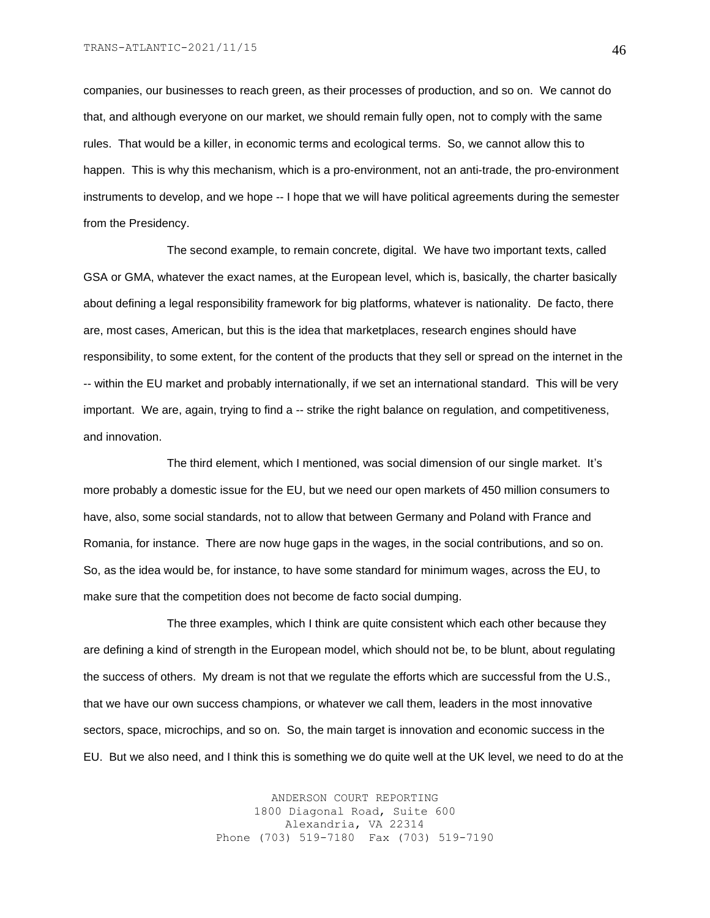companies, our businesses to reach green, as their processes of production, and so on. We cannot do that, and although everyone on our market, we should remain fully open, not to comply with the same rules. That would be a killer, in economic terms and ecological terms. So, we cannot allow this to happen. This is why this mechanism, which is a pro-environment, not an anti-trade, the pro-environment instruments to develop, and we hope -- I hope that we will have political agreements during the semester from the Presidency.

The second example, to remain concrete, digital. We have two important texts, called GSA or GMA, whatever the exact names, at the European level, which is, basically, the charter basically about defining a legal responsibility framework for big platforms, whatever is nationality. De facto, there are, most cases, American, but this is the idea that marketplaces, research engines should have responsibility, to some extent, for the content of the products that they sell or spread on the internet in the -- within the EU market and probably internationally, if we set an international standard. This will be very important. We are, again, trying to find a -- strike the right balance on regulation, and competitiveness, and innovation.

The third element, which I mentioned, was social dimension of our single market. It's more probably a domestic issue for the EU, but we need our open markets of 450 million consumers to have, also, some social standards, not to allow that between Germany and Poland with France and Romania, for instance. There are now huge gaps in the wages, in the social contributions, and so on. So, as the idea would be, for instance, to have some standard for minimum wages, across the EU, to make sure that the competition does not become de facto social dumping.

The three examples, which I think are quite consistent which each other because they are defining a kind of strength in the European model, which should not be, to be blunt, about regulating the success of others. My dream is not that we regulate the efforts which are successful from the U.S., that we have our own success champions, or whatever we call them, leaders in the most innovative sectors, space, microchips, and so on. So, the main target is innovation and economic success in the EU. But we also need, and I think this is something we do quite well at the UK level, we need to do at the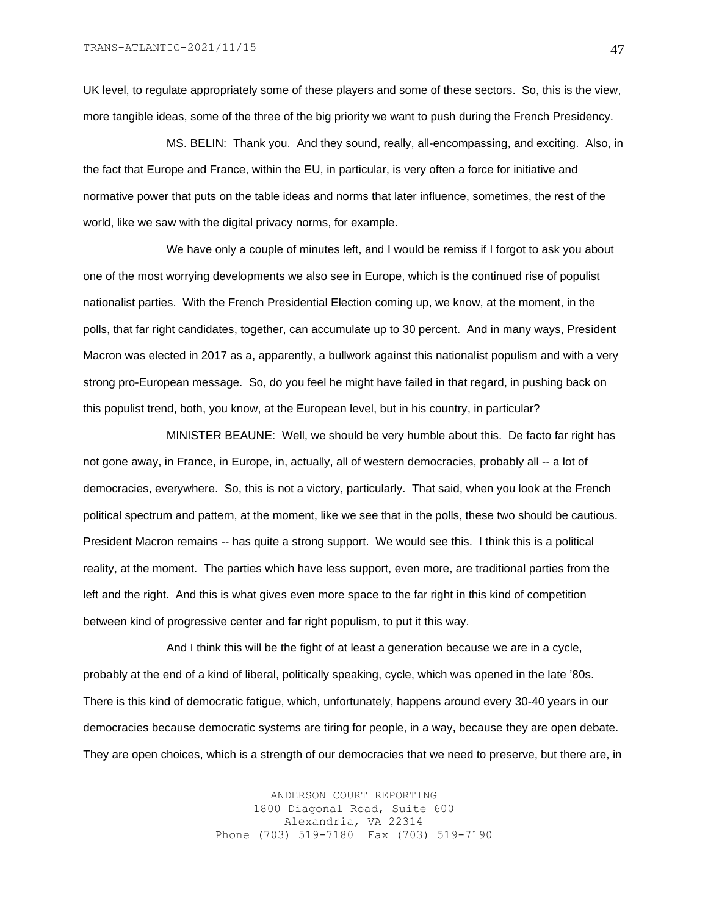UK level, to regulate appropriately some of these players and some of these sectors. So, this is the view, more tangible ideas, some of the three of the big priority we want to push during the French Presidency.

MS. BELIN: Thank you. And they sound, really, all-encompassing, and exciting. Also, in the fact that Europe and France, within the EU, in particular, is very often a force for initiative and normative power that puts on the table ideas and norms that later influence, sometimes, the rest of the world, like we saw with the digital privacy norms, for example.

We have only a couple of minutes left, and I would be remiss if I forgot to ask you about one of the most worrying developments we also see in Europe, which is the continued rise of populist nationalist parties. With the French Presidential Election coming up, we know, at the moment, in the polls, that far right candidates, together, can accumulate up to 30 percent. And in many ways, President Macron was elected in 2017 as a, apparently, a bullwork against this nationalist populism and with a very strong pro-European message. So, do you feel he might have failed in that regard, in pushing back on this populist trend, both, you know, at the European level, but in his country, in particular?

MINISTER BEAUNE: Well, we should be very humble about this. De facto far right has not gone away, in France, in Europe, in, actually, all of western democracies, probably all -- a lot of democracies, everywhere. So, this is not a victory, particularly. That said, when you look at the French political spectrum and pattern, at the moment, like we see that in the polls, these two should be cautious. President Macron remains -- has quite a strong support. We would see this. I think this is a political reality, at the moment. The parties which have less support, even more, are traditional parties from the left and the right. And this is what gives even more space to the far right in this kind of competition between kind of progressive center and far right populism, to put it this way.

And I think this will be the fight of at least a generation because we are in a cycle, probably at the end of a kind of liberal, politically speaking, cycle, which was opened in the late ’80s. There is this kind of democratic fatigue, which, unfortunately, happens around every 30-40 years in our democracies because democratic systems are tiring for people, in a way, because they are open debate. They are open choices, which is a strength of our democracies that we need to preserve, but there are, in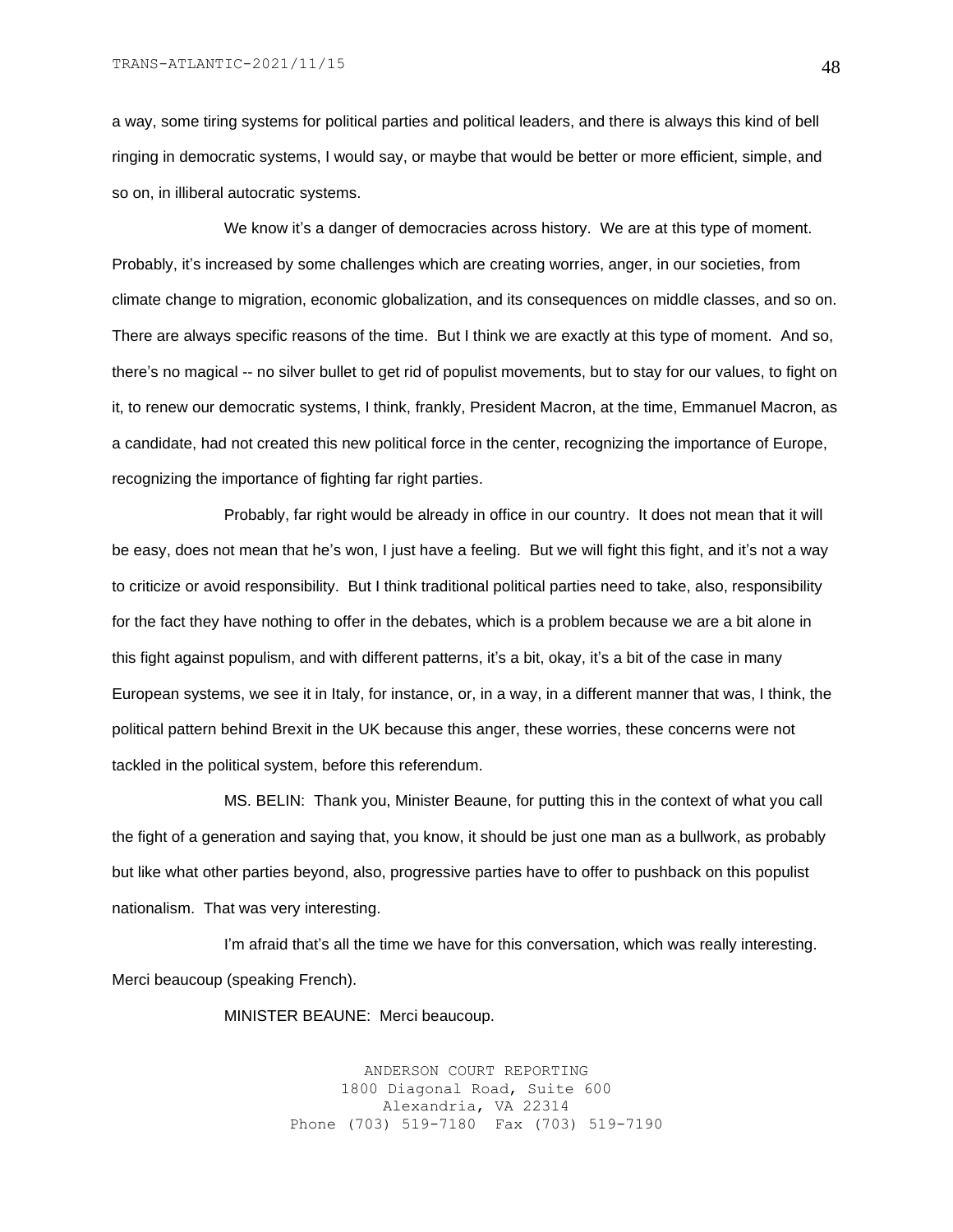a way, some tiring systems for political parties and political leaders, and there is always this kind of bell ringing in democratic systems, I would say, or maybe that would be better or more efficient, simple, and so on, in illiberal autocratic systems.

We know it's a danger of democracies across history. We are at this type of moment. Probably, it's increased by some challenges which are creating worries, anger, in our societies, from climate change to migration, economic globalization, and its consequences on middle classes, and so on. There are always specific reasons of the time. But I think we are exactly at this type of moment. And so, there's no magical -- no silver bullet to get rid of populist movements, but to stay for our values, to fight on it, to renew our democratic systems, I think, frankly, President Macron, at the time, Emmanuel Macron, as a candidate, had not created this new political force in the center, recognizing the importance of Europe, recognizing the importance of fighting far right parties.

Probably, far right would be already in office in our country. It does not mean that it will be easy, does not mean that he's won, I just have a feeling. But we will fight this fight, and it's not a way to criticize or avoid responsibility. But I think traditional political parties need to take, also, responsibility for the fact they have nothing to offer in the debates, which is a problem because we are a bit alone in this fight against populism, and with different patterns, it's a bit, okay, it's a bit of the case in many European systems, we see it in Italy, for instance, or, in a way, in a different manner that was, I think, the political pattern behind Brexit in the UK because this anger, these worries, these concerns were not tackled in the political system, before this referendum.

MS. BELIN: Thank you, Minister Beaune, for putting this in the context of what you call the fight of a generation and saying that, you know, it should be just one man as a bullwork, as probably but like what other parties beyond, also, progressive parties have to offer to pushback on this populist nationalism. That was very interesting.

I'm afraid that's all the time we have for this conversation, which was really interesting. Merci beaucoup (speaking French).

MINISTER BEAUNE: Merci beaucoup.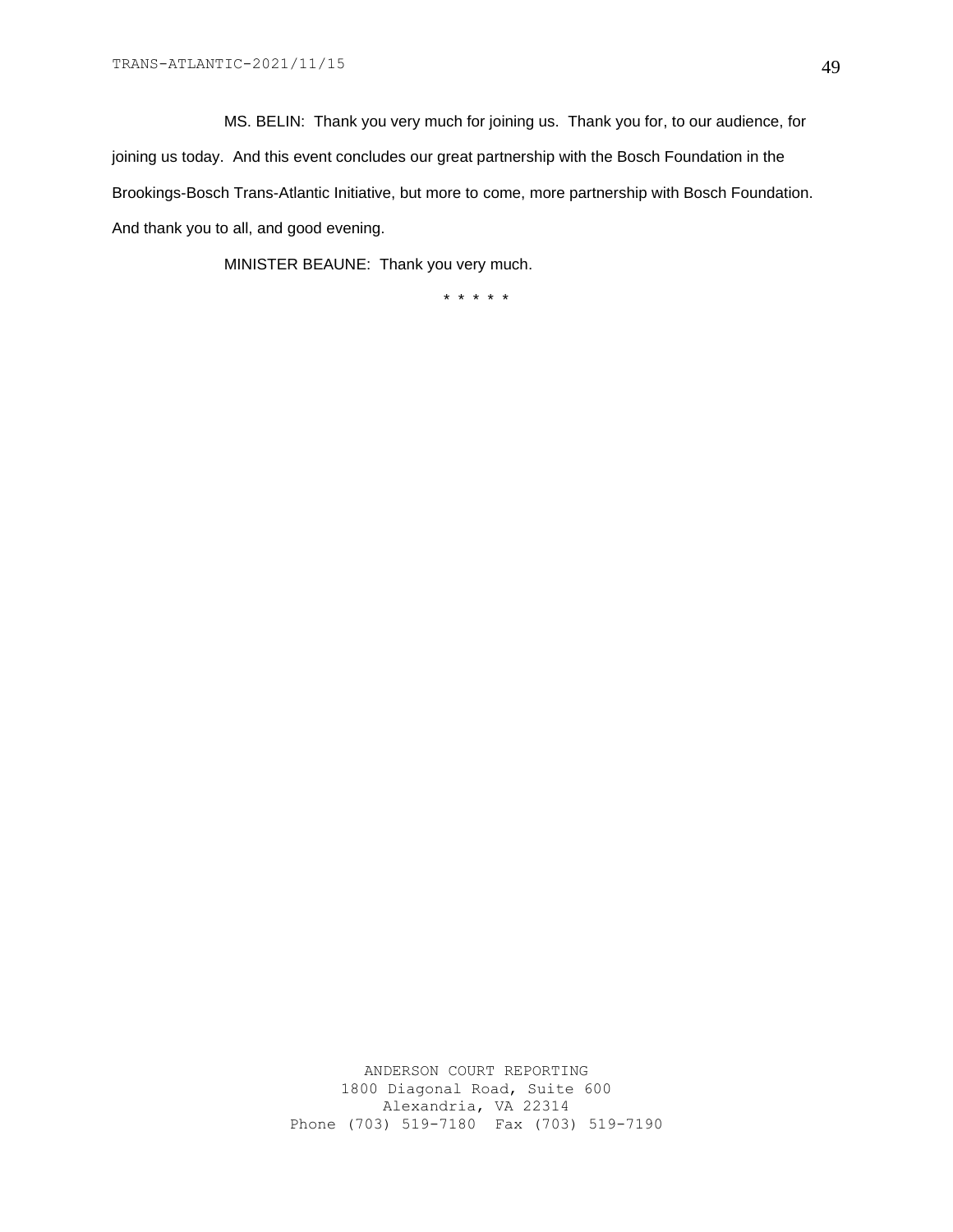MS. BELIN: Thank you very much for joining us. Thank you for, to our audience, for joining us today. And this event concludes our great partnership with the Bosch Foundation in the Brookings-Bosch Trans-Atlantic Initiative, but more to come, more partnership with Bosch Foundation. And thank you to all, and good evening.

MINISTER BEAUNE: Thank you very much.

* * * * *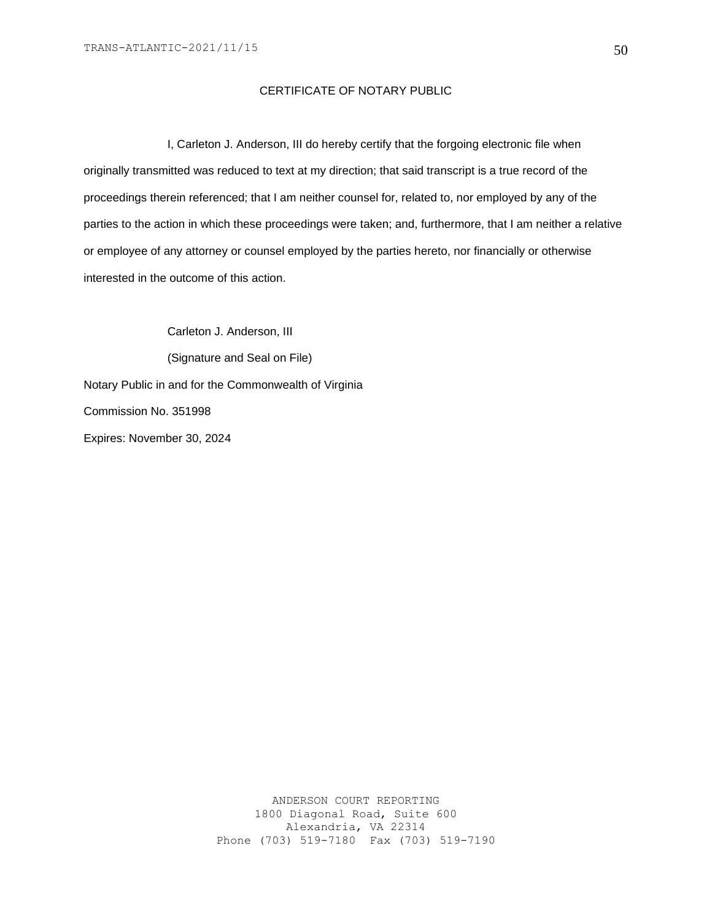## CERTIFICATE OF NOTARY PUBLIC

I, Carleton J. Anderson, III do hereby certify that the forgoing electronic file when originally transmitted was reduced to text at my direction; that said transcript is a true record of the proceedings therein referenced; that I am neither counsel for, related to, nor employed by any of the parties to the action in which these proceedings were taken; and, furthermore, that I am neither a relative or employee of any attorney or counsel employed by the parties hereto, nor financially or otherwise interested in the outcome of this action.

Carleton J. Anderson, III

(Signature and Seal on File)

Notary Public in and for the Commonwealth of Virginia

Commission No. 351998

Expires: November 30, 2024